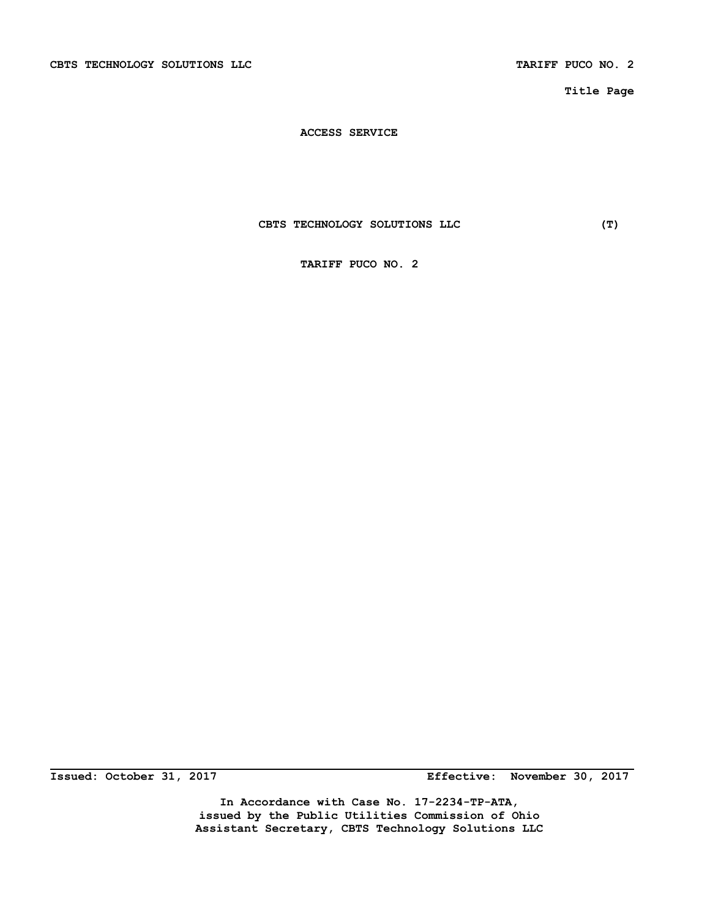**Title Page**

# ACCESS SERVICE

## CBTS TECHNOLOGY SOLUTIONS LLC (T)

## TARIFF PUCO NO. 2

**Issued: October 31, 2017** **Effective: November 30, 2017**

**In Accordance with Case No. 17-2234-TP-ATA, issued by the Public Utilities Commission of Ohio**
**Assistant Secretary, CBTS Technology Solutions LLC**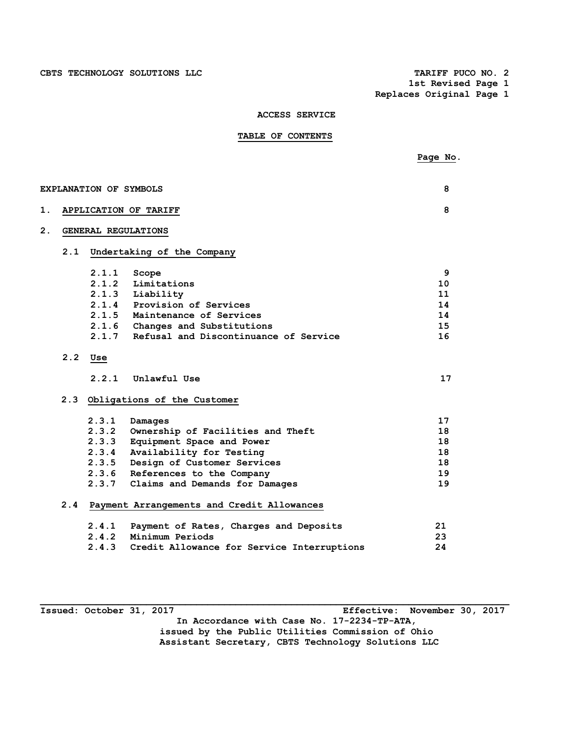# ACCESS SERVICE

## TABLE OF CONTENTS

| | Page No. |
|---|---|
| EXPLANATION OF SYMBOLS | 8 |
| 1. APPLICATION OF TARIFF | 8 |
| 2. GENERAL REGULATIONS | |
| 2.1 Undertaking of the Company | |
| 2.1.1 Scope | 9 |
| 2.1.2 Limitations | 10 |
| 2.1.3 Liability | 11 |
| 2.1.4 Provision of Services | 14 |
| 2.1.5 Maintenance of Services | 14 |
| 2.1.6 Changes and Substitutions | 15 |
| 2.1.7 Refusal and Discontinuance of Service | 16 |
| 2.2 Use | |
| 2.2.1 Unlawful Use | 17 |
| 2.3 Obligations of the Customer | |
| 2.3.1 Damages | 17 |
| 2.3.2 Ownership of Facilities and Theft | 18 |
| 2.3.3 Equipment Space and Power | 18 |
| 2.3.4 Availability for Testing | 18 |
| 2.3.5 Design of Customer Services | 18 |
| 2.3.6 References to the Company | 19 |
| 2.3.7 Claims and Demands for Damages | 19 |
| 2.4 Payment Arrangements and Credit Allowances | |
| 2.4.1 Payment of Rates, Charges and Deposits | 21 |
| 2.4.2 Minimum Periods | 23 |
| 2.4.3 Credit Allowance for Service Interruptions | 24 |

Issued: October 31, 2017 Effective: November 30, 2017

In Accordance with Case No. 17-2234-TP-ATA,
issued by the Public Utilities Commission of Ohio
Assistant Secretary, CBTS Technology Solutions LLC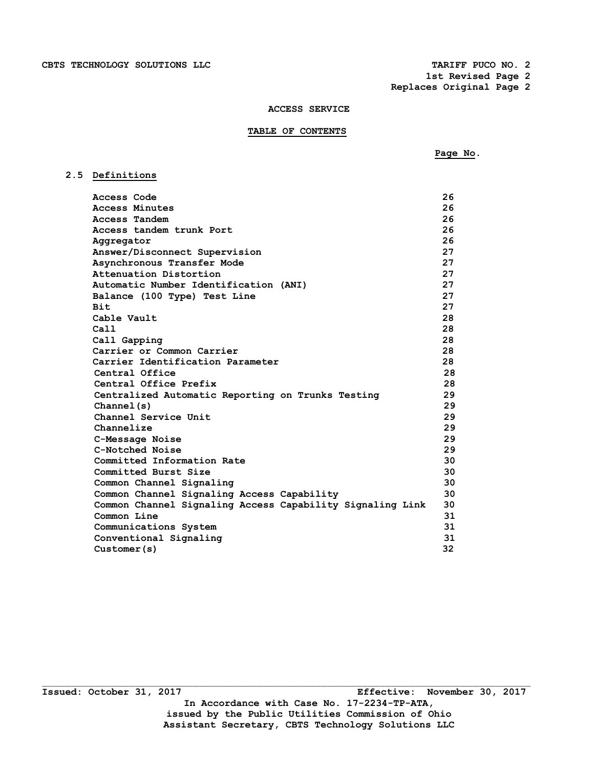CBTS TECHNOLOGY SOLUTIONS LLC

TARIFF PUCO NO. 2
1st Revised Page 2
Replaces Original Page 2

## ACCESS SERVICE

### TABLE OF CONTENTS

| | Page No. |
|---|---|
| **2.5 Definitions** | |
| Access Code | 26 |
| Access Minutes | 26 |
| Access Tandem | 26 |
| Access tandem trunk Port | 26 |
| Aggregator | 26 |
| Answer/Disconnect Supervision | 27 |
| Asynchronous Transfer Mode | 27 |
| Attenuation Distortion | 27 |
| Automatic Number Identification (ANI) | 27 |
| Balance (100 Type) Test Line | 27 |
| Bit | 27 |
| Cable Vault | 28 |
| Call | 28 |
| Call Gapping | 28 |
| Carrier or Common Carrier | 28 |
| Carrier Identification Parameter | 28 |
| Central Office | 28 |
| Central Office Prefix | 28 |
| Centralized Automatic Reporting on Trunks Testing | 29 |
| Channel(s) | 29 |
| Channel Service Unit | 29 |
| Channelize | 29 |
| C-Message Noise | 29 |
| C-Notched Noise | 29 |
| Committed Information Rate | 30 |
| Committed Burst Size | 30 |
| Common Channel Signaling | 30 |
| Common Channel Signaling Access Capability | 30 |
| Common Channel Signaling Access Capability Signaling Link | 30 |
| Common Line | 31 |
| Communications System | 31 |
| Conventional Signaling | 31 |
| Customer(s) | 32 |

Issued: October 31, 2017 Effective: November 30, 2017

In Accordance with Case No. 17-2234-TP-ATA,
issued by the Public Utilities Commission of Ohio
Assistant Secretary, CBTS Technology Solutions LLC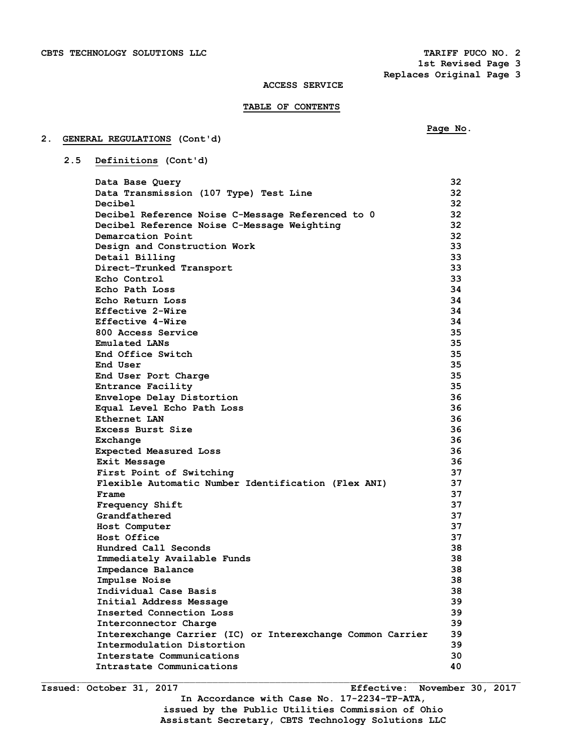CBTS TECHNOLOGY SOLUTIONS LLC

TARIFF PUCO NO. 2
1st Revised Page 3
Replaces Original Page 3

ACCESS SERVICE

**TABLE OF CONTENTS**

2. **GENERAL REGULATIONS** (Cont'd)

2.5 **Definitions** (Cont'd)

| | Page No. |
|---|---|
| Data Base Query | 32 |
| Data Transmission (107 Type) Test Line | 32 |
| Decibel | 32 |
| Decibel Reference Noise C-Message Referenced to 0 | 32 |
| Decibel Reference Noise C-Message Weighting | 32 |
| Demarcation Point | 32 |
| Design and Construction Work | 33 |
| Detail Billing | 33 |
| Direct-Trunked Transport | 33 |
| Echo Control | 33 |
| Echo Path Loss | 34 |
| Echo Return Loss | 34 |
| Effective 2-Wire | 34 |
| Effective 4-Wire | 34 |
| 800 Access Service | 35 |
| Emulated LANs | 35 |
| End Office Switch | 35 |
| End User | 35 |
| End User Port Charge | 35 |
| Entrance Facility | 35 |
| Envelope Delay Distortion | 36 |
| Equal Level Echo Path Loss | 36 |
| Ethernet LAN | 36 |
| Excess Burst Size | 36 |
| Exchange | 36 |
| Expected Measured Loss | 36 |
| Exit Message | 36 |
| First Point of Switching | 37 |
| Flexible Automatic Number Identification (Flex ANI) | 37 |
| Frame | 37 |
| Frequency Shift | 37 |
| Grandfathered | 37 |
| Host Computer | 37 |
| Host Office | 37 |
| Hundred Call Seconds | 38 |
| Immediately Available Funds | 38 |
| Impedance Balance | 38 |
| Impulse Noise | 38 |
| Individual Case Basis | 38 |
| Initial Address Message | 39 |
| Inserted Connection Loss | 39 |
| Interconnector Charge | 39 |
| Interexchange Carrier (IC) or Interexchange Common Carrier | 39 |
| Intermodulation Distortion | 39 |
| Interstate Communications | 30 |
| Intrastate Communications | 40 |

Issued: October 31, 2017    Effective: November 30, 2017

In Accordance with Case No. 17-2234-TP-ATA,
issued by the Public Utilities Commission of Ohio
Assistant Secretary, CBTS Technology Solutions LLC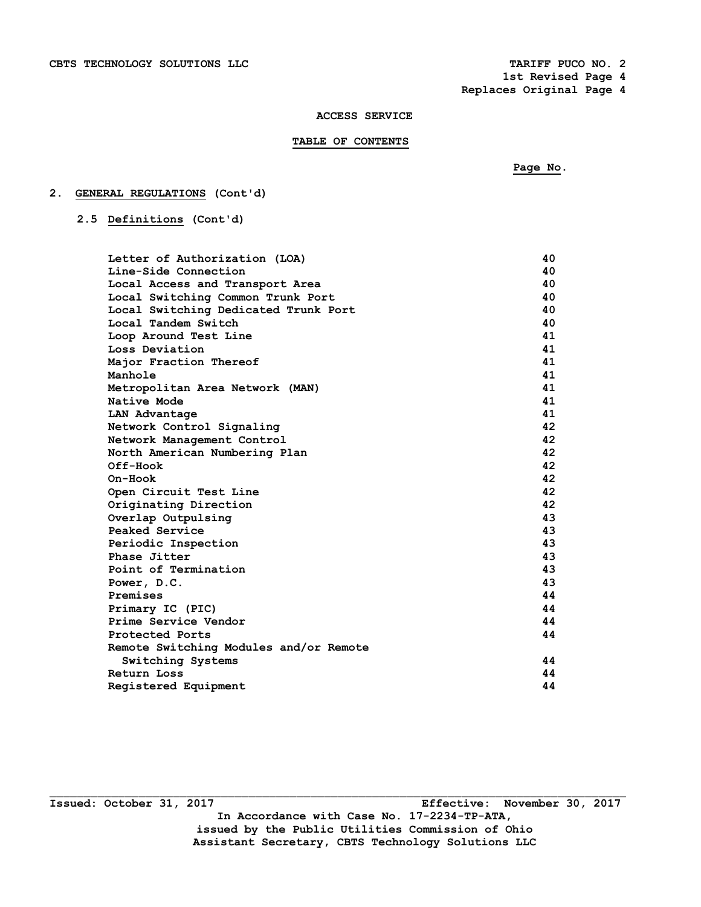ACCESS SERVICE

## TABLE OF CONTENTS

| | Page No. |
|---|---|
| **2. GENERAL REGULATIONS (Cont'd)** | |
| **2.5 Definitions (Cont'd)** | |
| Letter of Authorization (LOA) | 40 |
| Line-Side Connection | 40 |
| Local Access and Transport Area | 40 |
| Local Switching Common Trunk Port | 40 |
| Local Switching Dedicated Trunk Port | 40 |
| Local Tandem Switch | 40 |
| Loop Around Test Line | 41 |
| Loss Deviation | 41 |
| Major Fraction Thereof | 41 |
| Manhole | 41 |
| Metropolitan Area Network (MAN) | 41 |
| Native Mode | 41 |
| LAN Advantage | 41 |
| Network Control Signaling | 42 |
| Network Management Control | 42 |
| North American Numbering Plan | 42 |
| Off-Hook | 42 |
| On-Hook | 42 |
| Open Circuit Test Line | 42 |
| Originating Direction | 42 |
| Overlap Outpulsing | 43 |
| Peaked Service | 43 |
| Periodic Inspection | 43 |
| Phase Jitter | 43 |
| Point of Termination | 43 |
| Power, D.C. | 43 |
| Premises | 44 |
| Primary IC (PIC) | 44 |
| Prime Service Vendor | 44 |
| Protected Ports | 44 |
| Remote Switching Modules and/or Remote Switching Systems | 44 |
| Return Loss | 44 |
| Registered Equipment | 44 |

Issued: October 31, 2017 Effective: November 30, 2017

In Accordance with Case No. 17-2234-TP-ATA, issued by the Public Utilities Commission of Ohio

Assistant Secretary, CBTS Technology Solutions LLC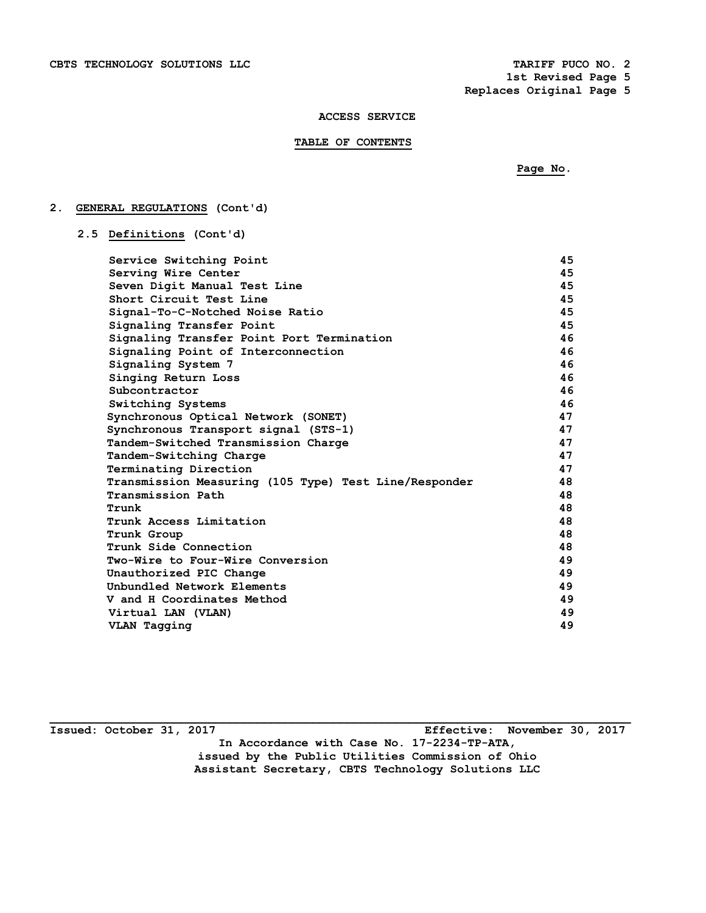CBTS TECHNOLOGY SOLUTIONS LLC

TARIFF PUCO NO. 2
1st Revised Page 5
Replaces Original Page 5

**ACCESS SERVICE**

**TABLE OF CONTENTS**

| | Page No. |
|---|---|
| **2. GENERAL REGULATIONS (Cont'd)** | |
| **2.5 Definitions (Cont'd)** | |
| Service Switching Point | 45 |
| Serving Wire Center | 45 |
| Seven Digit Manual Test Line | 45 |
| Short Circuit Test Line | 45 |
| Signal-To-C-Notched Noise Ratio | 45 |
| Signaling Transfer Point | 45 |
| Signaling Transfer Point Port Termination | 46 |
| Signaling Point of Interconnection | 46 |
| Signaling System 7 | 46 |
| Singing Return Loss | 46 |
| Subcontractor | 46 |
| Switching Systems | 46 |
| Synchronous Optical Network (SONET) | 47 |
| Synchronous Transport signal (STS-1) | 47 |
| Tandem-Switched Transmission Charge | 47 |
| Tandem-Switching Charge | 47 |
| Terminating Direction | 47 |
| Transmission Measuring (105 Type) Test Line/Responder | 48 |
| Transmission Path | 48 |
| Trunk | 48 |
| Trunk Access Limitation | 48 |
| Trunk Group | 48 |
| Trunk Side Connection | 48 |
| Two-Wire to Four-Wire Conversion | 49 |
| Unauthorized PIC Change | 49 |
| Unbundled Network Elements | 49 |
| V and H Coordinates Method | 49 |
| Virtual LAN (VLAN) | 49 |
| VLAN Tagging | 49 |

Issued: October 31, 2017 Effective: November 30, 2017

In Accordance with Case No. 17-2234-TP-ATA,
issued by the Public Utilities Commission of Ohio
Assistant Secretary, CBTS Technology Solutions LLC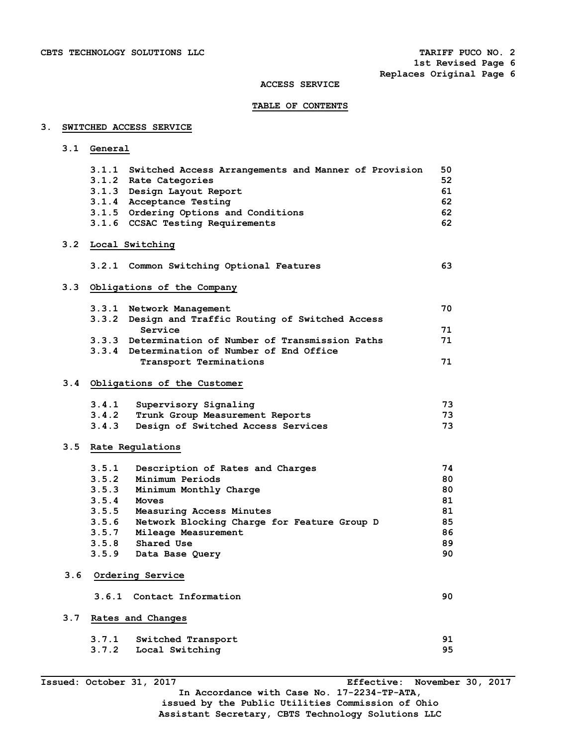ACCESS SERVICE

TABLE OF CONTENTS

## 3. SWITCHED ACCESS SERVICE

### 3.1 General

| | | |
|---|---|---|
| 3.1.1 | Switched Access Arrangements and Manner of Provision | 50 |
| 3.1.2 | Rate Categories | 52 |
| 3.1.3 | Design Layout Report | 61 |
| 3.1.4 | Acceptance Testing | 62 |
| 3.1.5 | Ordering Options and Conditions | 62 |
| 3.1.6 | CCSAC Testing Requirements | 62 |

### 3.2 Local Switching

| | | |
|---|---|---|
| 3.2.1 | Common Switching Optional Features | 63 |

### 3.3 Obligations of the Company

| | | |
|---|---|---|
| 3.3.1 | Network Management | 70 |
| 3.3.2 | Design and Traffic Routing of Switched Access Service | 71 |
| 3.3.3 | Determination of Number of Transmission Paths | 71 |
| 3.3.4 | Determination of Number of End Office Transport Terminations | 71 |

### 3.4 Obligations of the Customer

| | | |
|---|---|---|
| 3.4.1 | Supervisory Signaling | 73 |
| 3.4.2 | Trunk Group Measurement Reports | 73 |
| 3.4.3 | Design of Switched Access Services | 73 |

### 3.5 Rate Regulations

| | | |
|---|---|---|
| 3.5.1 | Description of Rates and Charges | 74 |
| 3.5.2 | Minimum Periods | 80 |
| 3.5.3 | Minimum Monthly Charge | 80 |
| 3.5.4 | Moves | 81 |
| 3.5.5 | Measuring Access Minutes | 81 |
| 3.5.6 | Network Blocking Charge for Feature Group D | 85 |
| 3.5.7 | Mileage Measurement | 86 |
| 3.5.8 | Shared Use | 89 |
| 3.5.9 | Data Base Query | 90 |

### 3.6 Ordering Service

| | | |
|---|---|---|
| 3.6.1 | Contact Information | 90 |

### 3.7 Rates and Changes

| | | |
|---|---|---|
| 3.7.1 | Switched Transport | 91 |
| 3.7.2 | Local Switching | 95 |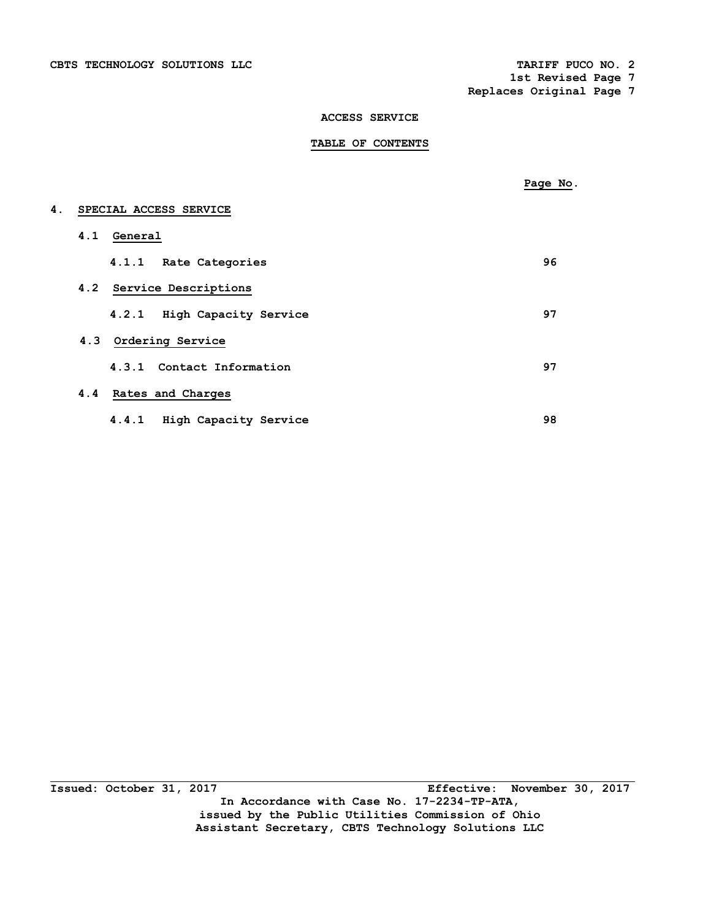## ACCESS SERVICE

### TABLE OF CONTENTS

| | Page No. |
|---|---|
| **4. SPECIAL ACCESS SERVICE** | |
| 4.1 General | |
| 4.1.1 Rate Categories | 96 |
| 4.2 Service Descriptions | |
| 4.2.1 High Capacity Service | 97 |
| 4.3 Ordering Service | |
| 4.3.1 Contact Information | 97 |
| 4.4 Rates and Charges | |
| 4.4.1 High Capacity Service | 98 |

Issued: October 31, 2017 Effective: November 30, 2017

In Accordance with Case No. 17-2234-TP-ATA,
issued by the Public Utilities Commission of Ohio
Assistant Secretary, CBTS Technology Solutions LLC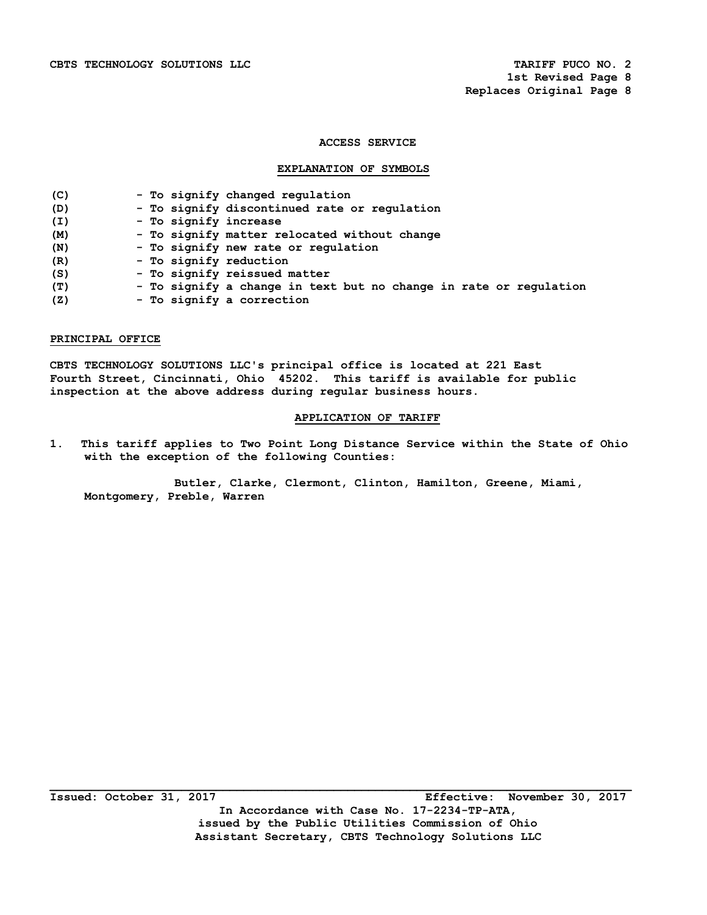## ACCESS SERVICE

### EXPLANATION OF SYMBOLS

| | |
|---|---|
| (C) | - To signify changed regulation |
| (D) | - To signify discontinued rate or regulation |
| (I) | - To signify increase |
| (M) | - To signify matter relocated without change |
| (N) | - To signify new rate or regulation |
| (R) | - To signify reduction |
| (S) | - To signify reissued matter |
| (T) | - To signify a change in text but no change in rate or regulation |
| (Z) | - To signify a correction |

### PRINCIPAL OFFICE

CBTS TECHNOLOGY SOLUTIONS LLC's principal office is located at 221 East Fourth Street, Cincinnati, Ohio 45202. This tariff is available for public inspection at the above address during regular business hours.

### APPLICATION OF TARIFF

1. This tariff applies to Two Point Long Distance Service within the State of Ohio with the exception of the following Counties:

   Butler, Clarke, Clermont, Clinton, Hamilton, Greene, Miami, Montgomery, Preble, Warren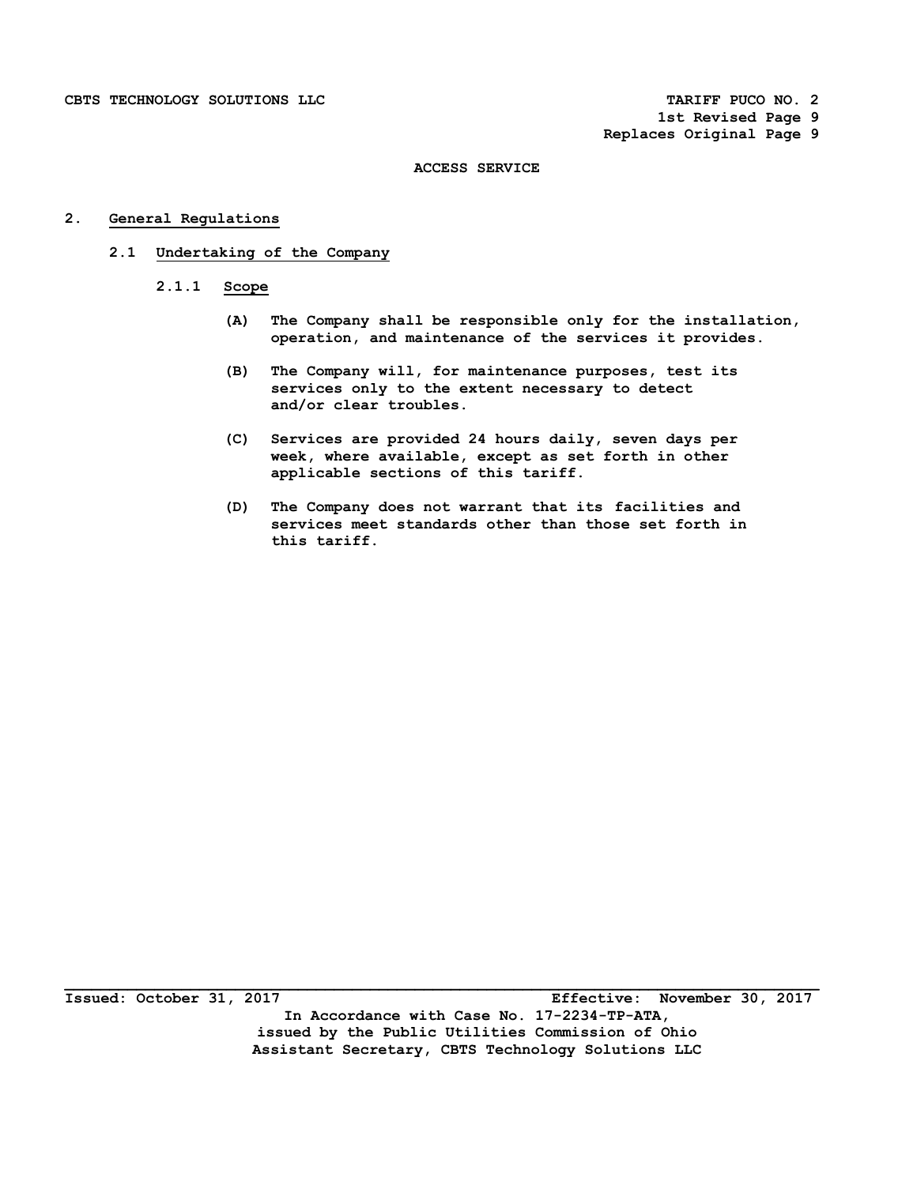ACCESS SERVICE

## 2. General Regulations

### 2.1 Undertaking of the Company

#### 2.1.1 Scope

(A) The Company shall be responsible only for the installation, operation, and maintenance of the services it provides.

(B) The Company will, for maintenance purposes, test its services only to the extent necessary to detect and/or clear troubles.

(C) Services are provided 24 hours daily, seven days per week, where available, except as set forth in other applicable sections of this tariff.

(D) The Company does not warrant that its facilities and services meet standards other than those set forth in this tariff.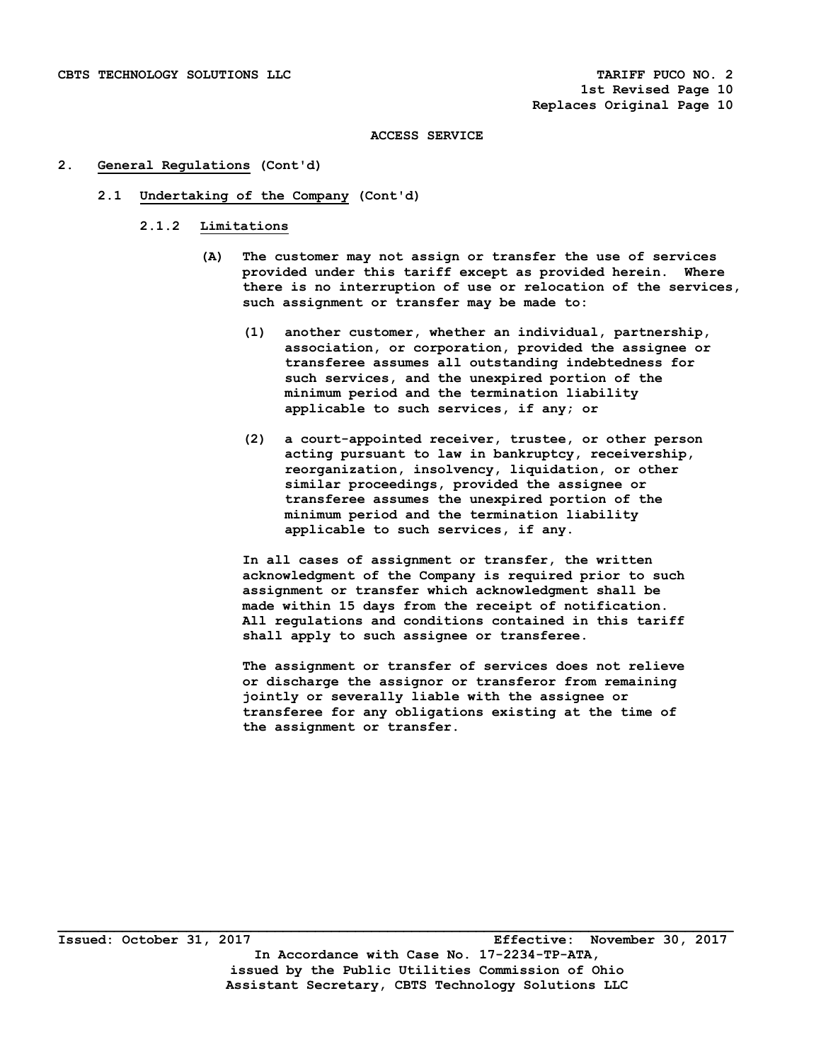ACCESS SERVICE

## 2. General Regulations (Cont'd)

### 2.1 Undertaking of the Company (Cont'd)

#### 2.1.2 Limitations

(A) The customer may not assign or transfer the use of services provided under this tariff except as provided herein. Where there is no interruption of use or relocation of the services, such assignment or transfer may be made to:

(1) another customer, whether an individual, partnership, association, or corporation, provided the assignee or transferee assumes all outstanding indebtedness for such services, and the unexpired portion of the minimum period and the termination liability applicable to such services, if any; or

(2) a court-appointed receiver, trustee, or other person acting pursuant to law in bankruptcy, receivership, reorganization, insolvency, liquidation, or other similar proceedings, provided the assignee or transferee assumes the unexpired portion of the minimum period and the termination liability applicable to such services, if any.

In all cases of assignment or transfer, the written acknowledgment of the Company is required prior to such assignment or transfer which acknowledgment shall be made within 15 days from the receipt of notification. All regulations and conditions contained in this tariff shall apply to such assignee or transferee.

The assignment or transfer of services does not relieve or discharge the assignor or transferor from remaining jointly or severally liable with the assignee or transferee for any obligations existing at the time of the assignment or transfer.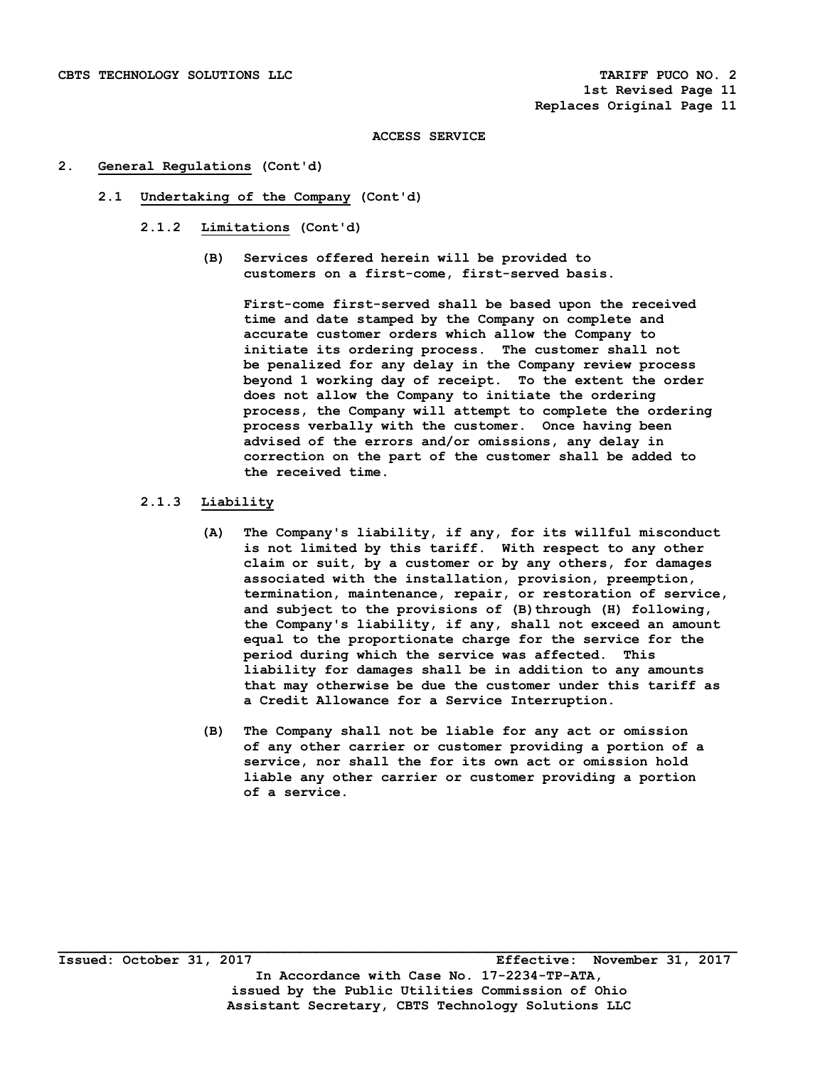ACCESS SERVICE

## 2. General Regulations (Cont'd)

### 2.1 Undertaking of the Company (Cont'd)

#### 2.1.2 Limitations (Cont'd)

**(B)** Services offered herein will be provided to customers on a first-come, first-served basis.

First-come first-served shall be based upon the received time and date stamped by the Company on complete and accurate customer orders which allow the Company to initiate its ordering process. The customer shall not be penalized for any delay in the Company review process beyond 1 working day of receipt. To the extent the order does not allow the Company to initiate the ordering process, the Company will attempt to complete the ordering process verbally with the customer. Once having been advised of the errors and/or omissions, any delay in correction on the part of the customer shall be added to the received time.

#### 2.1.3 Liability

**(A)** The Company's liability, if any, for its willful misconduct is not limited by this tariff. With respect to any other claim or suit, by a customer or by any others, for damages associated with the installation, provision, preemption, termination, maintenance, repair, or restoration of service, and subject to the provisions of (B) through (H) following, the Company's liability, if any, shall not exceed an amount equal to the proportionate charge for the service for the period during which the service was affected. This liability for damages shall be in addition to any amounts that may otherwise be due the customer under this tariff as a Credit Allowance for a Service Interruption.

**(B)** The Company shall not be liable for any act or omission of any other carrier or customer providing a portion of a service, nor shall the for its own act or omission hold liable any other carrier or customer providing a portion of a service.

Issued: October 31, 2017 Effective: November 31, 2017

In Accordance with Case No. 17-2234-TP-ATA, issued by the Public Utilities Commission of Ohio

Assistant Secretary, CBTS Technology Solutions LLC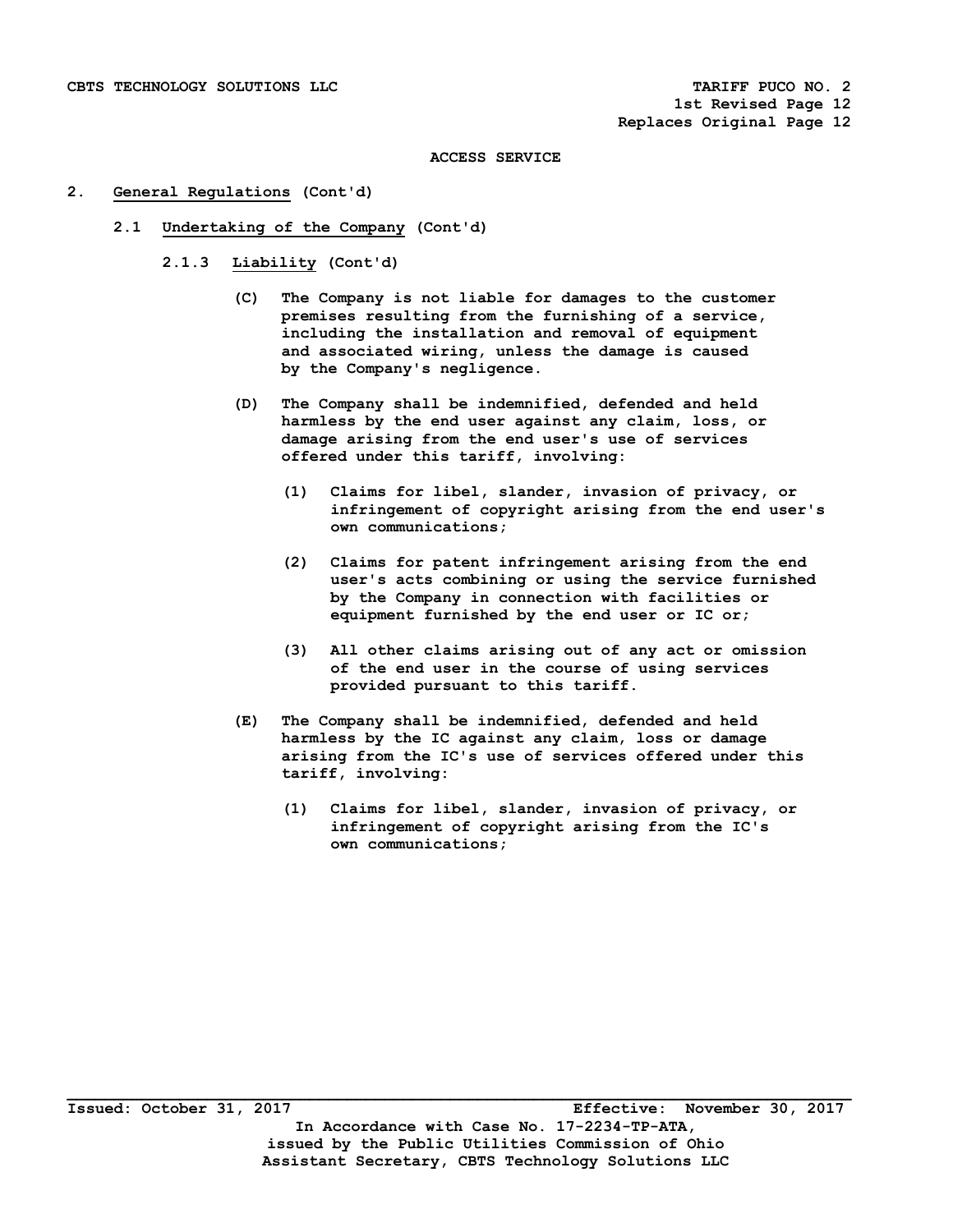ACCESS SERVICE

2. General Regulations (Cont'd)

2.1 Undertaking of the Company (Cont'd)

2.1.3 Liability (Cont'd)

(C) The Company is not liable for damages to the customer premises resulting from the furnishing of a service, including the installation and removal of equipment and associated wiring, unless the damage is caused by the Company's negligence.

(D) The Company shall be indemnified, defended and held harmless by the end user against any claim, loss, or damage arising from the end user's use of services offered under this tariff, involving:

(1) Claims for libel, slander, invasion of privacy, or infringement of copyright arising from the end user's own communications;

(2) Claims for patent infringement arising from the end user's acts combining or using the service furnished by the Company in connection with facilities or equipment furnished by the end user or IC or;

(3) All other claims arising out of any act or omission of the end user in the course of using services provided pursuant to this tariff.

(E) The Company shall be indemnified, defended and held harmless by the IC against any claim, loss or damage arising from the IC's use of services offered under this tariff, involving:

(1) Claims for libel, slander, invasion of privacy, or infringement of copyright arising from the IC's own communications;

Issued: October 31, 2017 Effective: November 30, 2017

In Accordance with Case No. 17-2234-TP-ATA, issued by the Public Utilities Commission of Ohio

Assistant Secretary, CBTS Technology Solutions LLC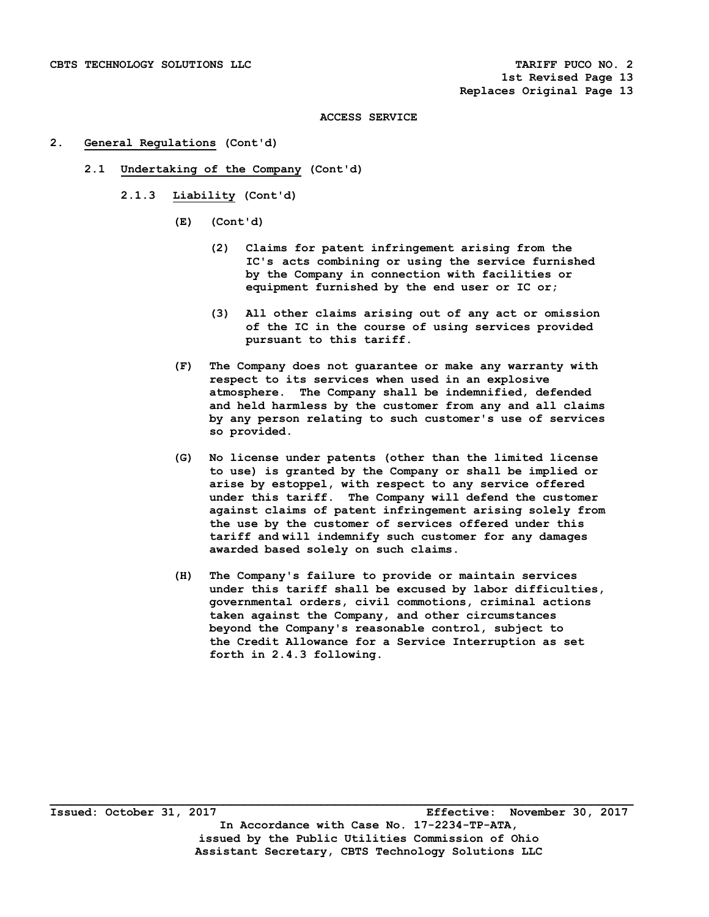ACCESS SERVICE

2. General Regulations (Cont'd)

2.1 Undertaking of the Company (Cont'd)

2.1.3 Liability (Cont'd)

(E) (Cont'd)

(2) Claims for patent infringement arising from the IC's acts combining or using the service furnished by the Company in connection with facilities or equipment furnished by the end user or IC or;

(3) All other claims arising out of any act or omission of the IC in the course of using services provided pursuant to this tariff.

(F) The Company does not guarantee or make any warranty with respect to its services when used in an explosive atmosphere. The Company shall be indemnified, defended and held harmless by the customer from any and all claims by any person relating to such customer's use of services so provided.

(G) No license under patents (other than the limited license to use) is granted by the Company or shall be implied or arise by estoppel, with respect to any service offered under this tariff. The Company will defend the customer against claims of patent infringement arising solely from the use by the customer of services offered under this tariff and will indemnify such customer for any damages awarded based solely on such claims.

(H) The Company's failure to provide or maintain services under this tariff shall be excused by labor difficulties, governmental orders, civil commotions, criminal actions taken against the Company, and other circumstances beyond the Company's reasonable control, subject to the Credit Allowance for a Service Interruption as set forth in 2.4.3 following.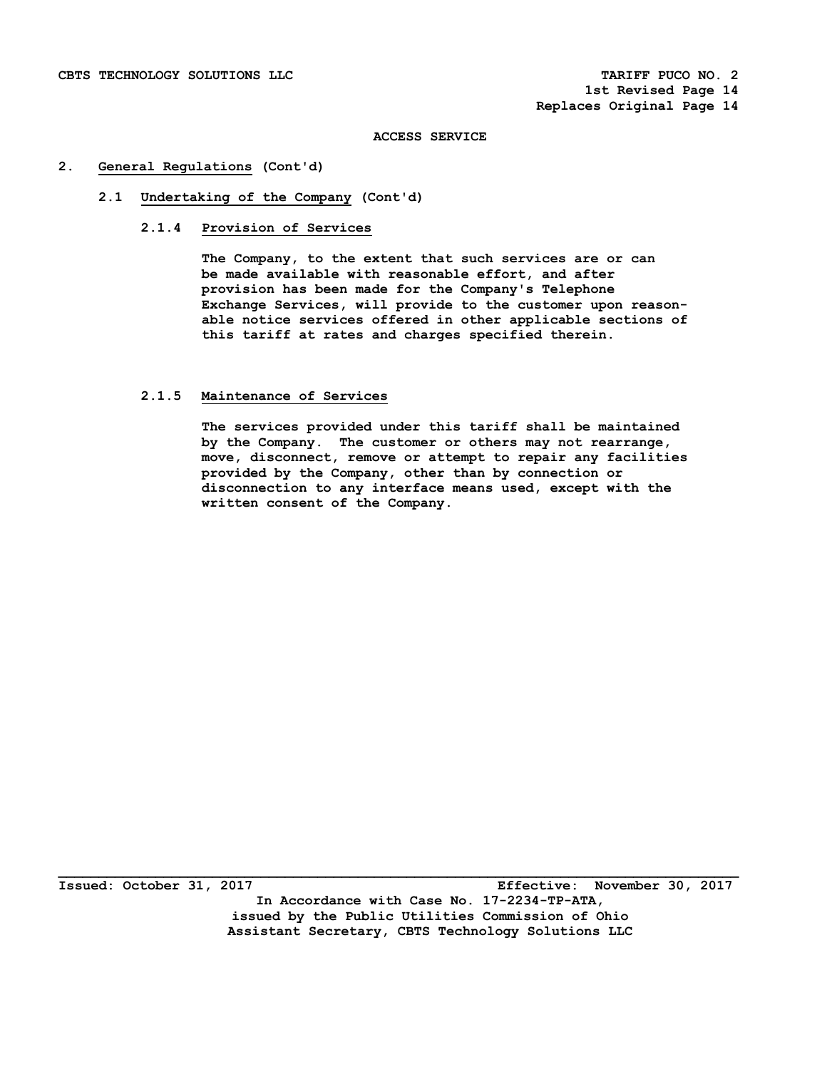ACCESS SERVICE

## 2. General Regulations (Cont'd)

### 2.1 Undertaking of the Company (Cont'd)

#### 2.1.4 Provision of Services

The Company, to the extent that such services are or can be made available with reasonable effort, and after provision has been made for the Company's Telephone Exchange Services, will provide to the customer upon reasonable notice services offered in other applicable sections of this tariff at rates and charges specified therein.

#### 2.1.5 Maintenance of Services

The services provided under this tariff shall be maintained by the Company. The customer or others may not rearrange, move, disconnect, remove or attempt to repair any facilities provided by the Company, other than by connection or disconnection to any interface means used, except with the written consent of the Company.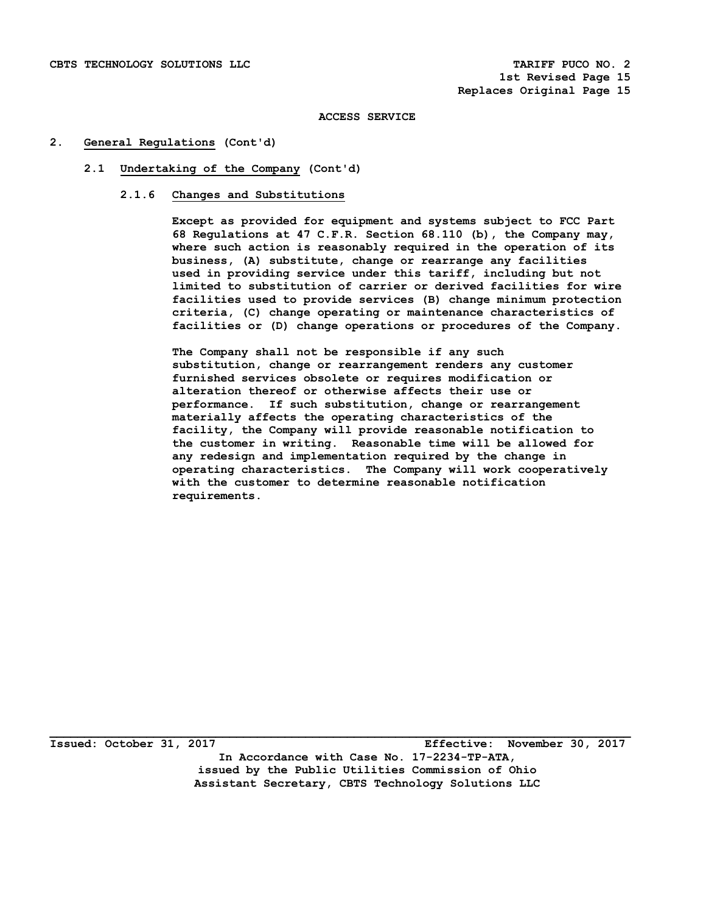ACCESS SERVICE

## 2. General Regulations (Cont'd)

### 2.1 Undertaking of the Company (Cont'd)

#### 2.1.6 Changes and Substitutions

Except as provided for equipment and systems subject to FCC Part 68 Regulations at 47 C.F.R. Section 68.110 (b), the Company may, where such action is reasonably required in the operation of its business, (A) substitute, change or rearrange any facilities used in providing service under this tariff, including but not limited to substitution of carrier or derived facilities for wire facilities used to provide services (B) change minimum protection criteria, (C) change operating or maintenance characteristics of facilities or (D) change operations or procedures of the Company.

The Company shall not be responsible if any such substitution, change or rearrangement renders any customer furnished services obsolete or requires modification or alteration thereof or otherwise affects their use or performance. If such substitution, change or rearrangement materially affects the operating characteristics of the facility, the Company will provide reasonable notification to the customer in writing. Reasonable time will be allowed for any redesign and implementation required by the change in operating characteristics. The Company will work cooperatively with the customer to determine reasonable notification requirements.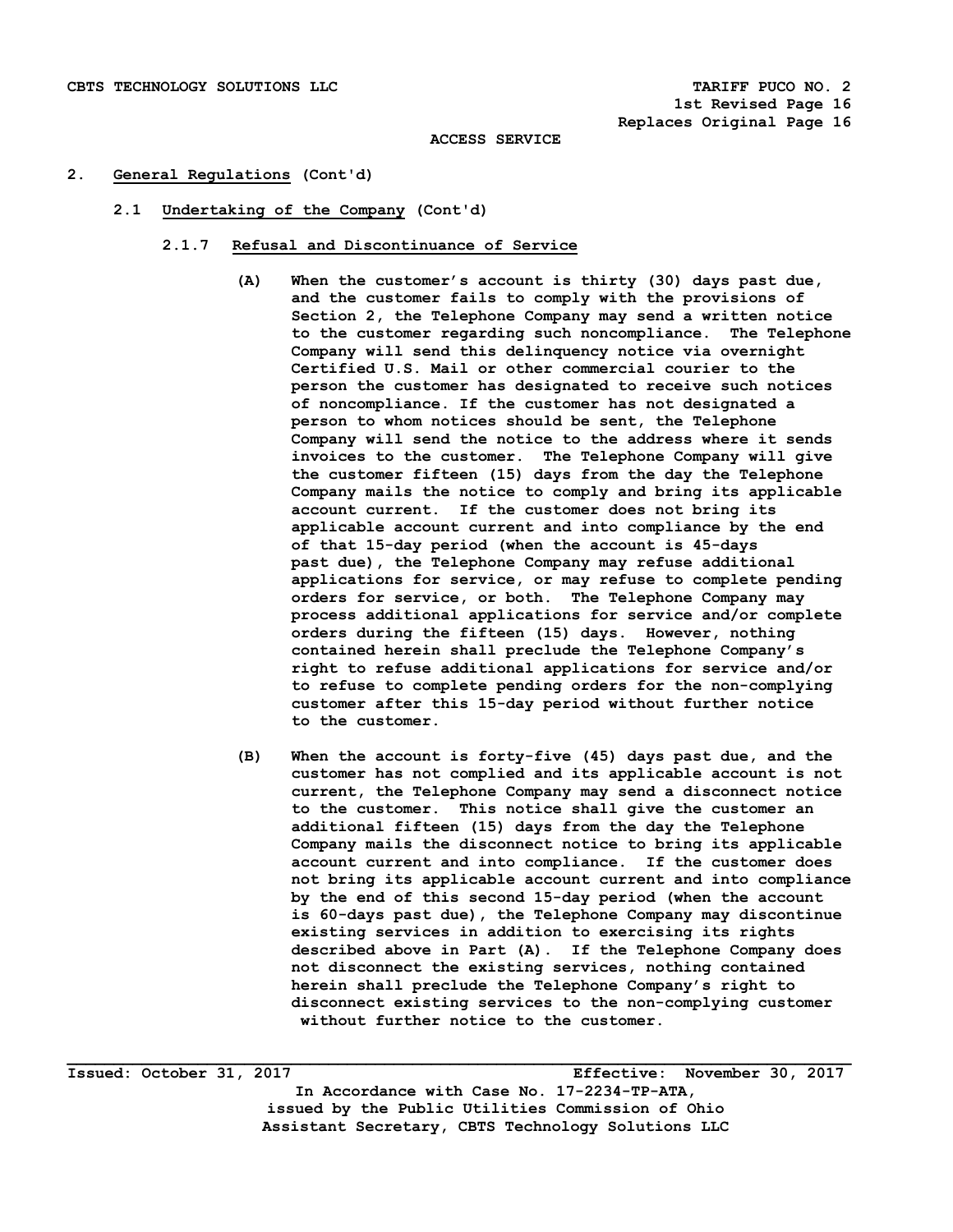ACCESS SERVICE

## 2. General Regulations (Cont'd)

### 2.1 Undertaking of the Company (Cont'd)

#### 2.1.7 Refusal and Discontinuance of Service

**(A)** When the customer's account is thirty (30) days past due, and the customer fails to comply with the provisions of Section 2, the Telephone Company may send a written notice to the customer regarding such noncompliance. The Telephone Company will send this delinquency notice via overnight Certified U.S. Mail or other commercial courier to the person the customer has designated to receive such notices of noncompliance. If the customer has not designated a person to whom notices should be sent, the Telephone Company will send the notice to the address where it sends invoices to the customer. The Telephone Company will give the customer fifteen (15) days from the day the Telephone Company mails the notice to comply and bring its applicable account current. If the customer does not bring its applicable account current and into compliance by the end of that 15-day period (when the account is 45-days past due), the Telephone Company may refuse additional applications for service, or may refuse to complete pending orders for service, or both. The Telephone Company may process additional applications for service and/or complete orders during the fifteen (15) days. However, nothing contained herein shall preclude the Telephone Company's right to refuse additional applications for service and/or to refuse to complete pending orders for the non-complying customer after this 15-day period without further notice to the customer.

**(B)** When the account is forty-five (45) days past due, and the customer has not complied and its applicable account is not current, the Telephone Company may send a disconnect notice to the customer. This notice shall give the customer an additional fifteen (15) days from the day the Telephone Company mails the disconnect notice to bring its applicable account current and into compliance. If the customer does not bring its applicable account current and into compliance by the end of this second 15-day period (when the account is 60-days past due), the Telephone Company may discontinue existing services in addition to exercising its rights described above in Part (A). If the Telephone Company does not disconnect the existing services, nothing contained herein shall preclude the Telephone Company's right to disconnect existing services to the non-complying customer without further notice to the customer.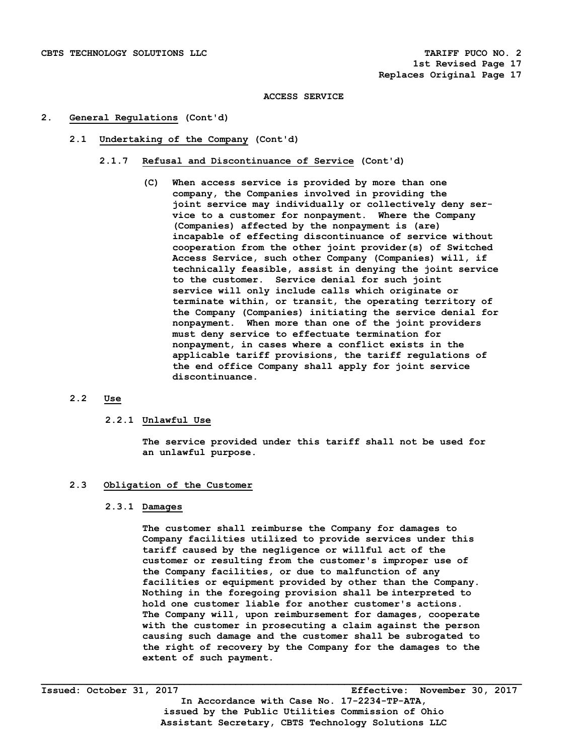ACCESS SERVICE

## 2. General Regulations (Cont'd)

### 2.1 Undertaking of the Company (Cont'd)

#### 2.1.7 Refusal and Discontinuance of Service (Cont'd)

(C) When access service is provided by more than one company, the Companies involved in providing the joint service may individually or collectively deny service to a customer for nonpayment. Where the Company (Companies) affected by the nonpayment is (are) incapable of effecting discontinuance of service without cooperation from the other joint provider(s) of Switched Access Service, such other Company (Companies) will, if technically feasible, assist in denying the joint service to the customer. Service denial for such joint service will only include calls which originate or terminate within, or transit, the operating territory of the Company (Companies) initiating the service denial for nonpayment. When more than one of the joint providers must deny service to effectuate termination for nonpayment, in cases where a conflict exists in the applicable tariff provisions, the tariff regulations of the end office Company shall apply for joint service discontinuance.

### 2.2 Use

#### 2.2.1 Unlawful Use

The service provided under this tariff shall not be used for an unlawful purpose.

### 2.3 Obligation of the Customer

#### 2.3.1 Damages

The customer shall reimburse the Company for damages to Company facilities utilized to provide services under this tariff caused by the negligence or willful act of the customer or resulting from the customer's improper use of the Company facilities, or due to malfunction of any facilities or equipment provided by other than the Company. Nothing in the foregoing provision shall be interpreted to hold one customer liable for another customer's actions. The Company will, upon reimbursement for damages, cooperate with the customer in prosecuting a claim against the person causing such damage and the customer shall be subrogated to the right of recovery by the Company for the damages to the extent of such payment.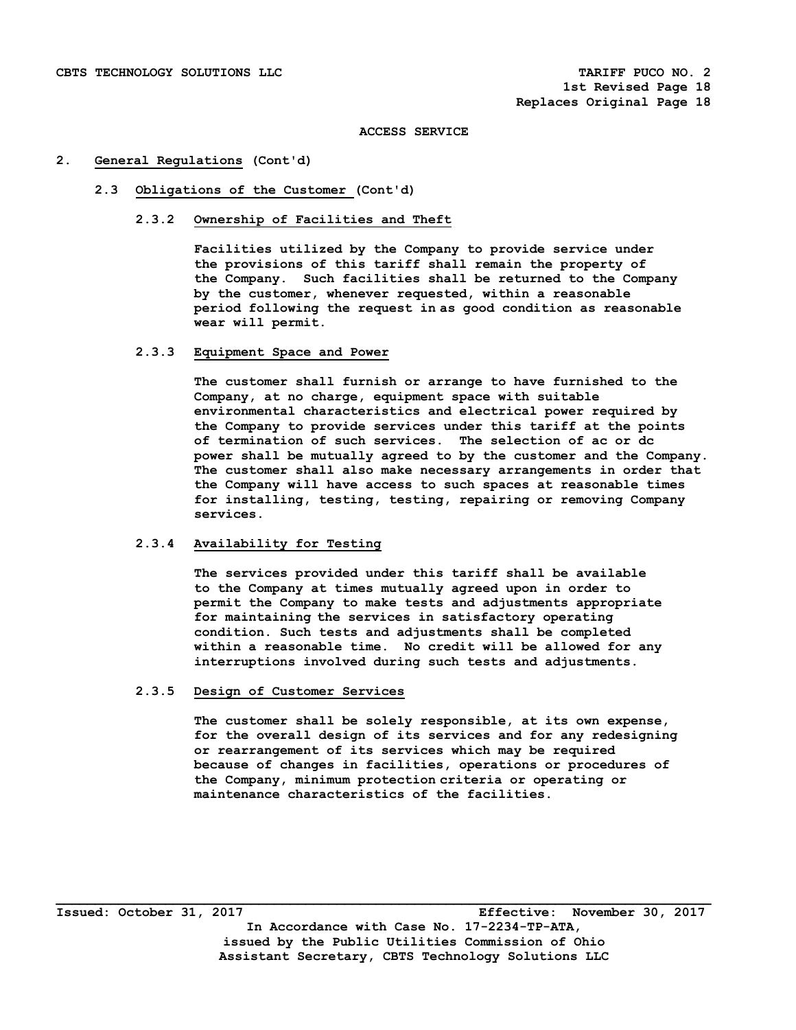ACCESS SERVICE

## 2. General Regulations (Cont'd)

### 2.3 Obligations of the Customer (Cont'd)

#### 2.3.2 Ownership of Facilities and Theft

Facilities utilized by the Company to provide service under the provisions of this tariff shall remain the property of the Company. Such facilities shall be returned to the Company by the customer, whenever requested, within a reasonable period following the request in as good condition as reasonable wear will permit.

#### 2.3.3 Equipment Space and Power

The customer shall furnish or arrange to have furnished to the Company, at no charge, equipment space with suitable environmental characteristics and electrical power required by the Company to provide services under this tariff at the points of termination of such services. The selection of ac or dc power shall be mutually agreed to by the customer and the Company. The customer shall also make necessary arrangements in order that the Company will have access to such spaces at reasonable times for installing, testing, testing, repairing or removing Company services.

#### 2.3.4 Availability for Testing

The services provided under this tariff shall be available to the Company at times mutually agreed upon in order to permit the Company to make tests and adjustments appropriate for maintaining the services in satisfactory operating condition. Such tests and adjustments shall be completed within a reasonable time. No credit will be allowed for any interruptions involved during such tests and adjustments.

#### 2.3.5 Design of Customer Services

The customer shall be solely responsible, at its own expense, for the overall design of its services and for any redesigning or rearrangement of its services which may be required because of changes in facilities, operations or procedures of the Company, minimum protection criteria or operating or maintenance characteristics of the facilities.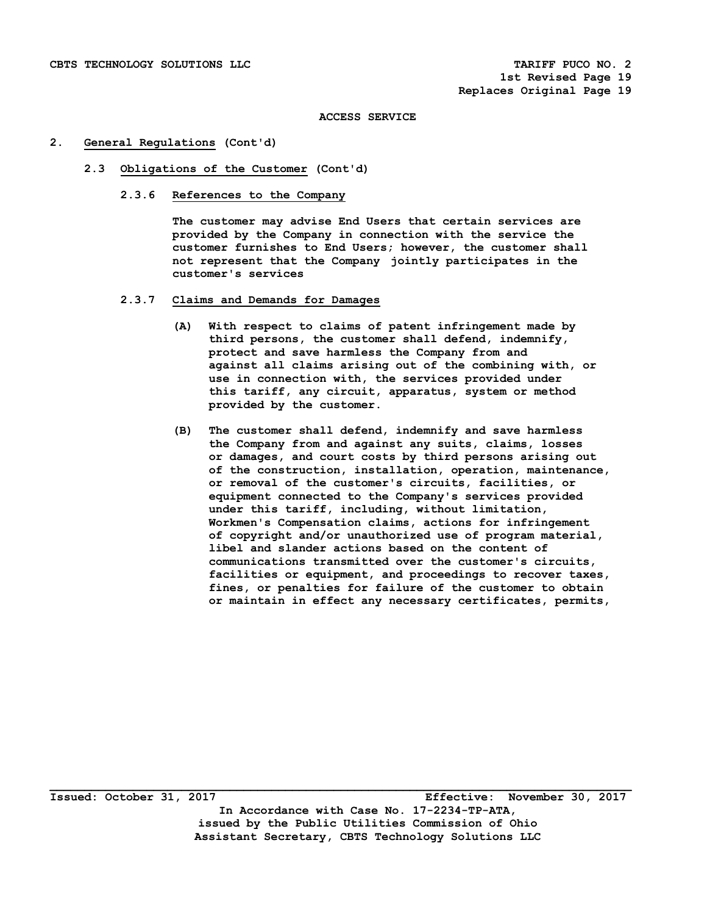ACCESS SERVICE

## 2. General Regulations (Cont'd)

### 2.3 Obligations of the Customer (Cont'd)

#### 2.3.6 References to the Company

The customer may advise End Users that certain services are provided by the Company in connection with the service the customer furnishes to End Users; however, the customer shall not represent that the Company jointly participates in the customer's services

#### 2.3.7 Claims and Demands for Damages

(A) With respect to claims of patent infringement made by third persons, the customer shall defend, indemnify, protect and save harmless the Company from and against all claims arising out of the combining with, or use in connection with, the services provided under this tariff, any circuit, apparatus, system or method provided by the customer.

(B) The customer shall defend, indemnify and save harmless the Company from and against any suits, claims, losses or damages, and court costs by third persons arising out of the construction, installation, operation, maintenance, or removal of the customer's circuits, facilities, or equipment connected to the Company's services provided under this tariff, including, without limitation, Workmen's Compensation claims, actions for infringement of copyright and/or unauthorized use of program material, libel and slander actions based on the content of communications transmitted over the customer's circuits, facilities or equipment, and proceedings to recover taxes, fines, or penalties for failure of the customer to obtain or maintain in effect any necessary certificates, permits,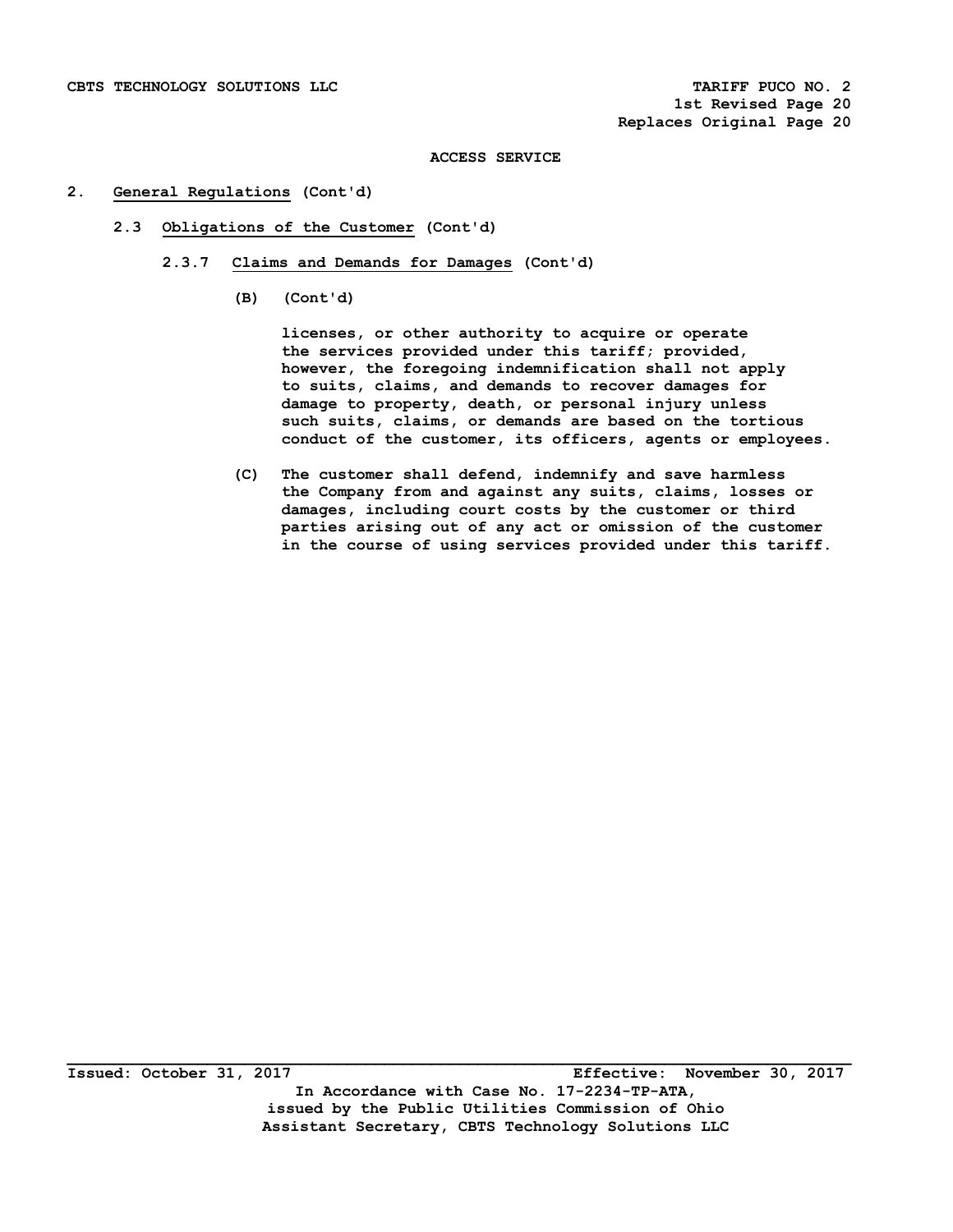ACCESS SERVICE

2. General Regulations (Cont'd)

2.3 Obligations of the Customer (Cont'd)

2.3.7 Claims and Demands for Damages (Cont'd)

(B) (Cont'd)

licenses, or other authority to acquire or operate the services provided under this tariff; provided, however, the foregoing indemnification shall not apply to suits, claims, and demands to recover damages for damage to property, death, or personal injury unless such suits, claims, or demands are based on the tortious conduct of the customer, its officers, agents or employees.

(C) The customer shall defend, indemnify and save harmless the Company from and against any suits, claims, losses or damages, including court costs by the customer or third parties arising out of any act or omission of the customer in the course of using services provided under this tariff.

Issued: October 31, 2017 Effective: November 30, 2017

In Accordance with Case No. 17-2234-TP-ATA, issued by the Public Utilities Commission of Ohio

Assistant Secretary, CBTS Technology Solutions LLC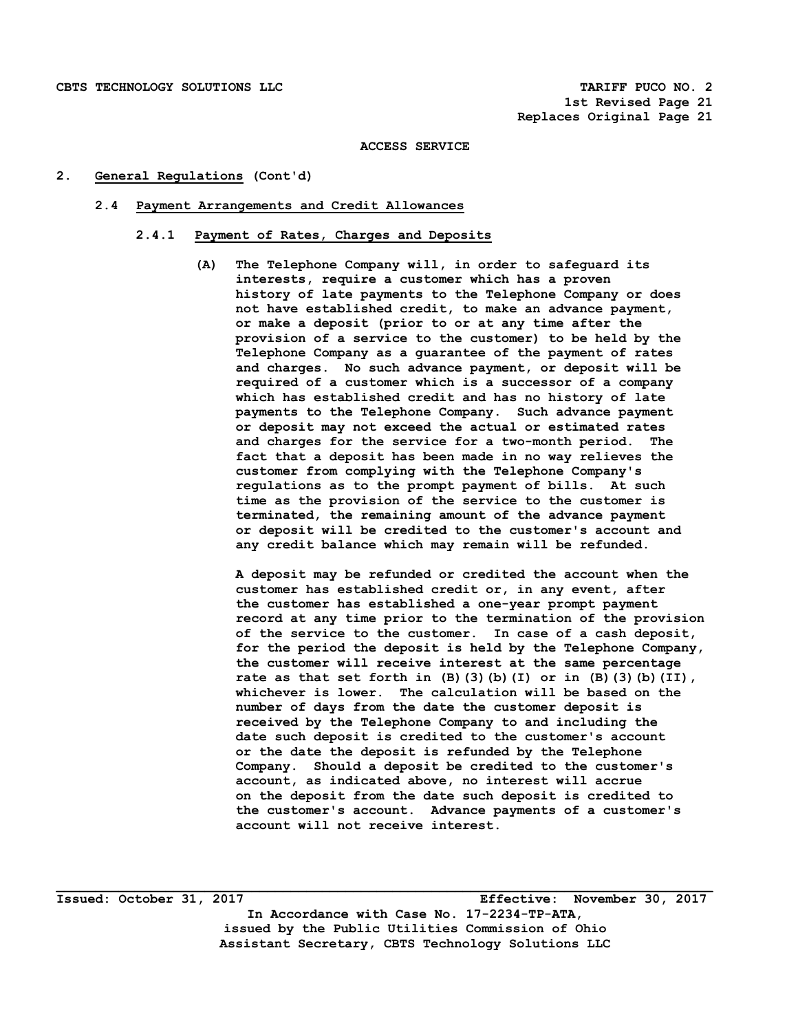## ACCESS SERVICE

## 2. General Regulations (Cont'd)

### 2.4 Payment Arrangements and Credit Allowances

#### 2.4.1 Payment of Rates, Charges and Deposits

(A) The Telephone Company will, in order to safeguard its interests, require a customer which has a proven history of late payments to the Telephone Company or does not have established credit, to make an advance payment, or make a deposit (prior to or at any time after the provision of a service to the customer) to be held by the Telephone Company as a guarantee of the payment of rates and charges. No such advance payment, or deposit will be required of a customer which is a successor of a company which has established credit and has no history of late payments to the Telephone Company. Such advance payment or deposit may not exceed the actual or estimated rates and charges for the service for a two-month period. The fact that a deposit has been made in no way relieves the customer from complying with the Telephone Company's regulations as to the prompt payment of bills. At such time as the provision of the service to the customer is terminated, the remaining amount of the advance payment or deposit will be credited to the customer's account and any credit balance which may remain will be refunded.

A deposit may be refunded or credited the account when the customer has established credit or, in any event, after the customer has established a one-year prompt payment record at any time prior to the termination of the provision of the service to the customer. In case of a cash deposit, for the period the deposit is held by the Telephone Company, the customer will receive interest at the same percentage rate as that set forth in (B)(3)(b)(I) or in (B)(3)(b)(II), whichever is lower. The calculation will be based on the number of days from the date the customer deposit is received by the Telephone Company to and including the date such deposit is credited to the customer's account or the date the deposit is refunded by the Telephone Company. Should a deposit be credited to the customer's account, as indicated above, no interest will accrue on the deposit from the date such deposit is credited to the customer's account. Advance payments of a customer's account will not receive interest.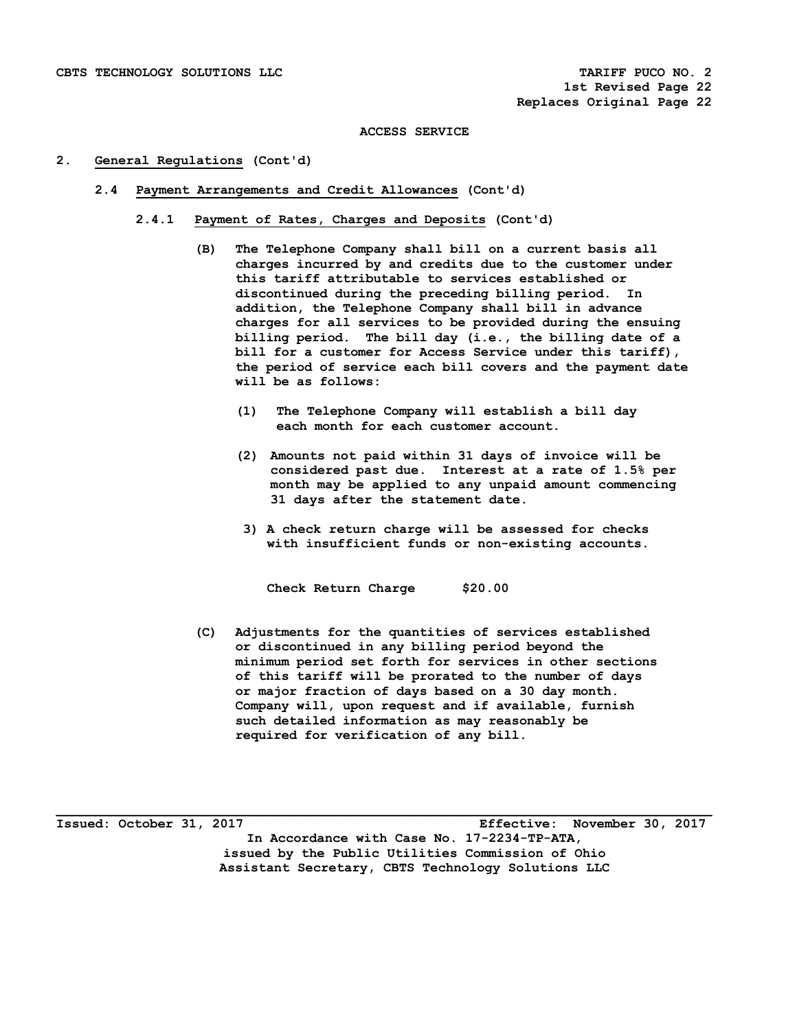ACCESS SERVICE

## 2. General Regulations (Cont'd)

### 2.4 Payment Arrangements and Credit Allowances (Cont'd)

#### 2.4.1 Payment of Rates, Charges and Deposits (Cont'd)

**(B)** The Telephone Company shall bill on a current basis all charges incurred by and credits due to the customer under this tariff attributable to services established or discontinued during the preceding billing period. In addition, the Telephone Company shall bill in advance charges for all services to be provided during the ensuing billing period. The bill day (i.e., the billing date of a bill for a customer for Access Service under this tariff), the period of service each bill covers and the payment date will be as follows:

(1) The Telephone Company will establish a bill day each month for each customer account.

(2) Amounts not paid within 31 days of invoice will be considered past due. Interest at a rate of 1.5% per month may be applied to any unpaid amount commencing 31 days after the statement date.

3) A check return charge will be assessed for checks with insufficient funds or non-existing accounts.

| Check Return Charge | $20.00 |
|---|---|

**(C)** Adjustments for the quantities of services established or discontinued in any billing period beyond the minimum period set forth for services in other sections of this tariff will be prorated to the number of days or major fraction of days based on a 30 day month. Company will, upon request and if available, furnish such detailed information as may reasonably be required for verification of any bill.

Issued: October 31, 2017 Effective: November 30, 2017

In Accordance with Case No. 17-2234-TP-ATA, issued by the Public Utilities Commission of Ohio

Assistant Secretary, CBTS Technology Solutions LLC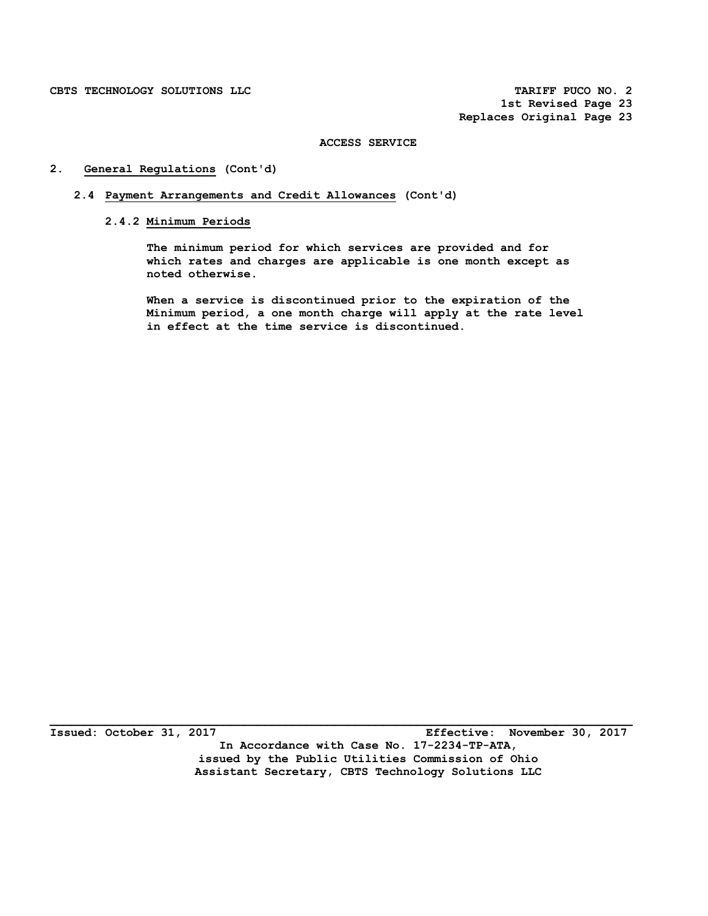ACCESS SERVICE

## 2. General Regulations (Cont'd)

### 2.4 Payment Arrangements and Credit Allowances (Cont'd)

#### 2.4.2 Minimum Periods

The minimum period for which services are provided and for which rates and charges are applicable is one month except as noted otherwise.

When a service is discontinued prior to the expiration of the Minimum period, a one month charge will apply at the rate level in effect at the time service is discontinued.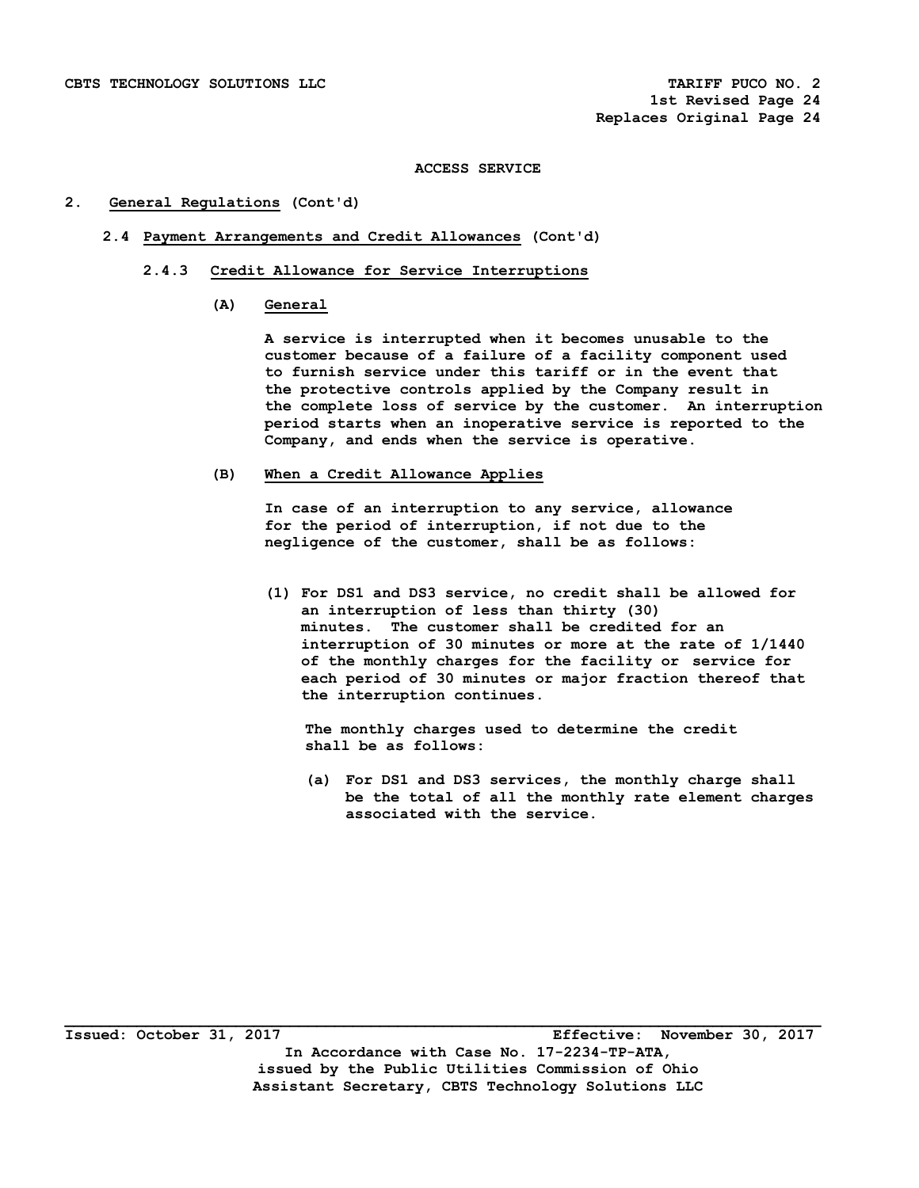ACCESS SERVICE

## 2. General Regulations (Cont'd)

### 2.4 Payment Arrangements and Credit Allowances (Cont'd)

#### 2.4.3 Credit Allowance for Service Interruptions

**(A) General**

A service is interrupted when it becomes unusable to the customer because of a failure of a facility component used to furnish service under this tariff or in the event that the protective controls applied by the Company result in the complete loss of service by the customer. An interruption period starts when an inoperative service is reported to the Company, and ends when the service is operative.

**(B) When a Credit Allowance Applies**

In case of an interruption to any service, allowance for the period of interruption, if not due to the negligence of the customer, shall be as follows:

(1) For DS1 and DS3 service, no credit shall be allowed for an interruption of less than thirty (30) minutes. The customer shall be credited for an interruption of 30 minutes or more at the rate of 1/1440 of the monthly charges for the facility or service for each period of 30 minutes or major fraction thereof that the interruption continues.

The monthly charges used to determine the credit shall be as follows:

(a) For DS1 and DS3 services, the monthly charge shall be the total of all the monthly rate element charges associated with the service.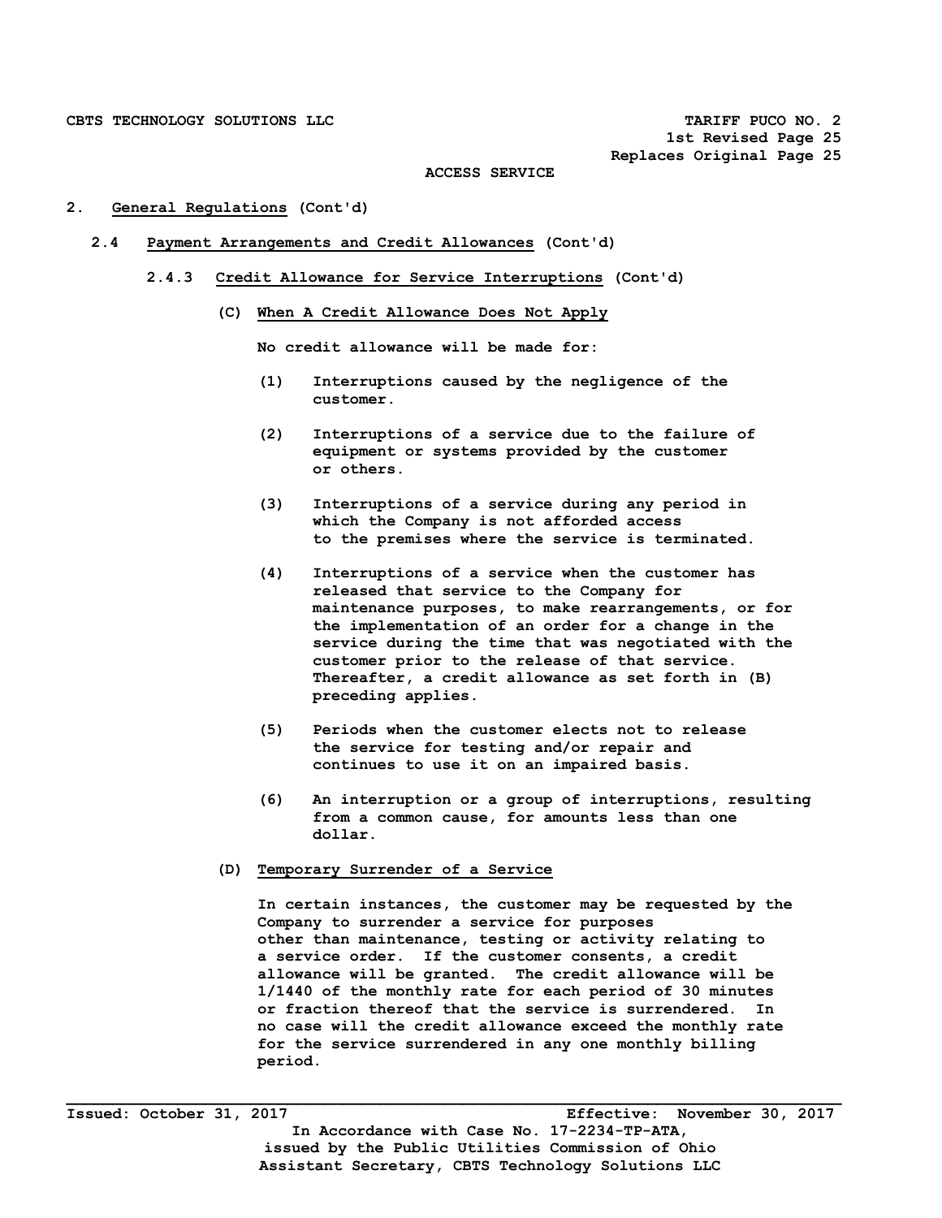ACCESS SERVICE

2. **General Regulations** (Cont'd)

   2.4 **Payment Arrangements and Credit Allowances** (Cont'd)

      2.4.3 **Credit Allowance for Service Interruptions** (Cont'd)

         (C) **When A Credit Allowance Does Not Apply**

         No credit allowance will be made for:

         (1) Interruptions caused by the negligence of the customer.

         (2) Interruptions of a service due to the failure of equipment or systems provided by the customer or others.

         (3) Interruptions of a service during any period in which the Company is not afforded access to the premises where the service is terminated.

         (4) Interruptions of a service when the customer has released that service to the Company for maintenance purposes, to make rearrangements, or for the implementation of an order for a change in the service during the time that was negotiated with the customer prior to the release of that service. Thereafter, a credit allowance as set forth in (B) preceding applies.

         (5) Periods when the customer elects not to release the service for testing and/or repair and continues to use it on an impaired basis.

         (6) An interruption or a group of interruptions, resulting from a common cause, for amounts less than one dollar.

         (D) **Temporary Surrender of a Service**

         In certain instances, the customer may be requested by the Company to surrender a service for purposes other than maintenance, testing or activity relating to a service order. If the customer consents, a credit allowance will be granted. The credit allowance will be 1/1440 of the monthly rate for each period of 30 minutes or fraction thereof that the service is surrendered. In no case will the credit allowance exceed the monthly rate for the service surrendered in any one monthly billing period.

Issued: October 31, 2017 Effective: November 30, 2017

In Accordance with Case No. 17-2234-TP-ATA, issued by the Public Utilities Commission of Ohio

Assistant Secretary, CBTS Technology Solutions LLC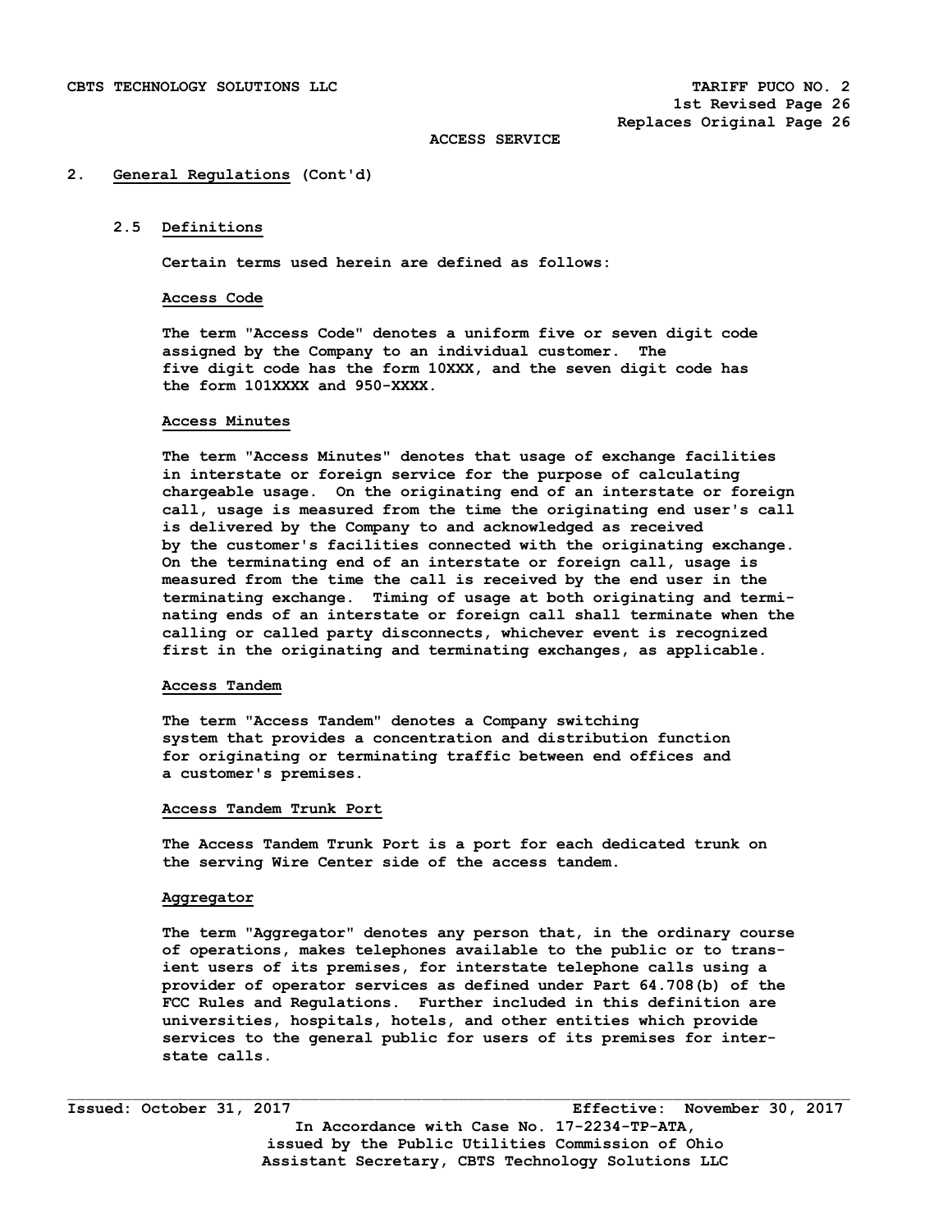ACCESS SERVICE

## 2. General Regulations (Cont'd)

### 2.5 Definitions

Certain terms used herein are defined as follows:

**Access Code**

The term "Access Code" denotes a uniform five or seven digit code assigned by the Company to an individual customer. The five digit code has the form 10XXX, and the seven digit code has the form 101XXXX and 950-XXXX.

**Access Minutes**

The term "Access Minutes" denotes that usage of exchange facilities in interstate or foreign service for the purpose of calculating chargeable usage. On the originating end of an interstate or foreign call, usage is measured from the time the originating end user's call is delivered by the Company to and acknowledged as received by the customer's facilities connected with the originating exchange. On the terminating end of an interstate or foreign call, usage is measured from the time the call is received by the end user in the terminating exchange. Timing of usage at both originating and terminating ends of an interstate or foreign call shall terminate when the calling or called party disconnects, whichever event is recognized first in the originating and terminating exchanges, as applicable.

**Access Tandem**

The term "Access Tandem" denotes a Company switching system that provides a concentration and distribution function for originating or terminating traffic between end offices and a customer's premises.

**Access Tandem Trunk Port**

The Access Tandem Trunk Port is a port for each dedicated trunk on the serving Wire Center side of the access tandem.

**Aggregator**

The term "Aggregator" denotes any person that, in the ordinary course of operations, makes telephones available to the public or to transient users of its premises, for interstate telephone calls using a provider of operator services as defined under Part 64.708(b) of the FCC Rules and Regulations. Further included in this definition are universities, hospitals, hotels, and other entities which provide services to the general public for users of its premises for interstate calls.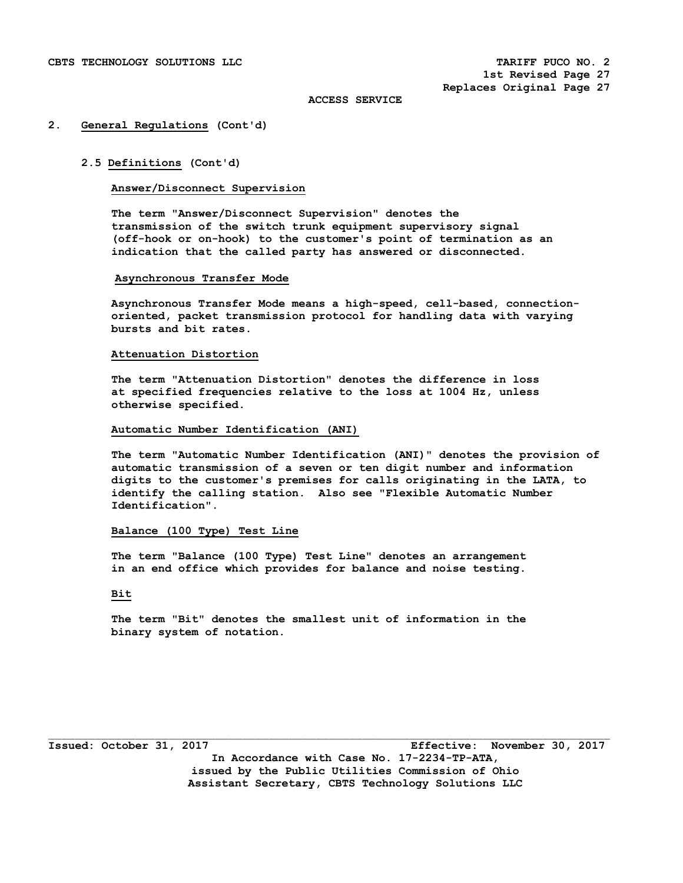## 2. General Regulations (Cont'd)

### 2.5 Definitions (Cont'd)

**Answer/Disconnect Supervision**

The term "Answer/Disconnect Supervision" denotes the transmission of the switch trunk equipment supervisory signal (off-hook or on-hook) to the customer's point of termination as an indication that the called party has answered or disconnected.

**Asynchronous Transfer Mode**

Asynchronous Transfer Mode means a high-speed, cell-based, connection-oriented, packet transmission protocol for handling data with varying bursts and bit rates.

**Attenuation Distortion**

The term "Attenuation Distortion" denotes the difference in loss at specified frequencies relative to the loss at 1004 Hz, unless otherwise specified.

**Automatic Number Identification (ANI)**

The term "Automatic Number Identification (ANI)" denotes the provision of automatic transmission of a seven or ten digit number and information digits to the customer's premises for calls originating in the LATA, to identify the calling station. Also see "Flexible Automatic Number Identification".

**Balance (100 Type) Test Line**

The term "Balance (100 Type) Test Line" denotes an arrangement in an end office which provides for balance and noise testing.

**Bit**

The term "Bit" denotes the smallest unit of information in the binary system of notation.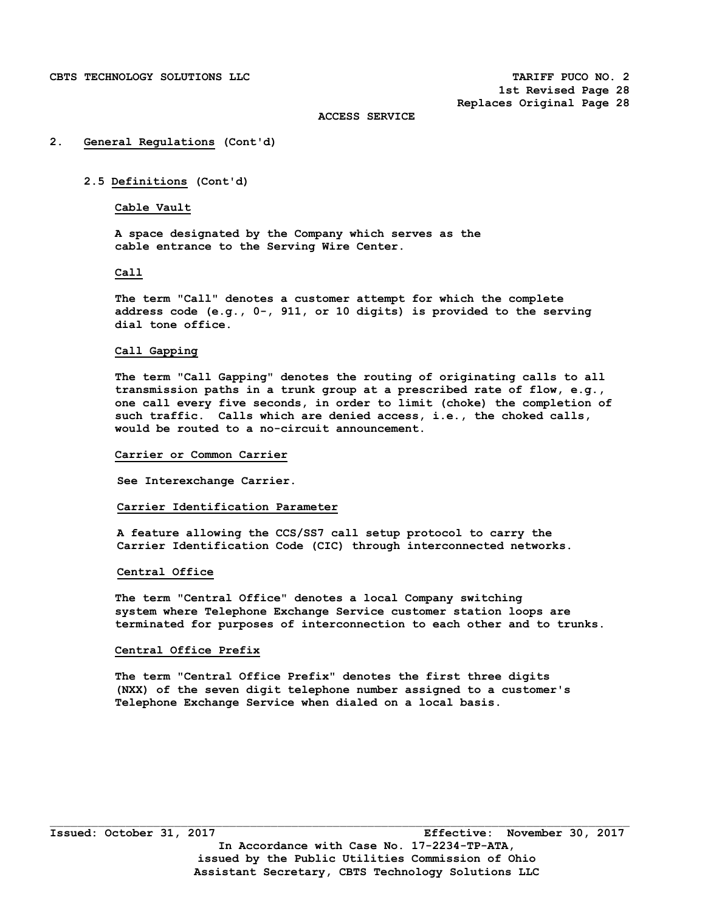## 2. General Regulations (Cont'd)

### 2.5 Definitions (Cont'd)

**Cable Vault**

A space designated by the Company which serves as the cable entrance to the Serving Wire Center.

**Call**

The term "Call" denotes a customer attempt for which the complete address code (e.g., 0-, 911, or 10 digits) is provided to the serving dial tone office.

**Call Gapping**

The term "Call Gapping" denotes the routing of originating calls to all transmission paths in a trunk group at a prescribed rate of flow, e.g., one call every five seconds, in order to limit (choke) the completion of such traffic. Calls which are denied access, i.e., the choked calls, would be routed to a no-circuit announcement.

**Carrier or Common Carrier**

See Interexchange Carrier.

**Carrier Identification Parameter**

A feature allowing the CCS/SS7 call setup protocol to carry the Carrier Identification Code (CIC) through interconnected networks.

**Central Office**

The term "Central Office" denotes a local Company switching system where Telephone Exchange Service customer station loops are terminated for purposes of interconnection to each other and to trunks.

**Central Office Prefix**

The term "Central Office Prefix" denotes the first three digits (NXX) of the seven digit telephone number assigned to a customer's Telephone Exchange Service when dialed on a local basis.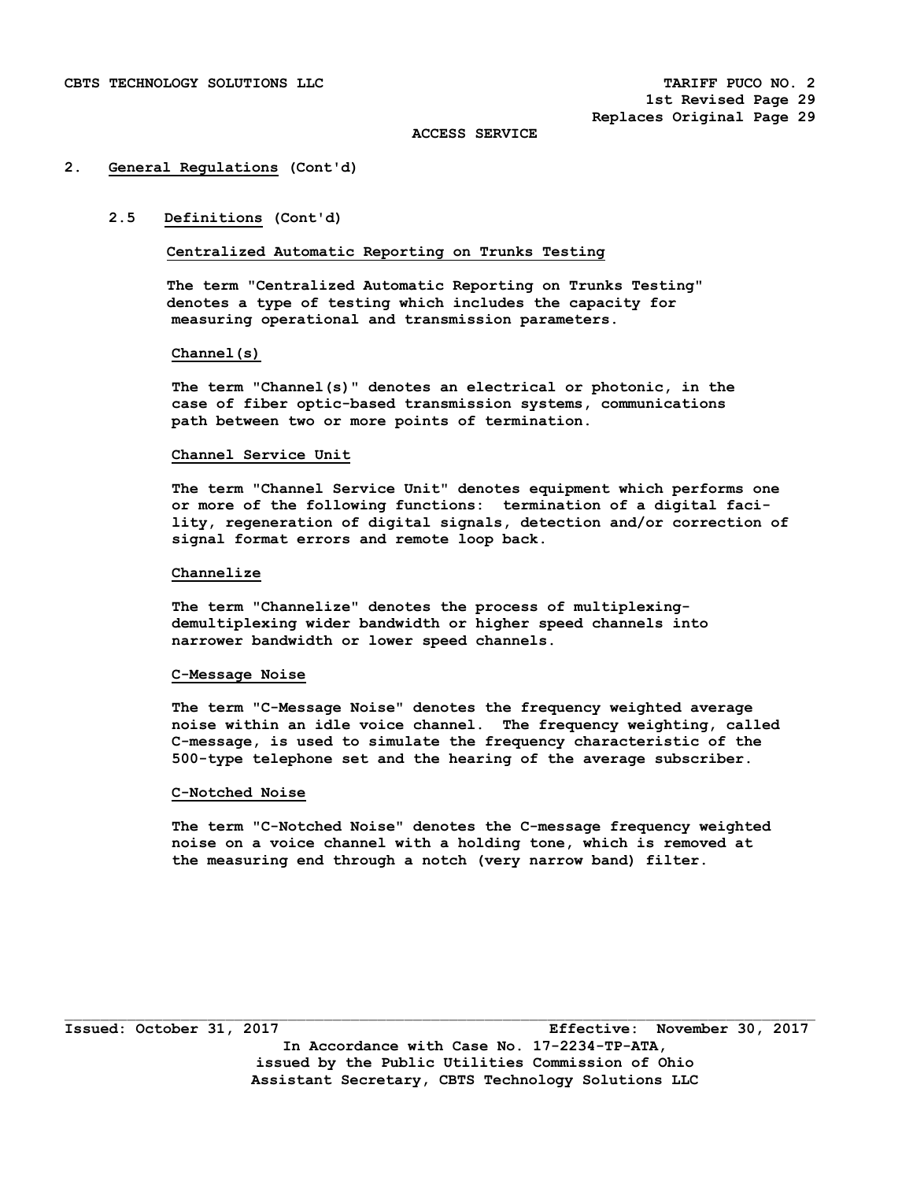## 2. General Regulations (Cont'd)

### 2.5 Definitions (Cont'd)

**Centralized Automatic Reporting on Trunks Testing**

The term "Centralized Automatic Reporting on Trunks Testing" denotes a type of testing which includes the capacity for measuring operational and transmission parameters.

**Channel(s)**

The term "Channel(s)" denotes an electrical or photonic, in the case of fiber optic-based transmission systems, communications path between two or more points of termination.

**Channel Service Unit**

The term "Channel Service Unit" denotes equipment which performs one or more of the following functions: termination of a digital facility, regeneration of digital signals, detection and/or correction of signal format errors and remote loop back.

**Channelize**

The term "Channelize" denotes the process of multiplexing-demultiplexing wider bandwidth or higher speed channels into narrower bandwidth or lower speed channels.

**C-Message Noise**

The term "C-Message Noise" denotes the frequency weighted average noise within an idle voice channel. The frequency weighting, called C-message, is used to simulate the frequency characteristic of the 500-type telephone set and the hearing of the average subscriber.

**C-Notched Noise**

The term "C-Notched Noise" denotes the C-message frequency weighted noise on a voice channel with a holding tone, which is removed at the measuring end through a notch (very narrow band) filter.

Issued: October 31, 2017 Effective: November 30, 2017

In Accordance with Case No. 17-2234-TP-ATA, issued by the Public Utilities Commission of Ohio

Assistant Secretary, CBTS Technology Solutions LLC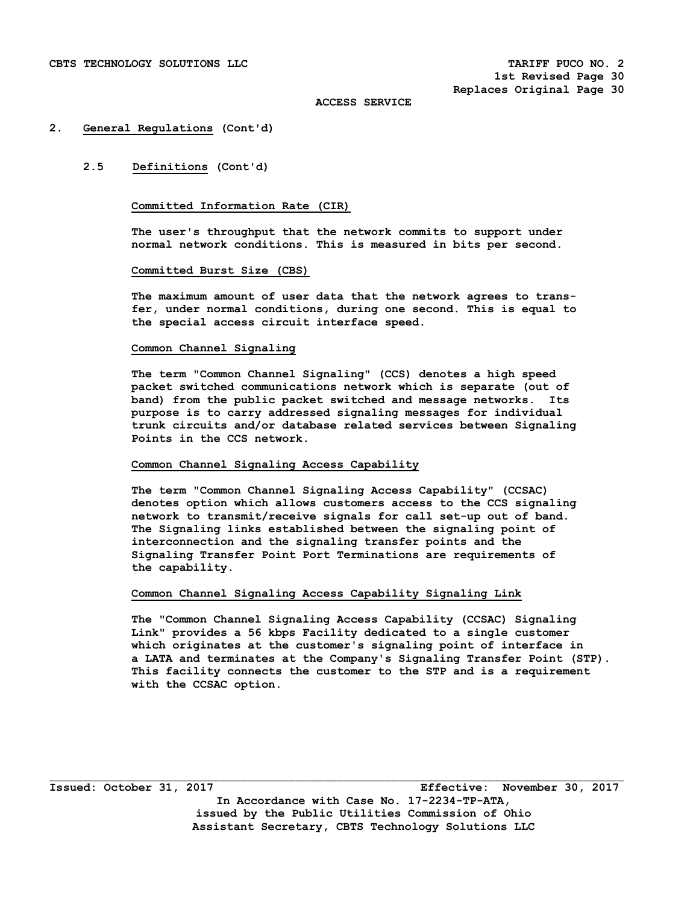## 2. General Regulations (Cont'd)

### 2.5 Definitions (Cont'd)

**Committed Information Rate (CIR)**

The user's throughput that the network commits to support under normal network conditions. This is measured in bits per second.

**Committed Burst Size (CBS)**

The maximum amount of user data that the network agrees to transfer, under normal conditions, during one second. This is equal to the special access circuit interface speed.

**Common Channel Signaling**

The term "Common Channel Signaling" (CCS) denotes a high speed packet switched communications network which is separate (out of band) from the public packet switched and message networks. Its purpose is to carry addressed signaling messages for individual trunk circuits and/or database related services between Signaling Points in the CCS network.

**Common Channel Signaling Access Capability**

The term "Common Channel Signaling Access Capability" (CCSAC) denotes option which allows customers access to the CCS signaling network to transmit/receive signals for call set-up out of band. The Signaling links established between the signaling point of interconnection and the signaling transfer points and the Signaling Transfer Point Port Terminations are requirements of the capability.

**Common Channel Signaling Access Capability Signaling Link**

The "Common Channel Signaling Access Capability (CCSAC) Signaling Link" provides a 56 kbps Facility dedicated to a single customer which originates at the customer's signaling point of interface in a LATA and terminates at the Company's Signaling Transfer Point (STP). This facility connects the customer to the STP and is a requirement with the CCSAC option.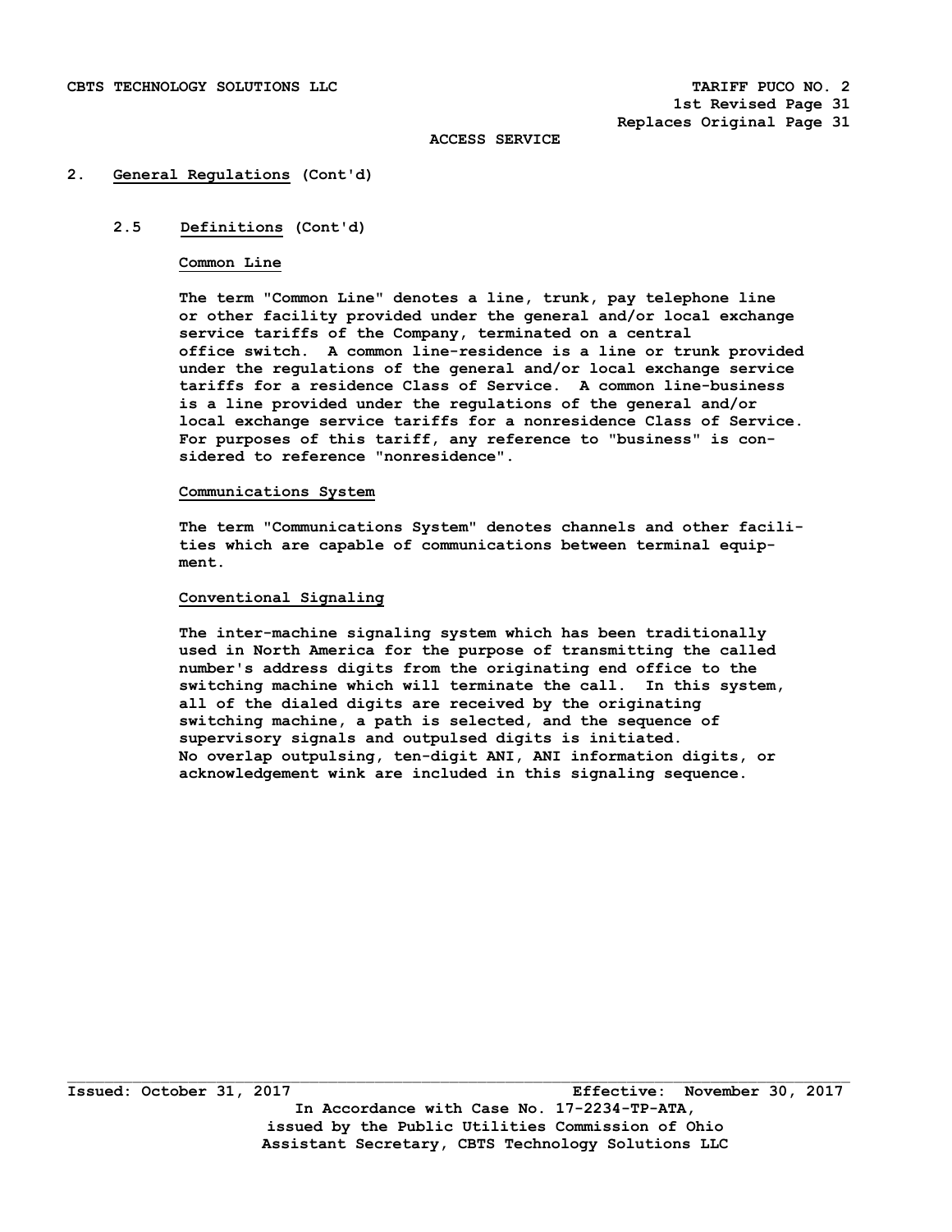ACCESS SERVICE

## 2. General Regulations (Cont'd)

### 2.5 Definitions (Cont'd)

**Common Line**

The term "Common Line" denotes a line, trunk, pay telephone line or other facility provided under the general and/or local exchange service tariffs of the Company, terminated on a central office switch. A common line-residence is a line or trunk provided under the regulations of the general and/or local exchange service tariffs for a residence Class of Service. A common line-business is a line provided under the regulations of the general and/or local exchange service tariffs for a nonresidence Class of Service. For purposes of this tariff, any reference to "business" is considered to reference "nonresidence".

**Communications System**

The term "Communications System" denotes channels and other facilities which are capable of communications between terminal equipment.

**Conventional Signaling**

The inter-machine signaling system which has been traditionally used in North America for the purpose of transmitting the called number's address digits from the originating end office to the switching machine which will terminate the call. In this system, all of the dialed digits are received by the originating switching machine, a path is selected, and the sequence of supervisory signals and outpulsed digits is initiated. No overlap outpulsing, ten-digit ANI, ANI information digits, or acknowledgement wink are included in this signaling sequence.

Issued: October 31, 2017 Effective: November 30, 2017

In Accordance with Case No. 17-2234-TP-ATA, issued by the Public Utilities Commission of Ohio

Assistant Secretary, CBTS Technology Solutions LLC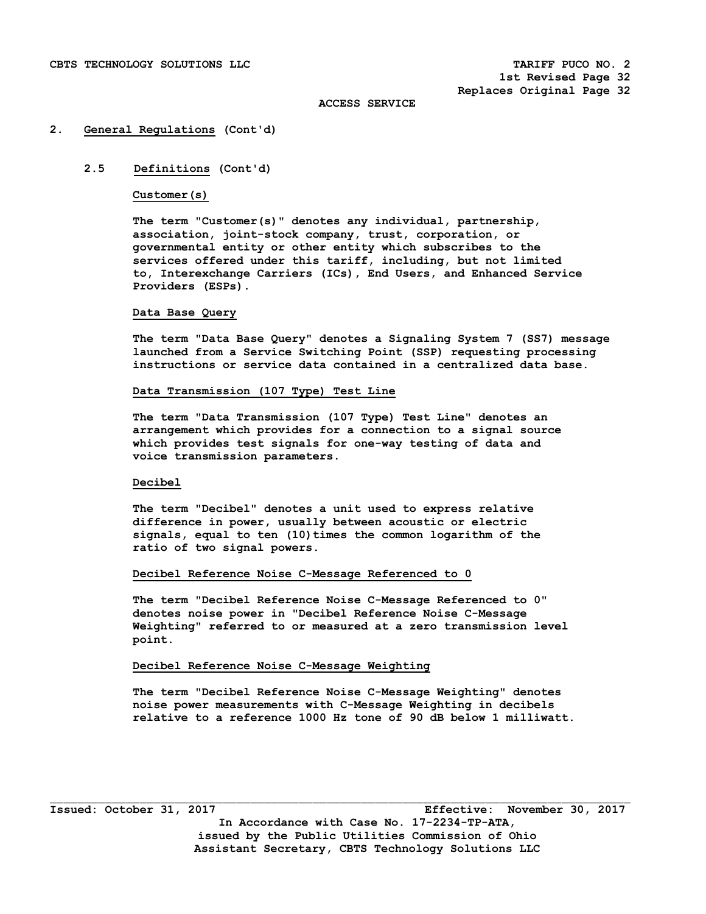ACCESS SERVICE

## 2. General Regulations (Cont'd)

### 2.5 Definitions (Cont'd)

**Customer(s)**

The term "Customer(s)" denotes any individual, partnership, association, joint-stock company, trust, corporation, or governmental entity or other entity which subscribes to the services offered under this tariff, including, but not limited to, Interexchange Carriers (ICs), End Users, and Enhanced Service Providers (ESPs).

**Data Base Query**

The term "Data Base Query" denotes a Signaling System 7 (SS7) message launched from a Service Switching Point (SSP) requesting processing instructions or service data contained in a centralized data base.

**Data Transmission (107 Type) Test Line**

The term "Data Transmission (107 Type) Test Line" denotes an arrangement which provides for a connection to a signal source which provides test signals for one-way testing of data and voice transmission parameters.

**Decibel**

The term "Decibel" denotes a unit used to express relative difference in power, usually between acoustic or electric signals, equal to ten (10)times the common logarithm of the ratio of two signal powers.

**Decibel Reference Noise C-Message Referenced to 0**

The term "Decibel Reference Noise C-Message Referenced to 0" denotes noise power in "Decibel Reference Noise C-Message Weighting" referred to or measured at a zero transmission level point.

**Decibel Reference Noise C-Message Weighting**

The term "Decibel Reference Noise C-Message Weighting" denotes noise power measurements with C-Message Weighting in decibels relative to a reference 1000 Hz tone of 90 dB below 1 milliwatt.

Issued: October 31, 2017 Effective: November 30, 2017

In Accordance with Case No. 17-2234-TP-ATA, issued by the Public Utilities Commission of Ohio

Assistant Secretary, CBTS Technology Solutions LLC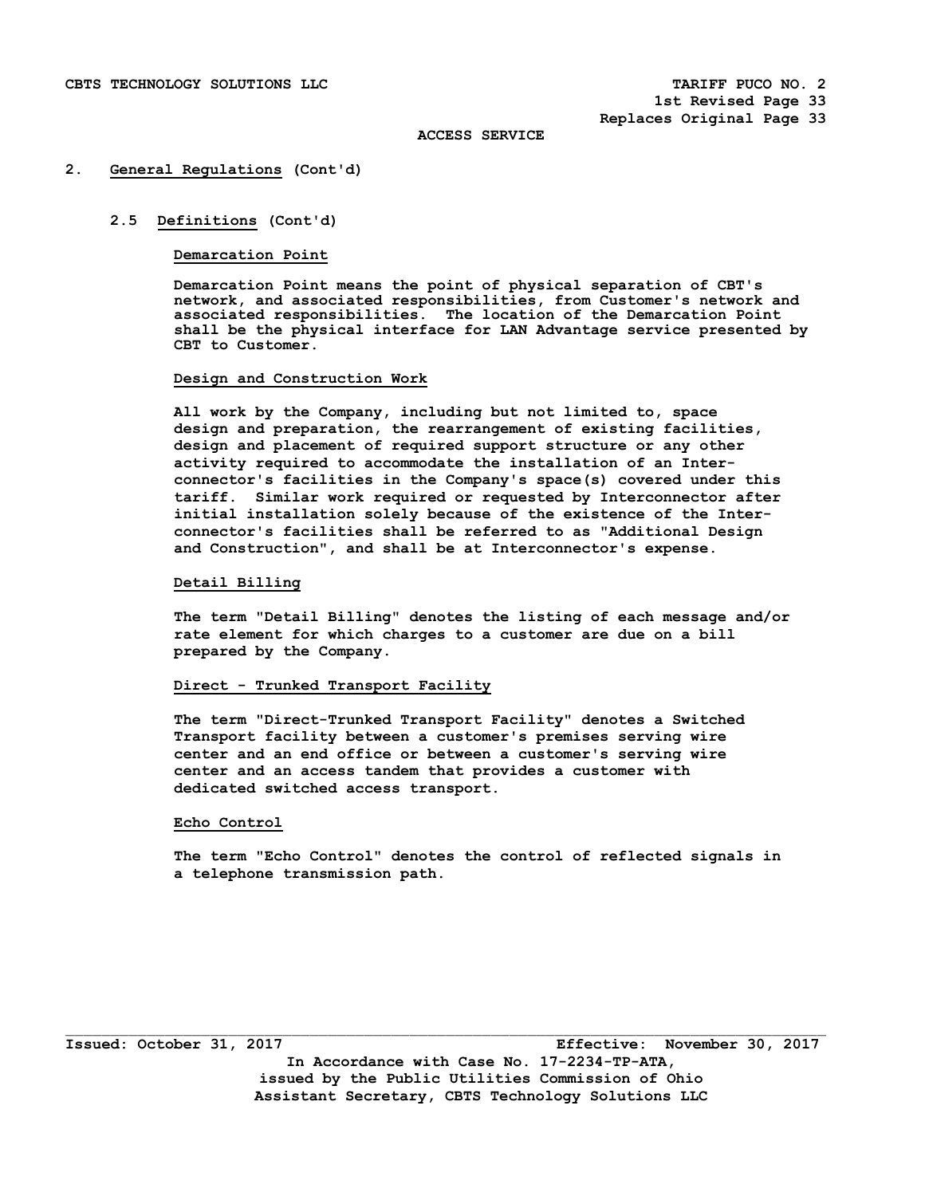ACCESS SERVICE

## 2. General Regulations (Cont'd)

### 2.5 Definitions (Cont'd)

**Demarcation Point**

Demarcation Point means the point of physical separation of CBT's network, and associated responsibilities, from Customer's network and associated responsibilities. The location of the Demarcation Point shall be the physical interface for LAN Advantage service presented by CBT to Customer.

**Design and Construction Work**

All work by the Company, including but not limited to, space design and preparation, the rearrangement of existing facilities, design and placement of required support structure or any other activity required to accommodate the installation of an Interconnector's facilities in the Company's space(s) covered under this tariff. Similar work required or requested by Interconnector after initial installation solely because of the existence of the Interconnector's facilities shall be referred to as "Additional Design and Construction", and shall be at Interconnector's expense.

**Detail Billing**

The term "Detail Billing" denotes the listing of each message and/or rate element for which charges to a customer are due on a bill prepared by the Company.

**Direct - Trunked Transport Facility**

The term "Direct-Trunked Transport Facility" denotes a Switched Transport facility between a customer's premises serving wire center and an end office or between a customer's serving wire center and an access tandem that provides a customer with dedicated switched access transport.

**Echo Control**

The term "Echo Control" denotes the control of reflected signals in a telephone transmission path.

Issued: October 31, 2017 Effective: November 30, 2017

In Accordance with Case No. 17-2234-TP-ATA, issued by the Public Utilities Commission of Ohio

Assistant Secretary, CBTS Technology Solutions LLC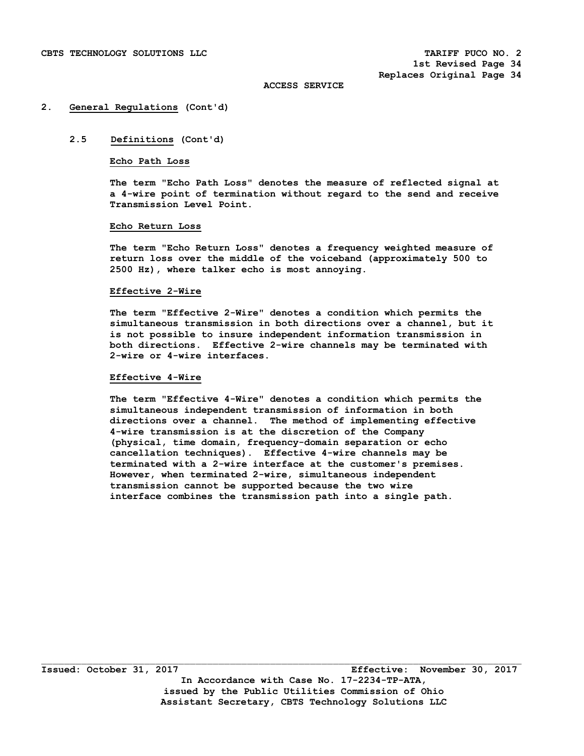## 2. General Regulations (Cont'd)

### 2.5 Definitions (Cont'd)

**Echo Path Loss**

The term "Echo Path Loss" denotes the measure of reflected signal at a 4-wire point of termination without regard to the send and receive Transmission Level Point.

**Echo Return Loss**

The term "Echo Return Loss" denotes a frequency weighted measure of return loss over the middle of the voiceband (approximately 500 to 2500 Hz), where talker echo is most annoying.

**Effective 2-Wire**

The term "Effective 2-Wire" denotes a condition which permits the simultaneous transmission in both directions over a channel, but it is not possible to insure independent information transmission in both directions. Effective 2-wire channels may be terminated with 2-wire or 4-wire interfaces.

**Effective 4-Wire**

The term "Effective 4-Wire" denotes a condition which permits the simultaneous independent transmission of information in both directions over a channel. The method of implementing effective 4-wire transmission is at the discretion of the Company (physical, time domain, frequency-domain separation or echo cancellation techniques). Effective 4-wire channels may be terminated with a 2-wire interface at the customer's premises. However, when terminated 2-wire, simultaneous independent transmission cannot be supported because the two wire interface combines the transmission path into a single path.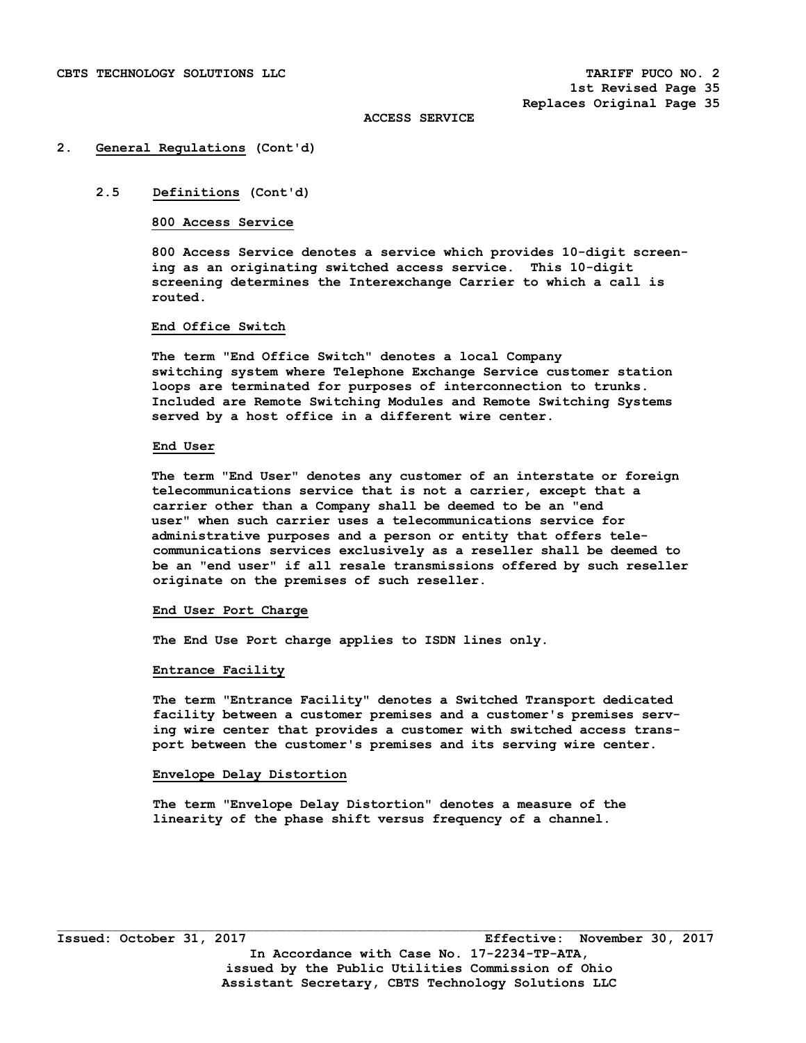ACCESS SERVICE

## 2. General Regulations (Cont'd)

### 2.5 Definitions (Cont'd)

**800 Access Service**

800 Access Service denotes a service which provides 10-digit screening as an originating switched access service. This 10-digit screening determines the Interexchange Carrier to which a call is routed.

**End Office Switch**

The term "End Office Switch" denotes a local Company switching system where Telephone Exchange Service customer station loops are terminated for purposes of interconnection to trunks. Included are Remote Switching Modules and Remote Switching Systems served by a host office in a different wire center.

**End User**

The term "End User" denotes any customer of an interstate or foreign telecommunications service that is not a carrier, except that a carrier other than a Company shall be deemed to be an "end user" when such carrier uses a telecommunications service for administrative purposes and a person or entity that offers telecommunications services exclusively as a reseller shall be deemed to be an "end user" if all resale transmissions offered by such reseller originate on the premises of such reseller.

**End User Port Charge**

The End Use Port charge applies to ISDN lines only.

**Entrance Facility**

The term "Entrance Facility" denotes a Switched Transport dedicated facility between a customer premises and a customer's premises serving wire center that provides a customer with switched access transport between the customer's premises and its serving wire center.

**Envelope Delay Distortion**

The term "Envelope Delay Distortion" denotes a measure of the linearity of the phase shift versus frequency of a channel.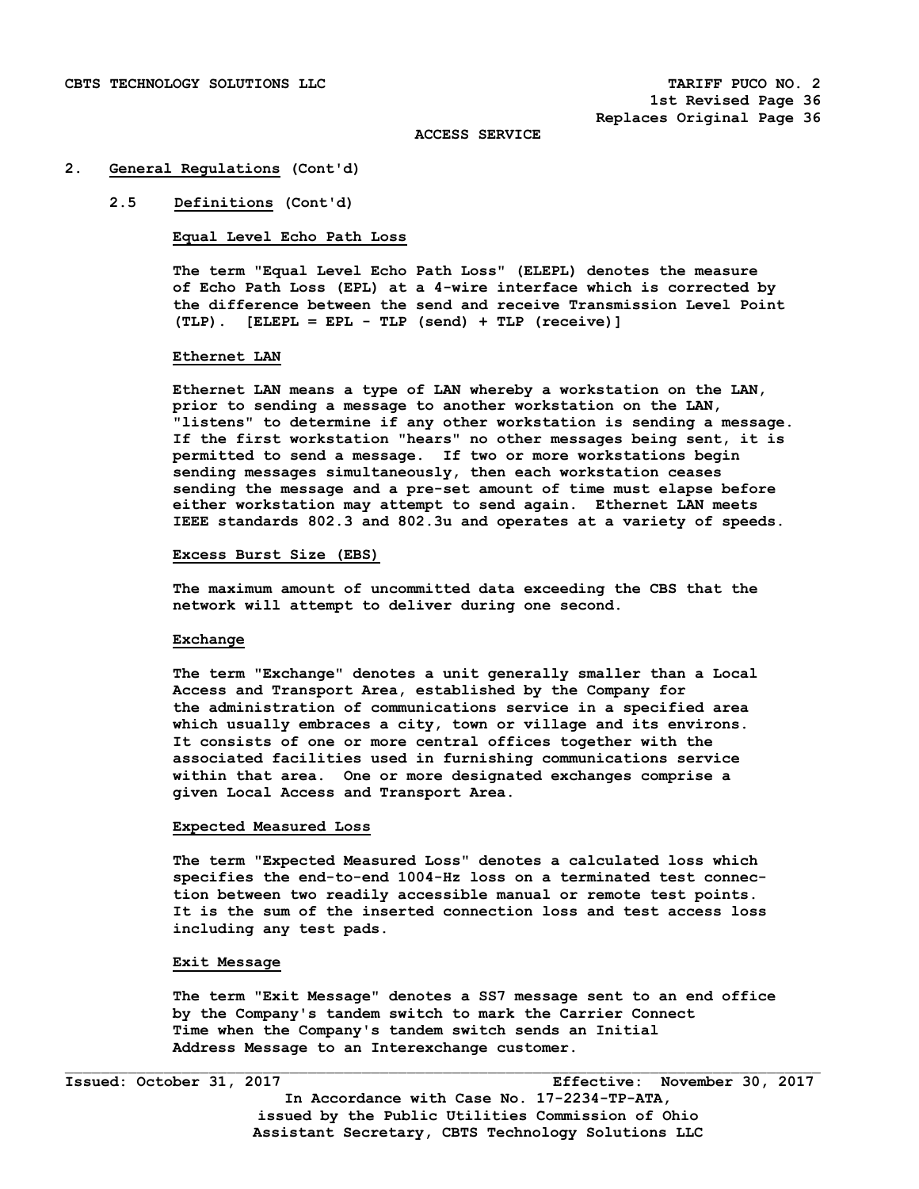ACCESS SERVICE

## 2. General Regulations (Cont'd)

### 2.5 Definitions (Cont'd)

**Equal Level Echo Path Loss**

The term "Equal Level Echo Path Loss" (ELEPL) denotes the measure of Echo Path Loss (EPL) at a 4-wire interface which is corrected by the difference between the send and receive Transmission Level Point (TLP). [ELEPL = EPL - TLP (send) + TLP (receive)]

**Ethernet LAN**

Ethernet LAN means a type of LAN whereby a workstation on the LAN, prior to sending a message to another workstation on the LAN, "listens" to determine if any other workstation is sending a message. If the first workstation "hears" no other messages being sent, it is permitted to send a message. If two or more workstations begin sending messages simultaneously, then each workstation ceases sending the message and a pre-set amount of time must elapse before either workstation may attempt to send again. Ethernet LAN meets IEEE standards 802.3 and 802.3u and operates at a variety of speeds.

**Excess Burst Size (EBS)**

The maximum amount of uncommitted data exceeding the CBS that the network will attempt to deliver during one second.

**Exchange**

The term "Exchange" denotes a unit generally smaller than a Local Access and Transport Area, established by the Company for the administration of communications service in a specified area which usually embraces a city, town or village and its environs. It consists of one or more central offices together with the associated facilities used in furnishing communications service within that area. One or more designated exchanges comprise a given Local Access and Transport Area.

**Expected Measured Loss**

The term "Expected Measured Loss" denotes a calculated loss which specifies the end-to-end 1004-Hz loss on a terminated test connection between two readily accessible manual or remote test points. It is the sum of the inserted connection loss and test access loss including any test pads.

**Exit Message**

The term "Exit Message" denotes a SS7 message sent to an end office by the Company's tandem switch to mark the Carrier Connect Time when the Company's tandem switch sends an Initial Address Message to an Interexchange customer.

Issued: October 31, 2017 Effective: November 30, 2017

In Accordance with Case No. 17-2234-TP-ATA, issued by the Public Utilities Commission of Ohio

Assistant Secretary, CBTS Technology Solutions LLC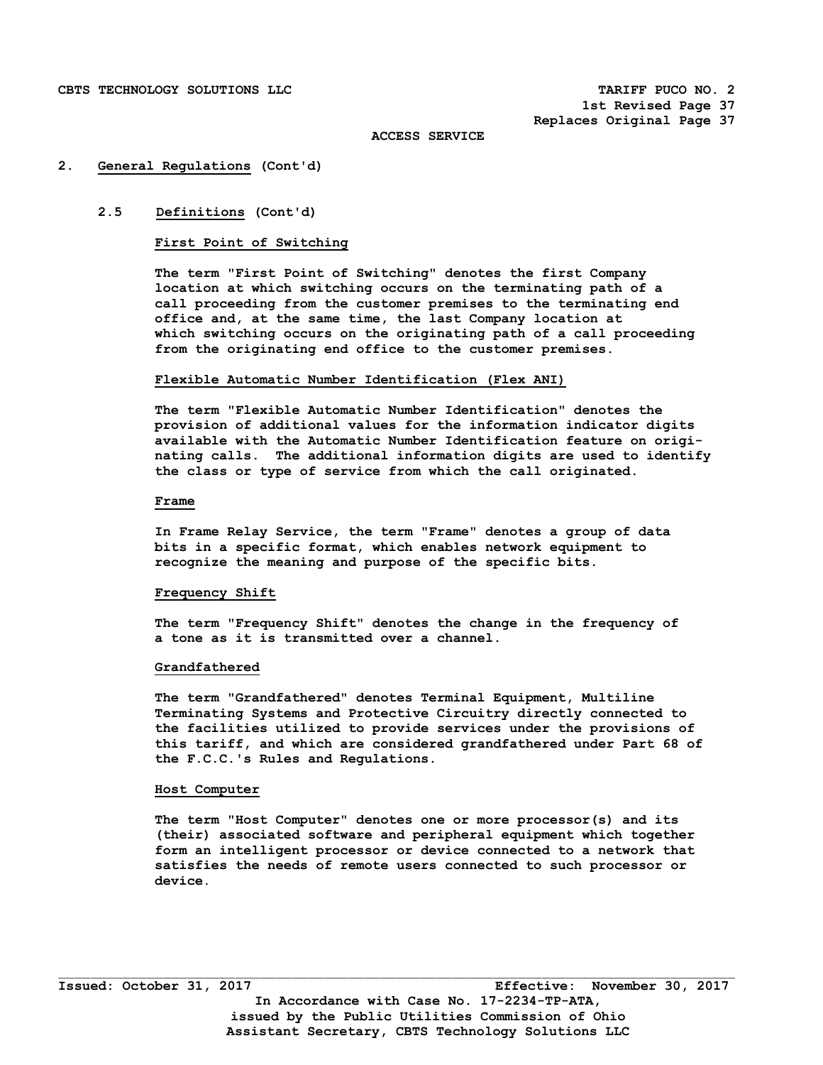ACCESS SERVICE

## 2. General Regulations (Cont'd)

### 2.5 Definitions (Cont'd)

**First Point of Switching**

The term "First Point of Switching" denotes the first Company location at which switching occurs on the terminating path of a call proceeding from the customer premises to the terminating end office and, at the same time, the last Company location at which switching occurs on the originating path of a call proceeding from the originating end office to the customer premises.

**Flexible Automatic Number Identification (Flex ANI)**

The term "Flexible Automatic Number Identification" denotes the provision of additional values for the information indicator digits available with the Automatic Number Identification feature on originating calls. The additional information digits are used to identify the class or type of service from which the call originated.

**Frame**

In Frame Relay Service, the term "Frame" denotes a group of data bits in a specific format, which enables network equipment to recognize the meaning and purpose of the specific bits.

**Frequency Shift**

The term "Frequency Shift" denotes the change in the frequency of a tone as it is transmitted over a channel.

**Grandfathered**

The term "Grandfathered" denotes Terminal Equipment, Multiline Terminating Systems and Protective Circuitry directly connected to the facilities utilized to provide services under the provisions of this tariff, and which are considered grandfathered under Part 68 of the F.C.C.'s Rules and Regulations.

**Host Computer**

The term "Host Computer" denotes one or more processor(s) and its (their) associated software and peripheral equipment which together form an intelligent processor or device connected to a network that satisfies the needs of remote users connected to such processor or device.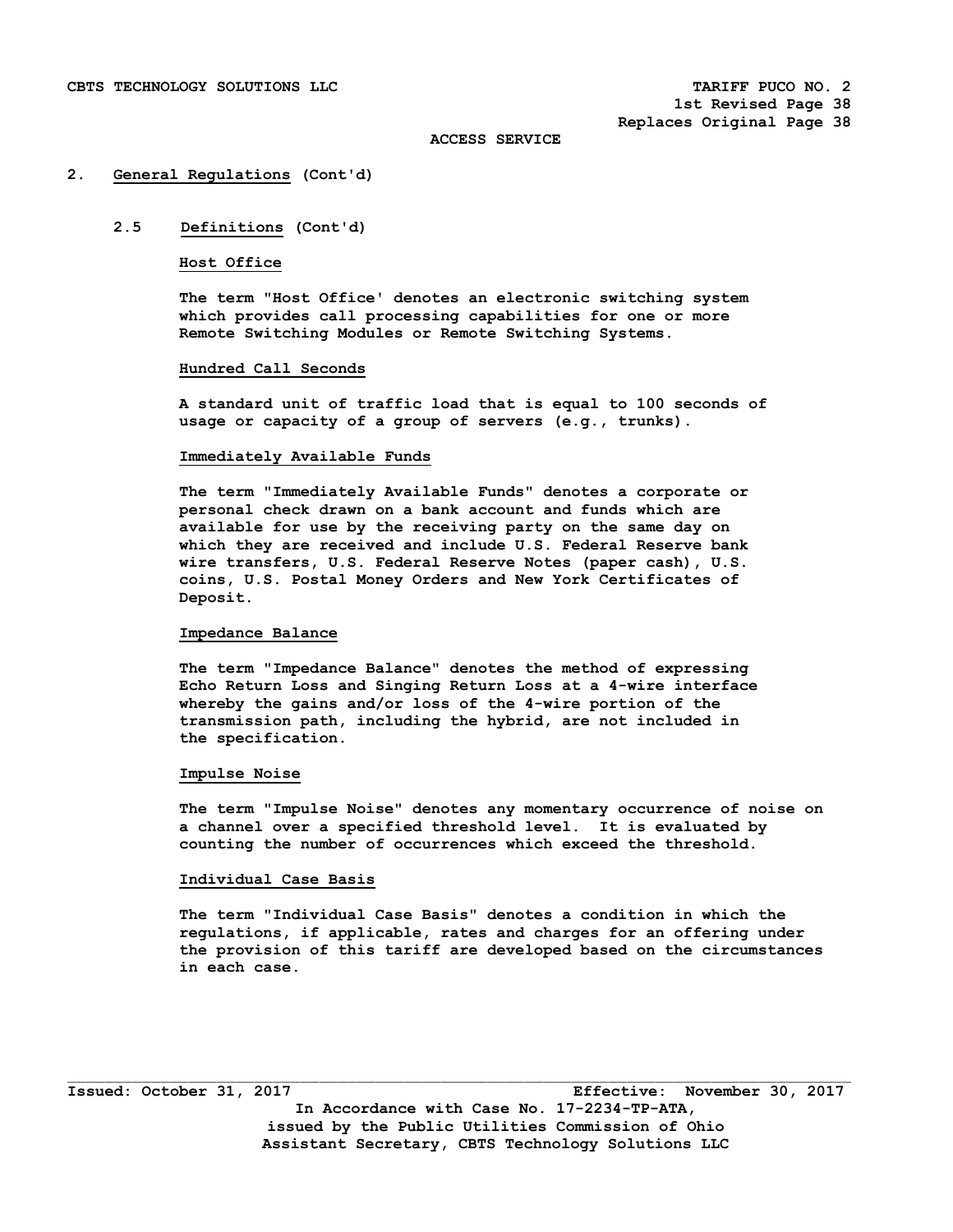ACCESS SERVICE

## 2. General Regulations (Cont'd)

### 2.5 Definitions (Cont'd)

**Host Office**

The term "Host Office' denotes an electronic switching system which provides call processing capabilities for one or more Remote Switching Modules or Remote Switching Systems.

**Hundred Call Seconds**

A standard unit of traffic load that is equal to 100 seconds of usage or capacity of a group of servers (e.g., trunks).

**Immediately Available Funds**

The term "Immediately Available Funds" denotes a corporate or personal check drawn on a bank account and funds which are available for use by the receiving party on the same day on which they are received and include U.S. Federal Reserve bank wire transfers, U.S. Federal Reserve Notes (paper cash), U.S. coins, U.S. Postal Money Orders and New York Certificates of Deposit.

**Impedance Balance**

The term "Impedance Balance" denotes the method of expressing Echo Return Loss and Singing Return Loss at a 4-wire interface whereby the gains and/or loss of the 4-wire portion of the transmission path, including the hybrid, are not included in the specification.

**Impulse Noise**

The term "Impulse Noise" denotes any momentary occurrence of noise on a channel over a specified threshold level. It is evaluated by counting the number of occurrences which exceed the threshold.

**Individual Case Basis**

The term "Individual Case Basis" denotes a condition in which the regulations, if applicable, rates and charges for an offering under the provision of this tariff are developed based on the circumstances in each case.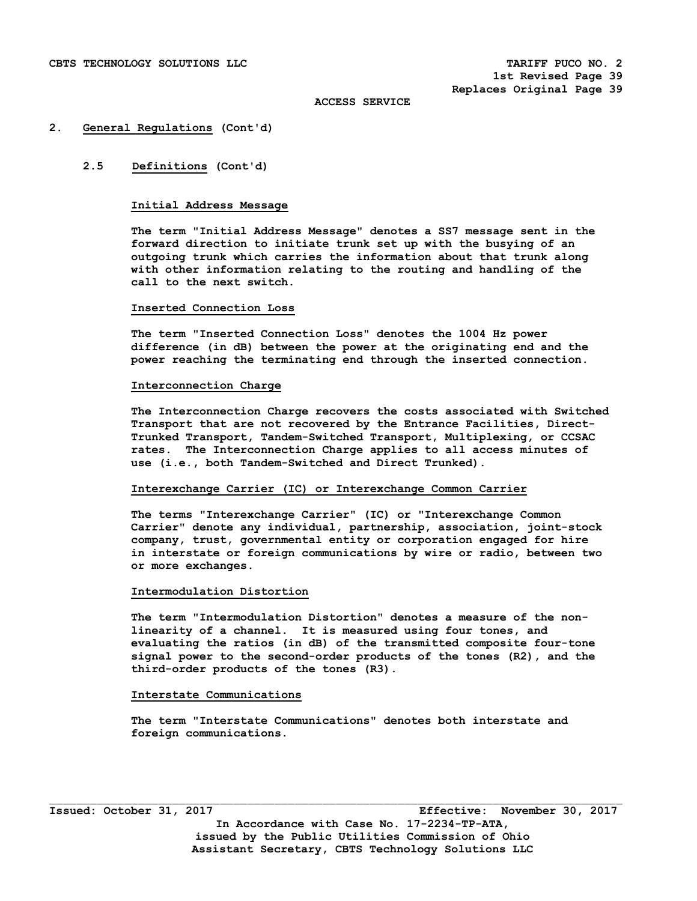ACCESS SERVICE

## 2. General Regulations (Cont'd)

### 2.5 Definitions (Cont'd)

**Initial Address Message**

The term "Initial Address Message" denotes a SS7 message sent in the forward direction to initiate trunk set up with the busying of an outgoing trunk which carries the information about that trunk along with other information relating to the routing and handling of the call to the next switch.

**Inserted Connection Loss**

The term "Inserted Connection Loss" denotes the 1004 Hz power difference (in dB) between the power at the originating end and the power reaching the terminating end through the inserted connection.

**Interconnection Charge**

The Interconnection Charge recovers the costs associated with Switched Transport that are not recovered by the Entrance Facilities, Direct-Trunked Transport, Tandem-Switched Transport, Multiplexing, or CCSAC rates. The Interconnection Charge applies to all access minutes of use (i.e., both Tandem-Switched and Direct Trunked).

**Interexchange Carrier (IC) or Interexchange Common Carrier**

The terms "Interexchange Carrier" (IC) or "Interexchange Common Carrier" denote any individual, partnership, association, joint-stock company, trust, governmental entity or corporation engaged for hire in interstate or foreign communications by wire or radio, between two or more exchanges.

**Intermodulation Distortion**

The term "Intermodulation Distortion" denotes a measure of the non-linearity of a channel. It is measured using four tones, and evaluating the ratios (in dB) of the transmitted composite four-tone signal power to the second-order products of the tones (R2), and the third-order products of the tones (R3).

**Interstate Communications**

The term "Interstate Communications" denotes both interstate and foreign communications.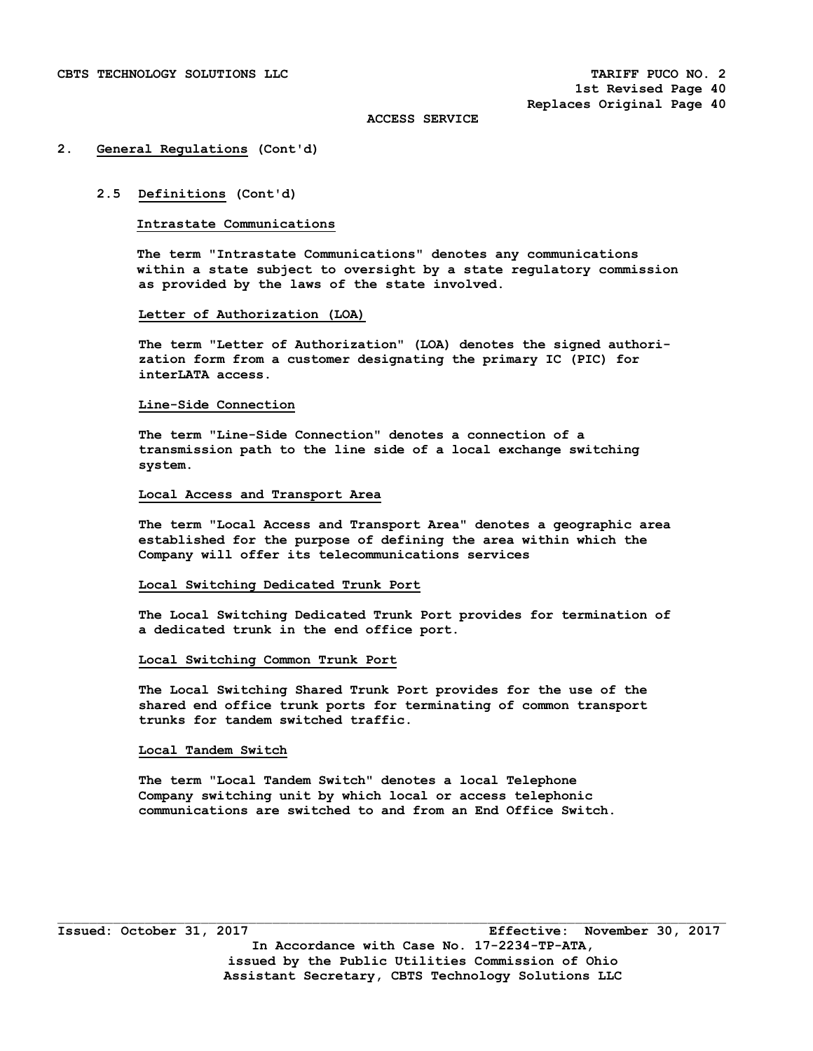## 2. General Regulations (Cont'd)

### 2.5 Definitions (Cont'd)

**Intrastate Communications**

The term "Intrastate Communications" denotes any communications within a state subject to oversight by a state regulatory commission as provided by the laws of the state involved.

**Letter of Authorization (LOA)**

The term "Letter of Authorization" (LOA) denotes the signed authorization form from a customer designating the primary IC (PIC) for interLATA access.

**Line-Side Connection**

The term "Line-Side Connection" denotes a connection of a transmission path to the line side of a local exchange switching system.

**Local Access and Transport Area**

The term "Local Access and Transport Area" denotes a geographic area established for the purpose of defining the area within which the Company will offer its telecommunications services

**Local Switching Dedicated Trunk Port**

The Local Switching Dedicated Trunk Port provides for termination of a dedicated trunk in the end office port.

**Local Switching Common Trunk Port**

The Local Switching Shared Trunk Port provides for the use of the shared end office trunk ports for terminating of common transport trunks for tandem switched traffic.

**Local Tandem Switch**

The term "Local Tandem Switch" denotes a local Telephone Company switching unit by which local or access telephonic communications are switched to and from an End Office Switch.

Issued: October 31, 2017 Effective: November 30, 2017

In Accordance with Case No. 17-2234-TP-ATA, issued by the Public Utilities Commission of Ohio

Assistant Secretary, CBTS Technology Solutions LLC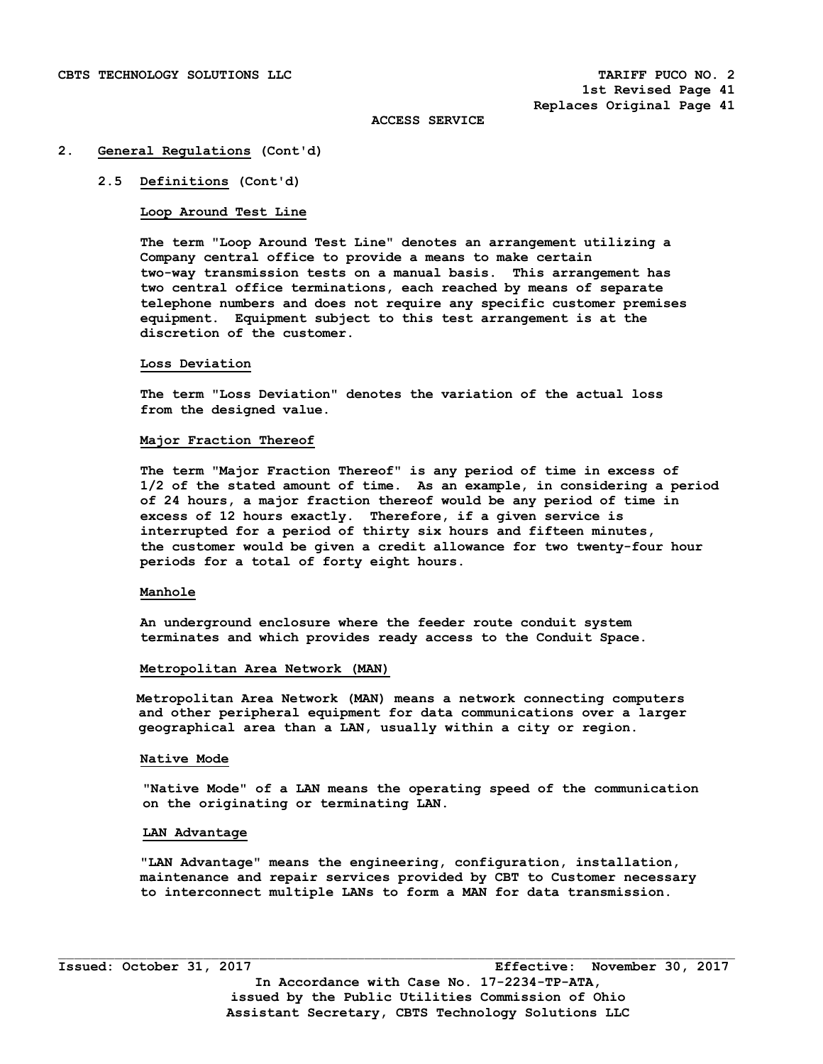ACCESS SERVICE

## 2. General Regulations (Cont'd)

### 2.5 Definitions (Cont'd)

**Loop Around Test Line**

The term "Loop Around Test Line" denotes an arrangement utilizing a Company central office to provide a means to make certain two-way transmission tests on a manual basis. This arrangement has two central office terminations, each reached by means of separate telephone numbers and does not require any specific customer premises equipment. Equipment subject to this test arrangement is at the discretion of the customer.

**Loss Deviation**

The term "Loss Deviation" denotes the variation of the actual loss from the designed value.

**Major Fraction Thereof**

The term "Major Fraction Thereof" is any period of time in excess of 1/2 of the stated amount of time. As an example, in considering a period of 24 hours, a major fraction thereof would be any period of time in excess of 12 hours exactly. Therefore, if a given service is interrupted for a period of thirty six hours and fifteen minutes, the customer would be given a credit allowance for two twenty-four hour periods for a total of forty eight hours.

**Manhole**

An underground enclosure where the feeder route conduit system terminates and which provides ready access to the Conduit Space.

**Metropolitan Area Network (MAN)**

Metropolitan Area Network (MAN) means a network connecting computers and other peripheral equipment for data communications over a larger geographical area than a LAN, usually within a city or region.

**Native Mode**

"Native Mode" of a LAN means the operating speed of the communication on the originating or terminating LAN.

**LAN Advantage**

"LAN Advantage" means the engineering, configuration, installation, maintenance and repair services provided by CBT to Customer necessary to interconnect multiple LANs to form a MAN for data transmission.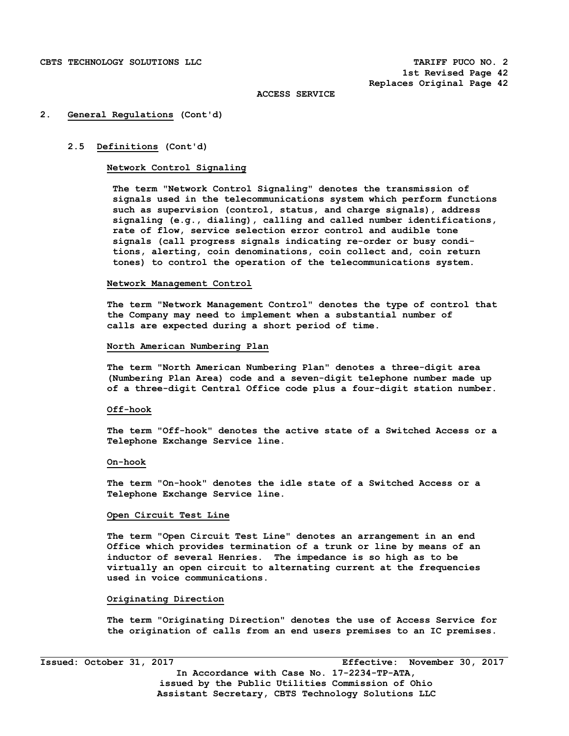ACCESS SERVICE

## 2. General Regulations (Cont'd)

### 2.5 Definitions (Cont'd)

**Network Control Signaling**

The term "Network Control Signaling" denotes the transmission of signals used in the telecommunications system which perform functions such as supervision (control, status, and charge signals), address signaling (e.g., dialing), calling and called number identifications, rate of flow, service selection error control and audible tone signals (call progress signals indicating re-order or busy conditions, alerting, coin denominations, coin collect and, coin return tones) to control the operation of the telecommunications system.

**Network Management Control**

The term "Network Management Control" denotes the type of control that the Company may need to implement when a substantial number of calls are expected during a short period of time.

**North American Numbering Plan**

The term "North American Numbering Plan" denotes a three-digit area (Numbering Plan Area) code and a seven-digit telephone number made up of a three-digit Central Office code plus a four-digit station number.

**Off-hook**

The term "Off-hook" denotes the active state of a Switched Access or a Telephone Exchange Service line.

**On-hook**

The term "On-hook" denotes the idle state of a Switched Access or a Telephone Exchange Service line.

**Open Circuit Test Line**

The term "Open Circuit Test Line" denotes an arrangement in an end Office which provides termination of a trunk or line by means of an inductor of several Henries. The impedance is so high as to be virtually an open circuit to alternating current at the frequencies used in voice communications.

**Originating Direction**

The term "Originating Direction" denotes the use of Access Service for the origination of calls from an end users premises to an IC premises.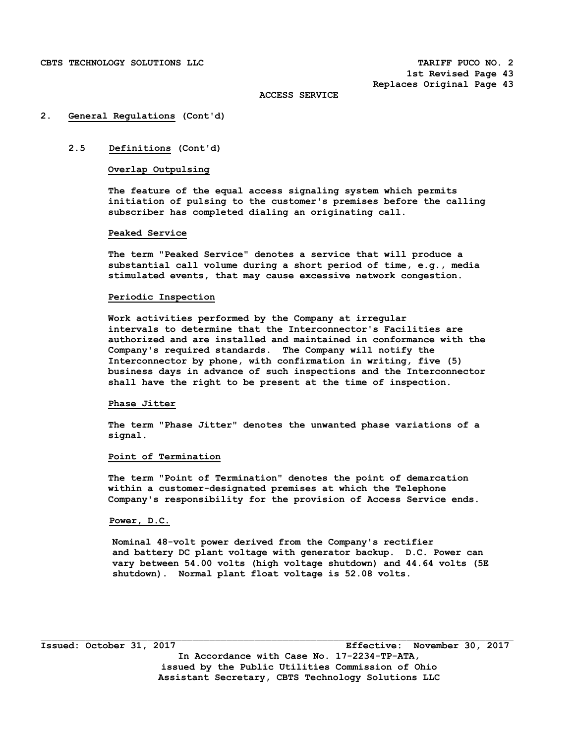## 2. General Regulations (Cont'd)

### 2.5 Definitions (Cont'd)

**Overlap Outpulsing**

The feature of the equal access signaling system which permits initiation of pulsing to the customer's premises before the calling subscriber has completed dialing an originating call.

**Peaked Service**

The term "Peaked Service" denotes a service that will produce a substantial call volume during a short period of time, e.g., media stimulated events, that may cause excessive network congestion.

**Periodic Inspection**

Work activities performed by the Company at irregular intervals to determine that the Interconnector's Facilities are authorized and are installed and maintained in conformance with the Company's required standards. The Company will notify the Interconnector by phone, with confirmation in writing, five (5) business days in advance of such inspections and the Interconnector shall have the right to be present at the time of inspection.

**Phase Jitter**

The term "Phase Jitter" denotes the unwanted phase variations of a signal.

**Point of Termination**

The term "Point of Termination" denotes the point of demarcation within a customer-designated premises at which the Telephone Company's responsibility for the provision of Access Service ends.

**Power, D.C.**

Nominal 48-volt power derived from the Company's rectifier and battery DC plant voltage with generator backup. D.C. Power can vary between 54.00 volts (high voltage shutdown) and 44.64 volts (5E shutdown). Normal plant float voltage is 52.08 volts.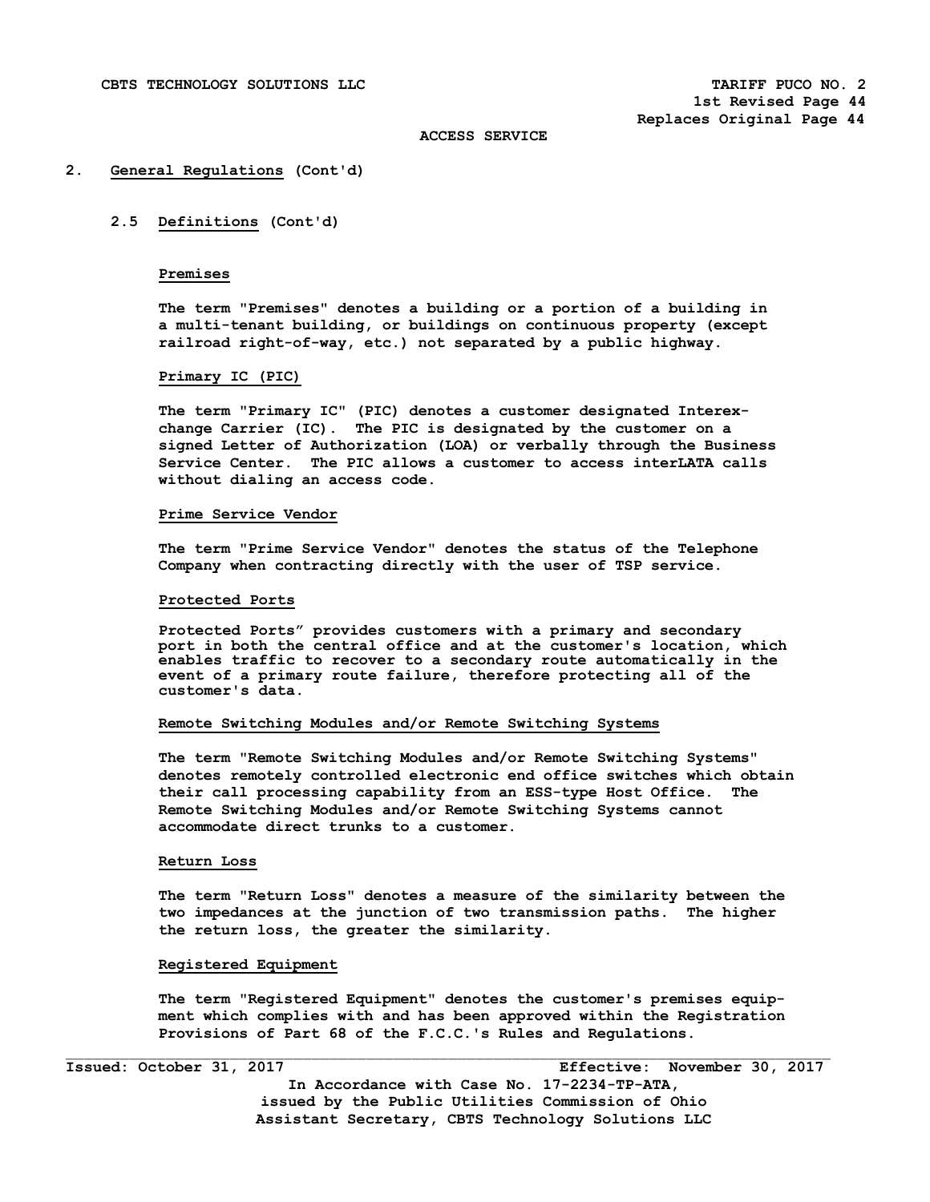ACCESS SERVICE

## 2. General Regulations (Cont'd)

### 2.5 Definitions (Cont'd)

**Premises**

The term "Premises" denotes a building or a portion of a building in a multi-tenant building, or buildings on continuous property (except railroad right-of-way, etc.) not separated by a public highway.

**Primary IC (PIC)**

The term "Primary IC" (PIC) denotes a customer designated Interexchange Carrier (IC). The PIC is designated by the customer on a signed Letter of Authorization (LOA) or verbally through the Business Service Center. The PIC allows a customer to access interLATA calls without dialing an access code.

**Prime Service Vendor**

The term "Prime Service Vendor" denotes the status of the Telephone Company when contracting directly with the user of TSP service.

**Protected Ports**

Protected Ports" provides customers with a primary and secondary port in both the central office and at the customer's location, which enables traffic to recover to a secondary route automatically in the event of a primary route failure, therefore protecting all of the customer's data.

**Remote Switching Modules and/or Remote Switching Systems**

The term "Remote Switching Modules and/or Remote Switching Systems" denotes remotely controlled electronic end office switches which obtain their call processing capability from an ESS-type Host Office. The Remote Switching Modules and/or Remote Switching Systems cannot accommodate direct trunks to a customer.

**Return Loss**

The term "Return Loss" denotes a measure of the similarity between the two impedances at the junction of two transmission paths. The higher the return loss, the greater the similarity.

**Registered Equipment**

The term "Registered Equipment" denotes the customer's premises equipment which complies with and has been approved within the Registration Provisions of Part 68 of the F.C.C.'s Rules and Regulations.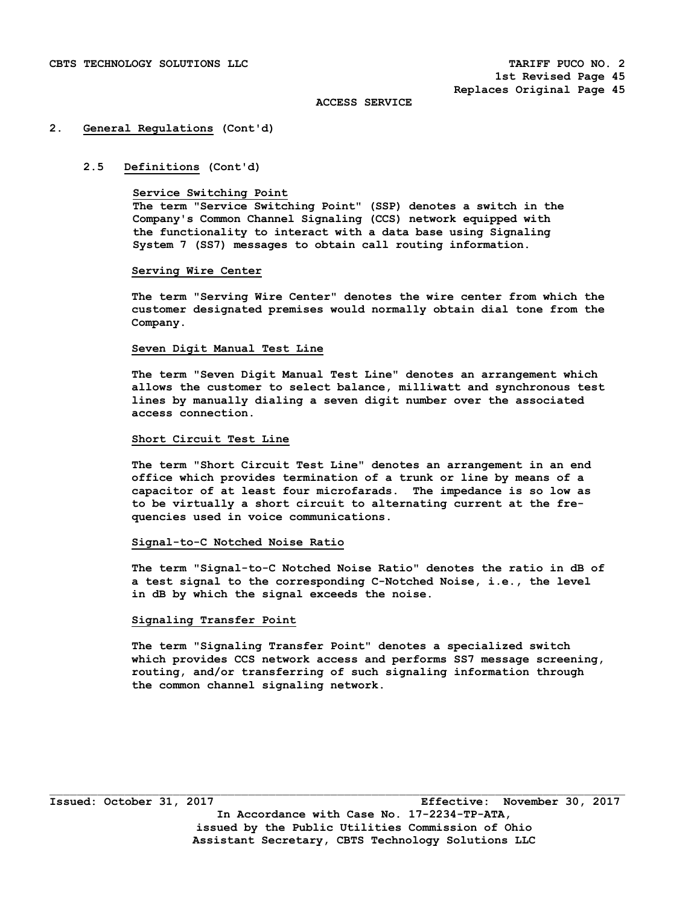ACCESS SERVICE

## 2. General Regulations (Cont'd)

### 2.5 Definitions (Cont'd)

**Service Switching Point**

The term "Service Switching Point" (SSP) denotes a switch in the Company's Common Channel Signaling (CCS) network equipped with the functionality to interact with a data base using Signaling System 7 (SS7) messages to obtain call routing information.

**Serving Wire Center**

The term "Serving Wire Center" denotes the wire center from which the customer designated premises would normally obtain dial tone from the Company.

**Seven Digit Manual Test Line**

The term "Seven Digit Manual Test Line" denotes an arrangement which allows the customer to select balance, milliwatt and synchronous test lines by manually dialing a seven digit number over the associated access connection.

**Short Circuit Test Line**

The term "Short Circuit Test Line" denotes an arrangement in an end office which provides termination of a trunk or line by means of a capacitor of at least four microfarads. The impedance is so low as to be virtually a short circuit to alternating current at the frequencies used in voice communications.

**Signal-to-C Notched Noise Ratio**

The term "Signal-to-C Notched Noise Ratio" denotes the ratio in dB of a test signal to the corresponding C-Notched Noise, i.e., the level in dB by which the signal exceeds the noise.

**Signaling Transfer Point**

The term "Signaling Transfer Point" denotes a specialized switch which provides CCS network access and performs SS7 message screening, routing, and/or transferring of such signaling information through the common channel signaling network.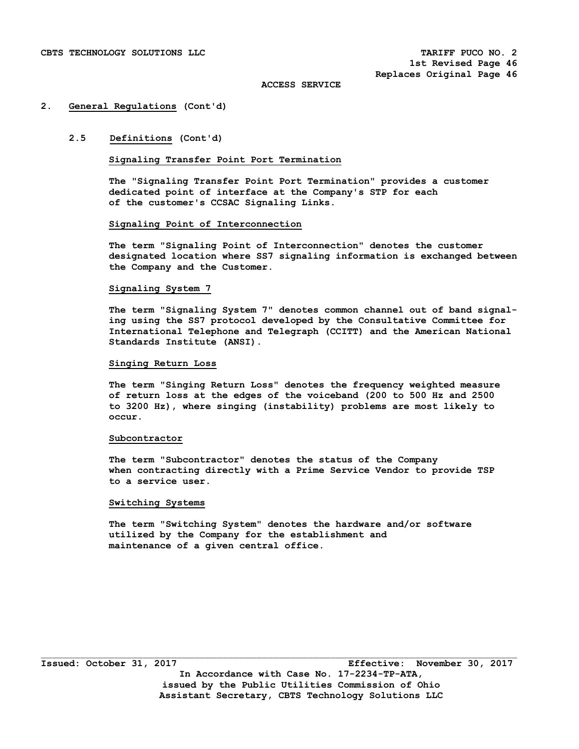ACCESS SERVICE

## 2. General Regulations (Cont'd)

### 2.5 Definitions (Cont'd)

**Signaling Transfer Point Port Termination**

**The "Signaling Transfer Point Port Termination" provides a customer dedicated point of interface at the Company's STP for each of the customer's CCSAC Signaling Links.**

**Signaling Point of Interconnection**

**The term "Signaling Point of Interconnection" denotes the customer designated location where SS7 signaling information is exchanged between the Company and the Customer.**

**Signaling System 7**

**The term "Signaling System 7" denotes common channel out of band signaling using the SS7 protocol developed by the Consultative Committee for International Telephone and Telegraph (CCITT) and the American National Standards Institute (ANSI).**

**Singing Return Loss**

**The term "Singing Return Loss" denotes the frequency weighted measure of return loss at the edges of the voiceband (200 to 500 Hz and 2500 to 3200 Hz), where singing (instability) problems are most likely to occur.**

**Subcontractor**

**The term "Subcontractor" denotes the status of the Company when contracting directly with a Prime Service Vendor to provide TSP to a service user.**

**Switching Systems**

**The term "Switching System" denotes the hardware and/or software utilized by the Company for the establishment and maintenance of a given central office.**

Issued: October 31, 2017 Effective: November 30, 2017

In Accordance with Case No. 17-2234-TP-ATA, issued by the Public Utilities Commission of Ohio

Assistant Secretary, CBTS Technology Solutions LLC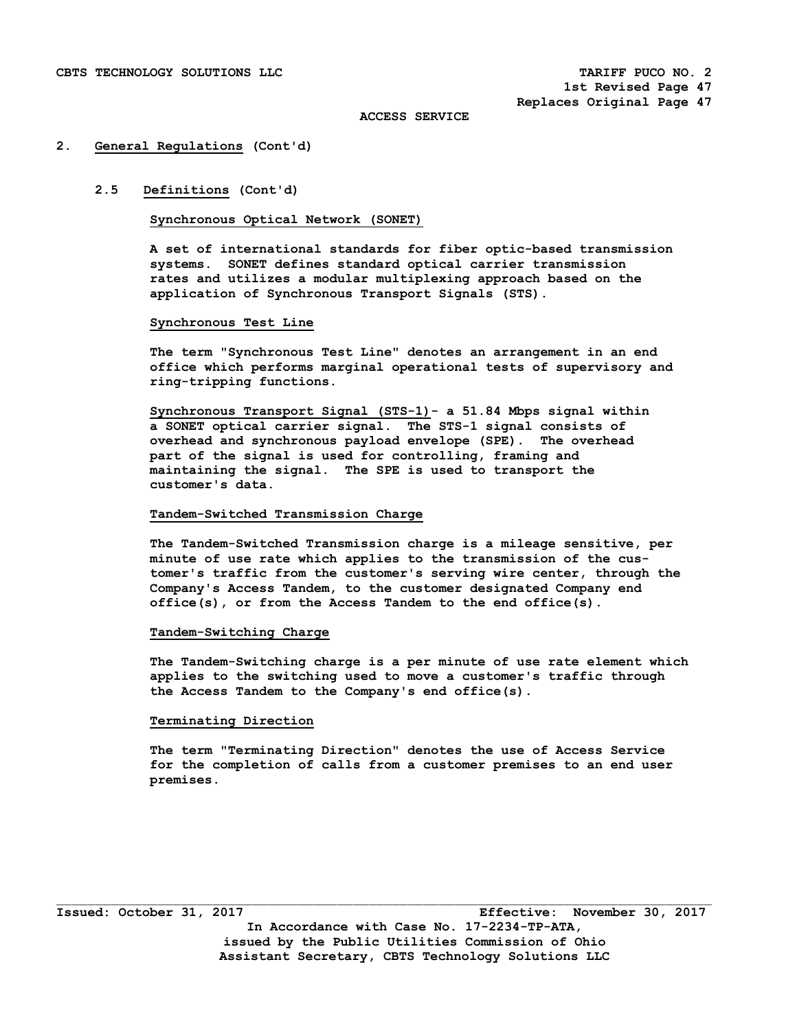ACCESS SERVICE

## 2. General Regulations (Cont'd)

### 2.5 Definitions (Cont'd)

**Synchronous Optical Network (SONET)**

A set of international standards for fiber optic-based transmission systems. SONET defines standard optical carrier transmission rates and utilizes a modular multiplexing approach based on the application of Synchronous Transport Signals (STS).

**Synchronous Test Line**

The term "Synchronous Test Line" denotes an arrangement in an end office which performs marginal operational tests of supervisory and ring-tripping functions.

**Synchronous Transport Signal (STS-1)** - a 51.84 Mbps signal within a SONET optical carrier signal. The STS-1 signal consists of overhead and synchronous payload envelope (SPE). The overhead part of the signal is used for controlling, framing and maintaining the signal. The SPE is used to transport the customer's data.

**Tandem-Switched Transmission Charge**

The Tandem-Switched Transmission charge is a mileage sensitive, per minute of use rate which applies to the transmission of the customer's traffic from the customer's serving wire center, through the Company's Access Tandem, to the customer designated Company end office(s), or from the Access Tandem to the end office(s).

**Tandem-Switching Charge**

The Tandem-Switching charge is a per minute of use rate element which applies to the switching used to move a customer's traffic through the Access Tandem to the Company's end office(s).

**Terminating Direction**

The term "Terminating Direction" denotes the use of Access Service for the completion of calls from a customer premises to an end user premises.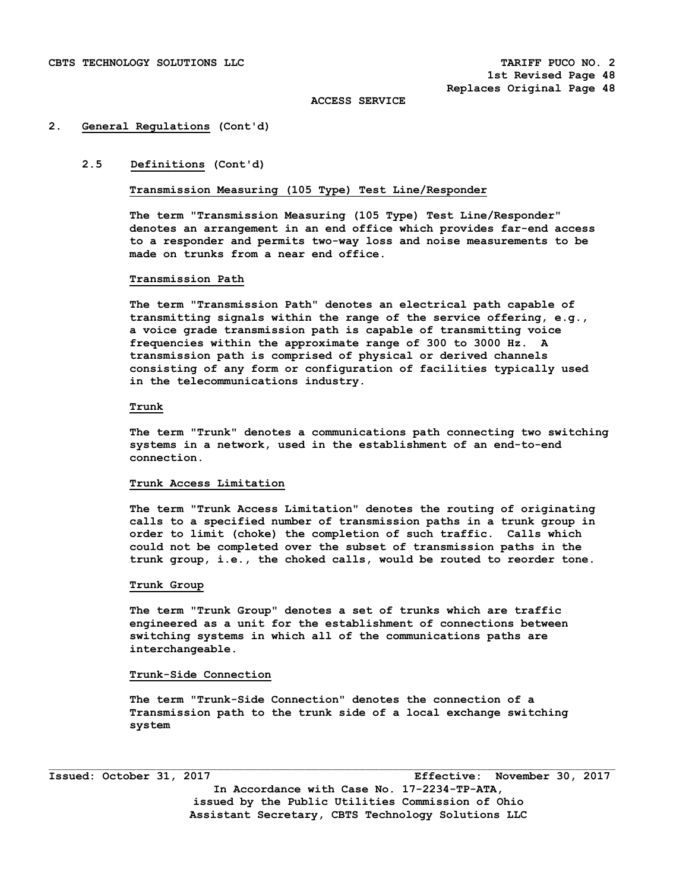ACCESS SERVICE

## 2. General Regulations (Cont'd)

### 2.5 Definitions (Cont'd)

**Transmission Measuring (105 Type) Test Line/Responder**

The term "Transmission Measuring (105 Type) Test Line/Responder" denotes an arrangement in an end office which provides far-end access to a responder and permits two-way loss and noise measurements to be made on trunks from a near end office.

**Transmission Path**

The term "Transmission Path" denotes an electrical path capable of transmitting signals within the range of the service offering, e.g., a voice grade transmission path is capable of transmitting voice frequencies within the approximate range of 300 to 3000 Hz. A transmission path is comprised of physical or derived channels consisting of any form or configuration of facilities typically used in the telecommunications industry.

**Trunk**

The term "Trunk" denotes a communications path connecting two switching systems in a network, used in the establishment of an end-to-end connection.

**Trunk Access Limitation**

The term "Trunk Access Limitation" denotes the routing of originating calls to a specified number of transmission paths in a trunk group in order to limit (choke) the completion of such traffic. Calls which could not be completed over the subset of transmission paths in the trunk group, i.e., the choked calls, would be routed to reorder tone.

**Trunk Group**

The term "Trunk Group" denotes a set of trunks which are traffic engineered as a unit for the establishment of connections between switching systems in which all of the communications paths are interchangeable.

**Trunk-Side Connection**

The term "Trunk-Side Connection" denotes the connection of a Transmission path to the trunk side of a local exchange switching system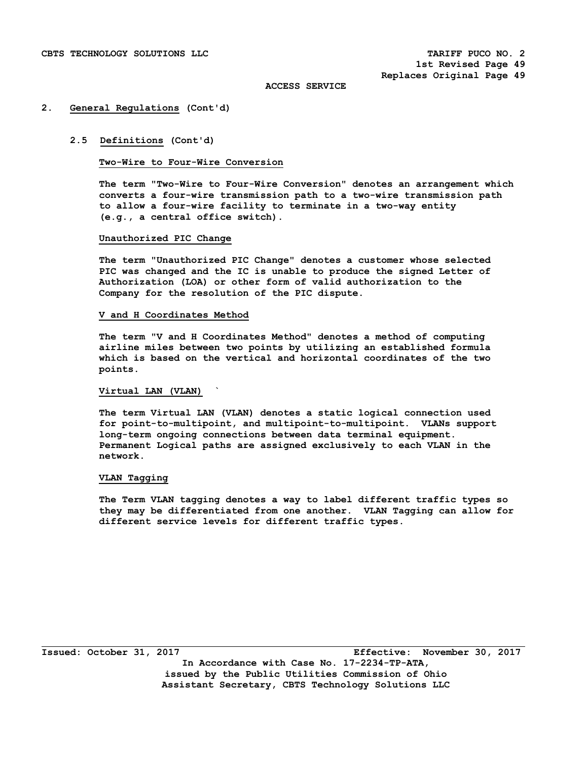ACCESS SERVICE

## 2. General Regulations (Cont'd)

### 2.5 Definitions (Cont'd)

**Two-Wire to Four-Wire Conversion**

The term "Two-Wire to Four-Wire Conversion" denotes an arrangement which converts a four-wire transmission path to a two-wire transmission path to allow a four-wire facility to terminate in a two-way entity (e.g., a central office switch).

**Unauthorized PIC Change**

The term "Unauthorized PIC Change" denotes a customer whose selected PIC was changed and the IC is unable to produce the signed Letter of Authorization (LOA) or other form of valid authorization to the Company for the resolution of the PIC dispute.

**V and H Coordinates Method**

The term "V and H Coordinates Method" denotes a method of computing airline miles between two points by utilizing an established formula which is based on the vertical and horizontal coordinates of the two points.

**Virtual LAN (VLAN)**

The term Virtual LAN (VLAN) denotes a static logical connection used for point-to-multipoint, and multipoint-to-multipoint. VLANs support long-term ongoing connections between data terminal equipment. Permanent Logical paths are assigned exclusively to each VLAN in the network.

**VLAN Tagging**

The Term VLAN tagging denotes a way to label different traffic types so they may be differentiated from one another. VLAN Tagging can allow for different service levels for different traffic types.

Issued: October 31, 2017 Effective: November 30, 2017

In Accordance with Case No. 17-2234-TP-ATA,
issued by the Public Utilities Commission of Ohio
Assistant Secretary, CBTS Technology Solutions LLC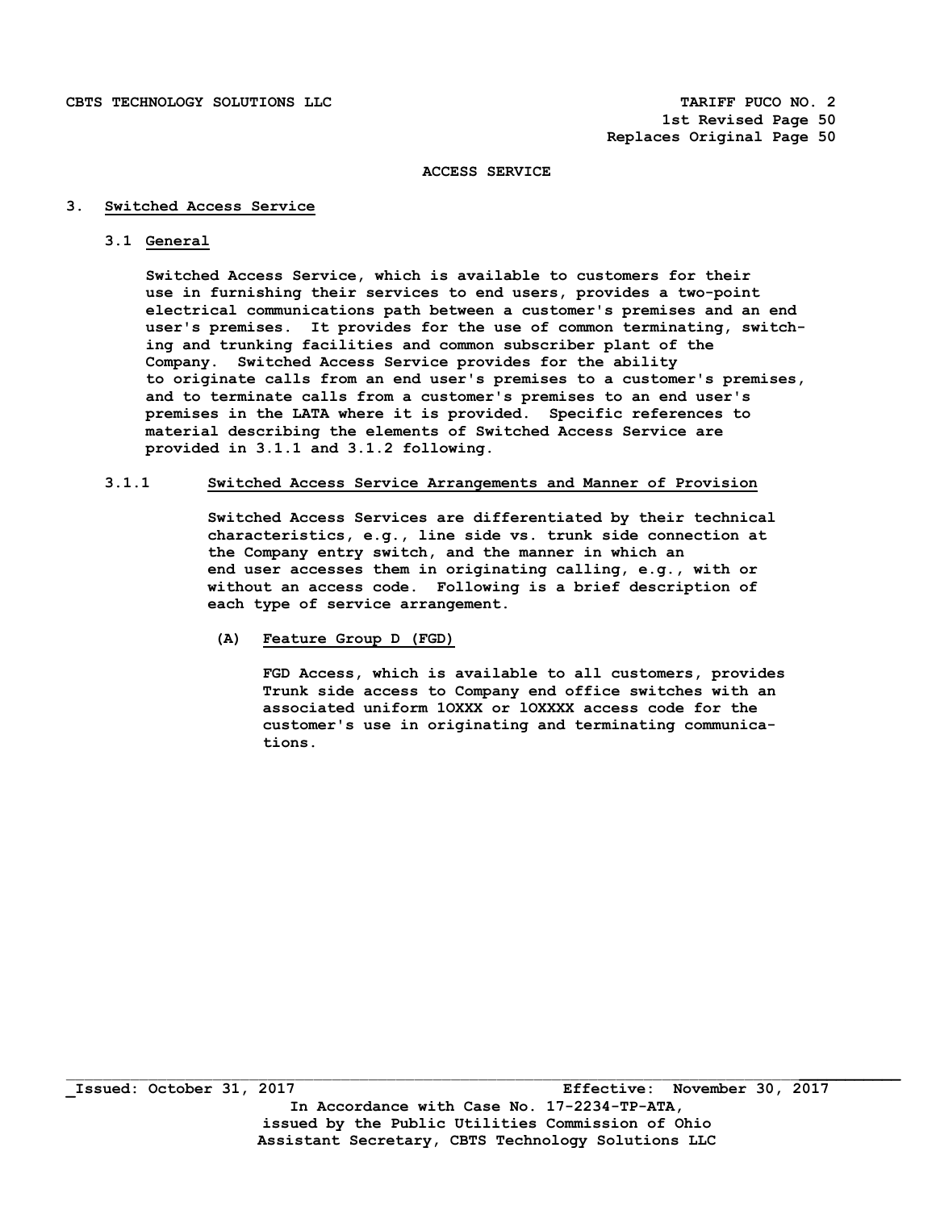## ACCESS SERVICE

### 3. Switched Access Service

#### 3.1 General

Switched Access Service, which is available to customers for their use in furnishing their services to end users, provides a two-point electrical communications path between a customer's premises and an end user's premises. It provides for the use of common terminating, switching and trunking facilities and common subscriber plant of the Company. Switched Access Service provides for the ability to originate calls from an end user's premises to a customer's premises, and to terminate calls from a customer's premises to an end user's premises in the LATA where it is provided. Specific references to material describing the elements of Switched Access Service are provided in 3.1.1 and 3.1.2 following.

#### 3.1.1 Switched Access Service Arrangements and Manner of Provision

Switched Access Services are differentiated by their technical characteristics, e.g., line side vs. trunk side connection at the Company entry switch, and the manner in which an end user accesses them in originating calling, e.g., with or without an access code. Following is a brief description of each type of service arrangement.

**(A) Feature Group D (FGD)**

FGD Access, which is available to all customers, provides Trunk side access to Company end office switches with an associated uniform 1OXXX or 1OXXXX access code for the customer's use in originating and terminating communications.

Issued: October 31, 2017 Effective: November 30, 2017

In Accordance with Case No. 17-2234-TP-ATA, issued by the Public Utilities Commission of Ohio

Assistant Secretary, CBTS Technology Solutions LLC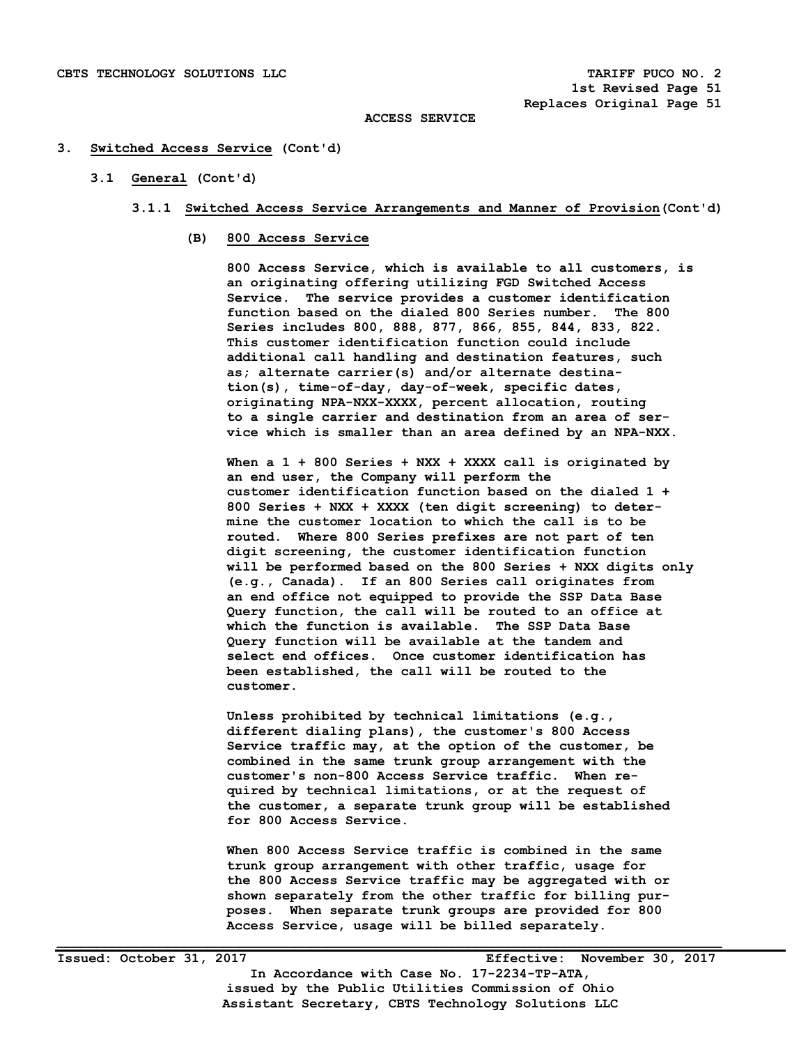CBTS TECHNOLOGY SOLUTIONS LLC — TARIFF PUCO NO. 2
1st Revised Page 51
Replaces Original Page 51

ACCESS SERVICE

**3. Switched Access Service (Cont'd)**

**3.1 General (Cont'd)**

**3.1.1 Switched Access Service Arrangements and Manner of Provision (Cont'd)**

**(B) 800 Access Service**

800 Access Service, which is available to all customers, is an originating offering utilizing FGD Switched Access Service. The service provides a customer identification function based on the dialed 800 Series number. The 800 Series includes 800, 888, 877, 866, 855, 844, 833, 822. This customer identification function could include additional call handling and destination features, such as; alternate carrier(s) and/or alternate destination(s), time-of-day, day-of-week, specific dates, originating NPA-NXX-XXXX, percent allocation, routing to a single carrier and destination from an area of service which is smaller than an area defined by an NPA-NXX.

When a 1 + 800 Series + NXX + XXXX call is originated by an end user, the Company will perform the customer identification function based on the dialed 1 + 800 Series + NXX + XXXX (ten digit screening) to determine the customer location to which the call is to be routed. Where 800 Series prefixes are not part of ten digit screening, the customer identification function will be performed based on the 800 Series + NXX digits only (e.g., Canada). If an 800 Series call originates from an end office not equipped to provide the SSP Data Base Query function, the call will be routed to an office at which the function is available. The SSP Data Base Query function will be available at the tandem and select end offices. Once customer identification has been established, the call will be routed to the customer.

Unless prohibited by technical limitations (e.g., different dialing plans), the customer's 800 Access Service traffic may, at the option of the customer, be combined in the same trunk group arrangement with the customer's non-800 Access Service traffic. When required by technical limitations, or at the request of the customer, a separate trunk group will be established for 800 Access Service.

When 800 Access Service traffic is combined in the same trunk group arrangement with other traffic, usage for the 800 Access Service traffic may be aggregated with or shown separately from the other traffic for billing purposes. When separate trunk groups are provided for 800 Access Service, usage will be billed separately.

Issued: October 31, 2017 — Effective: November 30, 2017

In Accordance with Case No. 17-2234-TP-ATA, issued by the Public Utilities Commission of Ohio

Assistant Secretary, CBTS Technology Solutions LLC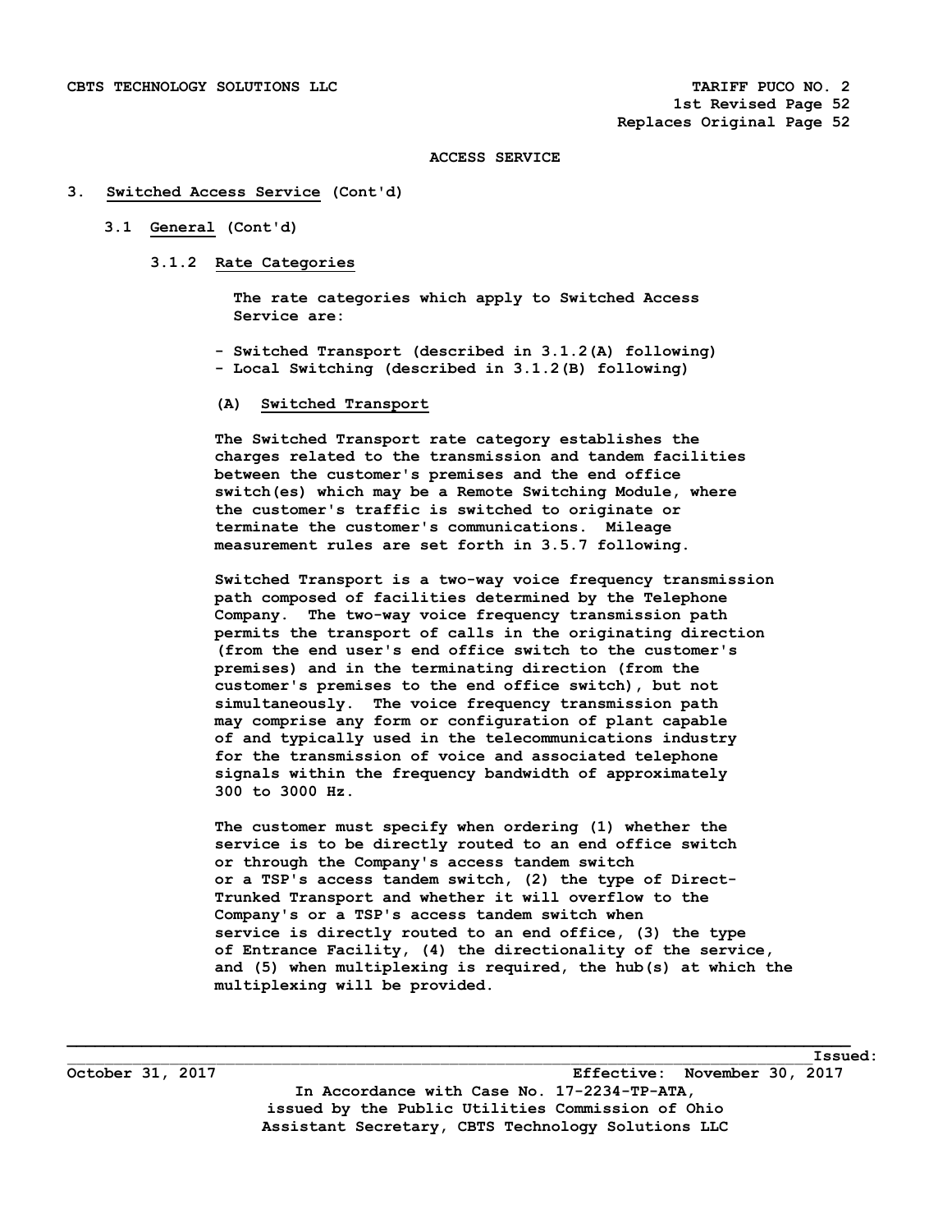## ACCESS SERVICE

### 3. Switched Access Service (Cont'd)

#### 3.1 General (Cont'd)

##### 3.1.2 Rate Categories

The rate categories which apply to Switched Access Service are:

- Switched Transport (described in 3.1.2(A) following)
- Local Switching (described in 3.1.2(B) following)

**(A) Switched Transport**

The Switched Transport rate category establishes the charges related to the transmission and tandem facilities between the customer's premises and the end office switch(es) which may be a Remote Switching Module, where the customer's traffic is switched to originate or terminate the customer's communications. Mileage measurement rules are set forth in 3.5.7 following.

Switched Transport is a two-way voice frequency transmission path composed of facilities determined by the Telephone Company. The two-way voice frequency transmission path permits the transport of calls in the originating direction (from the end user's end office switch to the customer's premises) and in the terminating direction (from the customer's premises to the end office switch), but not simultaneously. The voice frequency transmission path may comprise any form or configuration of plant capable of and typically used in the telecommunications industry for the transmission of voice and associated telephone signals within the frequency bandwidth of approximately 300 to 3000 Hz.

The customer must specify when ordering (1) whether the service is to be directly routed to an end office switch or through the Company's access tandem switch or a TSP's access tandem switch, (2) the type of Direct-Trunked Transport and whether it will overflow to the Company's or a TSP's access tandem switch when service is directly routed to an end office, (3) the type of Entrance Facility, (4) the directionality of the service, and (5) when multiplexing is required, the hub(s) at which the multiplexing will be provided.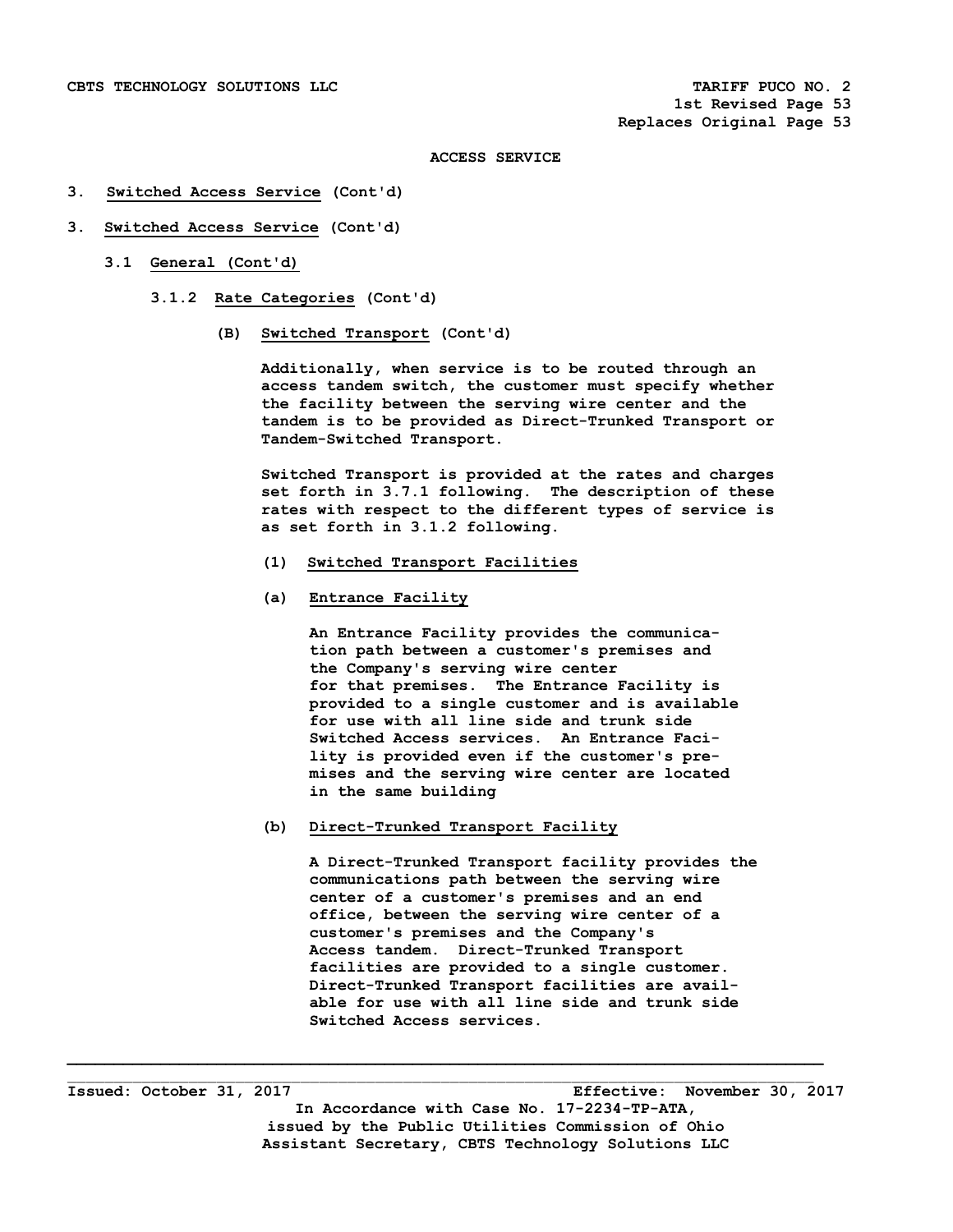ACCESS SERVICE

3. Switched Access Service (Cont'd)

3. Switched Access Service (Cont'd)

3.1 General (Cont'd)

3.1.2 Rate Categories (Cont'd)

(B) Switched Transport (Cont'd)

Additionally, when service is to be routed through an access tandem switch, the customer must specify whether the facility between the serving wire center and the tandem is to be provided as Direct-Trunked Transport or Tandem-Switched Transport.

Switched Transport is provided at the rates and charges set forth in 3.7.1 following. The description of these rates with respect to the different types of service is as set forth in 3.1.2 following.

(1) Switched Transport Facilities

(a) Entrance Facility

An Entrance Facility provides the communication path between a customer's premises and the Company's serving wire center for that premises. The Entrance Facility is provided to a single customer and is available for use with all line side and trunk side Switched Access services. An Entrance Facility is provided even if the customer's premises and the serving wire center are located in the same building

(b) Direct-Trunked Transport Facility

A Direct-Trunked Transport facility provides the communications path between the serving wire center of a customer's premises and an end office, between the serving wire center of a customer's premises and the Company's Access tandem. Direct-Trunked Transport facilities are provided to a single customer. Direct-Trunked Transport facilities are available for use with all line side and trunk side Switched Access services.

Issued: October 31, 2017 Effective: November 30, 2017

In Accordance with Case No. 17-2234-TP-ATA, issued by the Public Utilities Commission of Ohio

Assistant Secretary, CBTS Technology Solutions LLC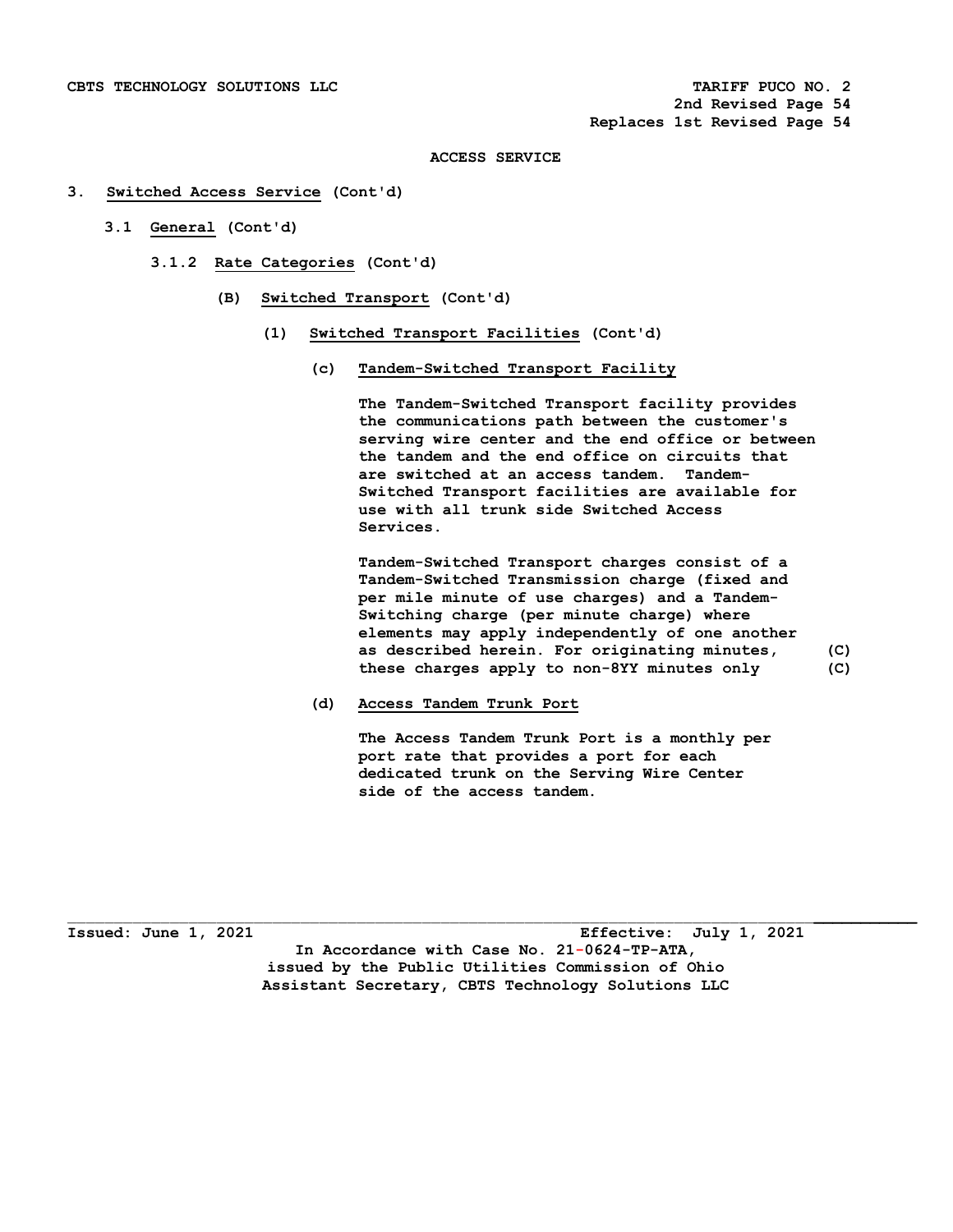**ACCESS SERVICE**

**3. Switched Access Service (Cont'd)**

**3.1 General (Cont'd)**

**3.1.2 Rate Categories (Cont'd)**

**(B) Switched Transport (Cont'd)**

**(1) Switched Transport Facilities (Cont'd)**

**(c) Tandem-Switched Transport Facility**

The Tandem-Switched Transport facility provides the communications path between the customer's serving wire center and the end office or between the tandem and the end office on circuits that are switched at an access tandem. Tandem-Switched Transport facilities are available for use with all trunk side Switched Access Services.

Tandem-Switched Transport charges consist of a Tandem-Switched Transmission charge (fixed and per mile minute of use charges) and a Tandem-Switching charge (per minute charge) where elements may apply independently of one another as described herein. For originating minutes, these charges apply to non-8YY minutes only (C)

**(d) Access Tandem Trunk Port**

The Access Tandem Trunk Port is a monthly per port rate that provides a port for each dedicated trunk on the Serving Wire Center side of the access tandem.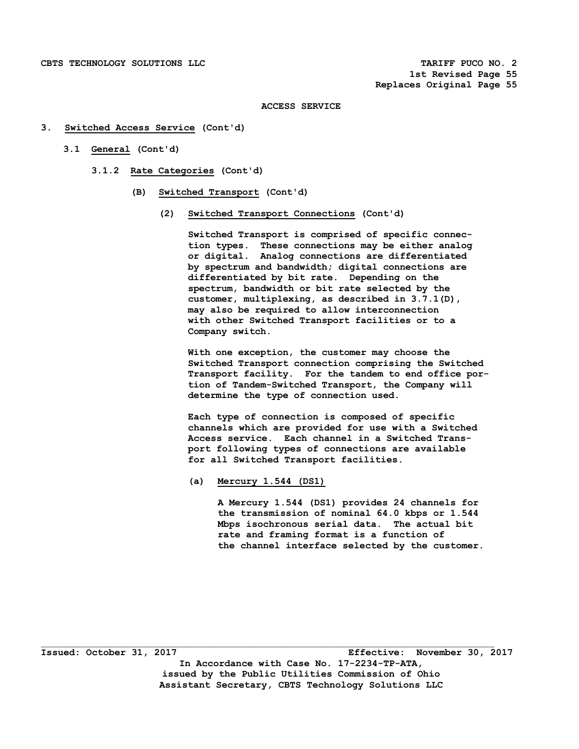**ACCESS SERVICE**

3. **Switched Access Service** (Cont'd)

   3.1 **General** (Cont'd)

      3.1.2 **Rate Categories** (Cont'd)

         (B) **Switched Transport** (Cont'd)

            (2) **Switched Transport Connections** (Cont'd)

            Switched Transport is comprised of specific connection types. These connections may be either analog or digital. Analog connections are differentiated by spectrum and bandwidth; digital connections are differentiated by bit rate. Depending on the spectrum, bandwidth or bit rate selected by the customer, multiplexing, as described in 3.7.1(D), may also be required to allow interconnection with other Switched Transport facilities or to a Company switch.

            With one exception, the customer may choose the Switched Transport connection comprising the Switched Transport facility. For the tandem to end office portion of Tandem-Switched Transport, the Company will determine the type of connection used.

            Each type of connection is composed of specific channels which are provided for use with a Switched Access service. Each channel in a Switched Transport following types of connections are available for all Switched Transport facilities.

               (a) **Mercury 1.544 (DS1)**

               A Mercury 1.544 (DS1) provides 24 channels for the transmission of nominal 64.0 kbps or 1.544 Mbps isochronous serial data. The actual bit rate and framing format is a function of the channel interface selected by the customer.

Issued: October 31, 2017 Effective: November 30, 2017

In Accordance with Case No. 17-2234-TP-ATA, issued by the Public Utilities Commission of Ohio

Assistant Secretary, CBTS Technology Solutions LLC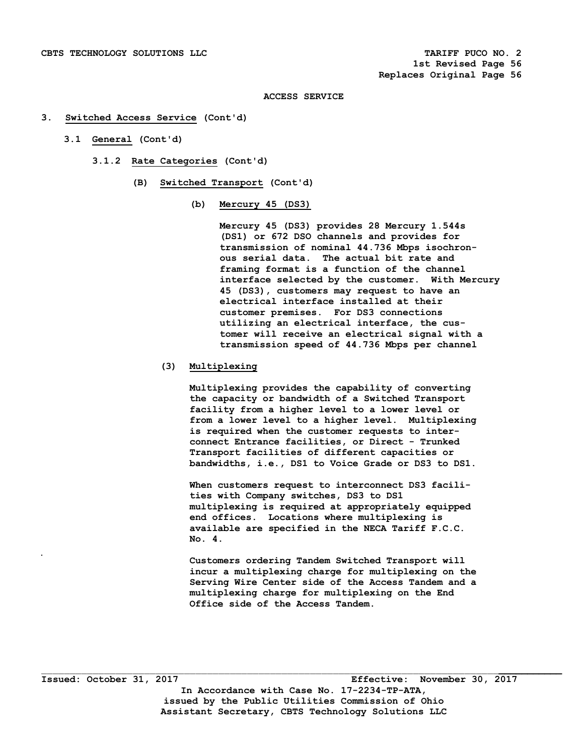ACCESS SERVICE

3. **Switched Access Service** (Cont'd)

3.1 **General** (Cont'd)

3.1.2 **Rate Categories** (Cont'd)

(B) **Switched Transport** (Cont'd)

(b) **Mercury 45 (DS3)**

Mercury 45 (DS3) provides 28 Mercury 1.544s (DS1) or 672 DSO channels and provides for transmission of nominal 44.736 Mbps isochronous serial data. The actual bit rate and framing format is a function of the channel interface selected by the customer. With Mercury 45 (DS3), customers may request to have an electrical interface installed at their customer premises. For DS3 connections utilizing an electrical interface, the customer will receive an electrical signal with a transmission speed of 44.736 Mbps per channel

(3) **Multiplexing**

Multiplexing provides the capability of converting the capacity or bandwidth of a Switched Transport facility from a higher level to a lower level or from a lower level to a higher level. Multiplexing is required when the customer requests to interconnect Entrance facilities, or Direct - Trunked Transport facilities of different capacities or bandwidths, i.e., DS1 to Voice Grade or DS3 to DS1.

When customers request to interconnect DS3 facilities with Company switches, DS3 to DS1 multiplexing is required at appropriately equipped end offices. Locations where multiplexing is available are specified in the NECA Tariff F.C.C. No. 4.

Customers ordering Tandem Switched Transport will incur a multiplexing charge for multiplexing on the Serving Wire Center side of the Access Tandem and a multiplexing charge for multiplexing on the End Office side of the Access Tandem.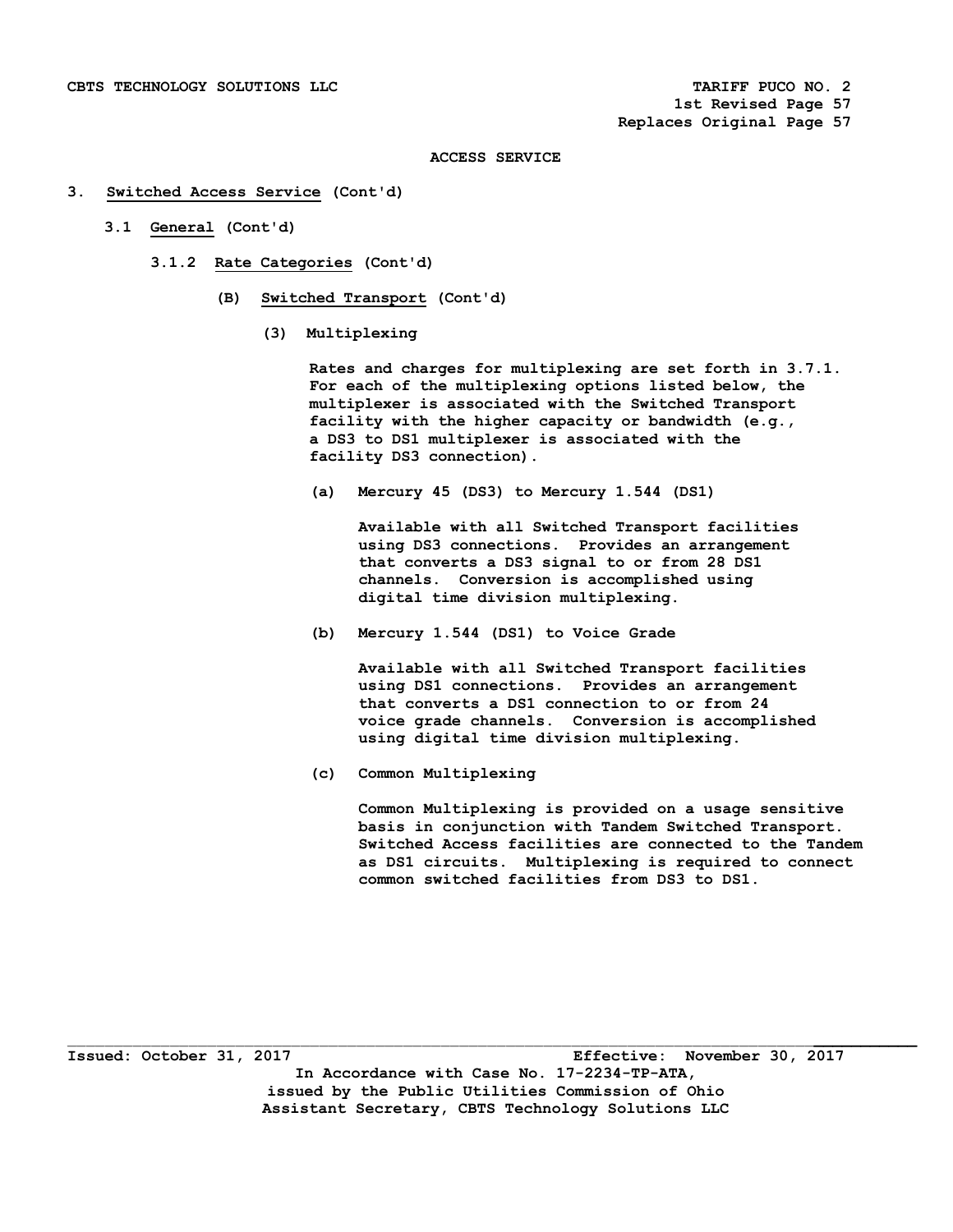ACCESS SERVICE

3. Switched Access Service (Cont'd)

3.1 General (Cont'd)

3.1.2 Rate Categories (Cont'd)

(B) Switched Transport (Cont'd)

(3) Multiplexing

Rates and charges for multiplexing are set forth in 3.7.1. For each of the multiplexing options listed below, the multiplexer is associated with the Switched Transport facility with the higher capacity or bandwidth (e.g., a DS3 to DS1 multiplexer is associated with the facility DS3 connection).

(a) Mercury 45 (DS3) to Mercury 1.544 (DS1)

Available with all Switched Transport facilities using DS3 connections. Provides an arrangement that converts a DS3 signal to or from 28 DS1 channels. Conversion is accomplished using digital time division multiplexing.

(b) Mercury 1.544 (DS1) to Voice Grade

Available with all Switched Transport facilities using DS1 connections. Provides an arrangement that converts a DS1 connection to or from 24 voice grade channels. Conversion is accomplished using digital time division multiplexing.

(c) Common Multiplexing

Common Multiplexing is provided on a usage sensitive basis in conjunction with Tandem Switched Transport. Switched Access facilities are connected to the Tandem as DS1 circuits. Multiplexing is required to connect common switched facilities from DS3 to DS1.

Issued: October 31, 2017 Effective: November 30, 2017

In Accordance with Case No. 17-2234-TP-ATA, issued by the Public Utilities Commission of Ohio

Assistant Secretary, CBTS Technology Solutions LLC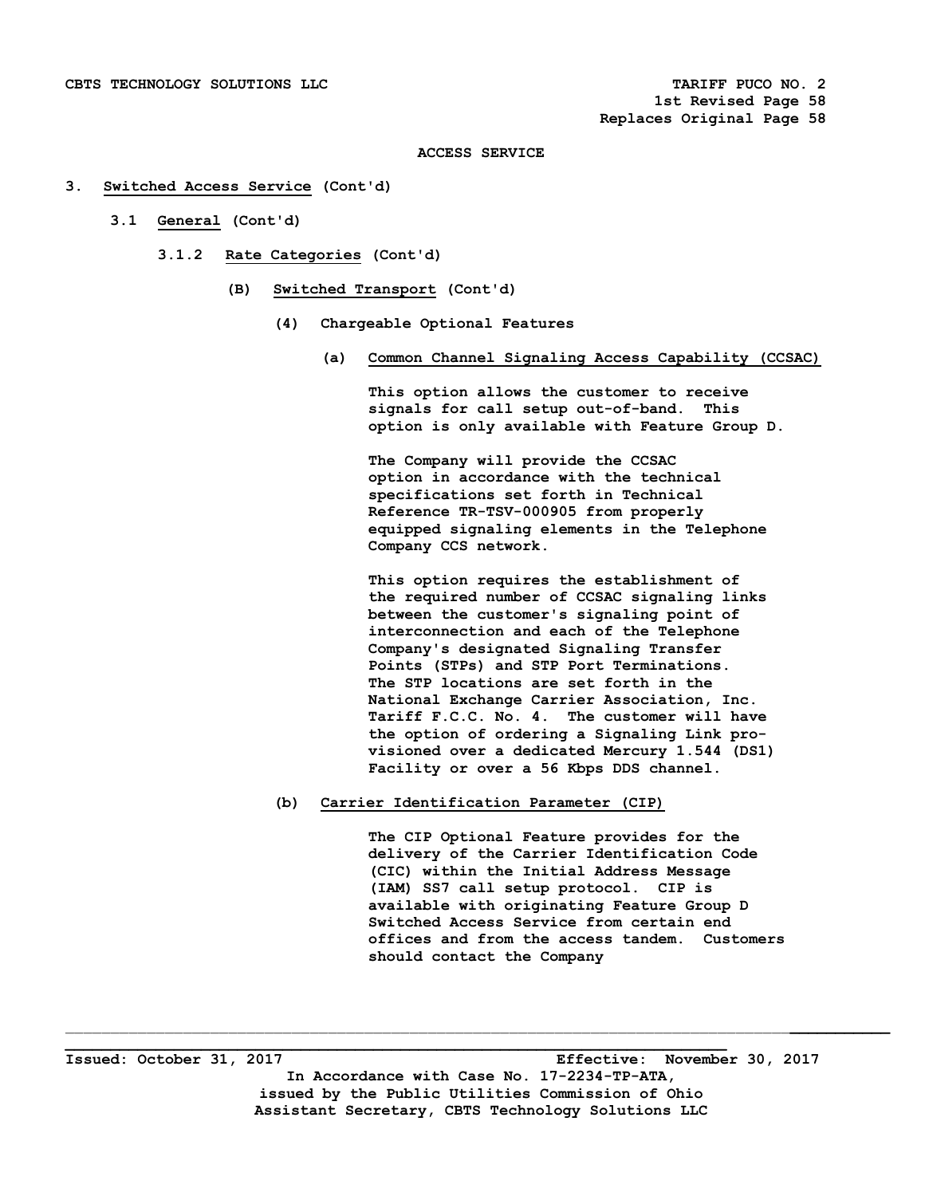ACCESS SERVICE

3. Switched Access Service (Cont'd)

   3.1 General (Cont'd)

      3.1.2 Rate Categories (Cont'd)

         (B) Switched Transport (Cont'd)

            (4) Chargeable Optional Features

               (a) Common Channel Signaling Access Capability (CCSAC)

                  This option allows the customer to receive signals for call setup out-of-band. This option is only available with Feature Group D.

                  The Company will provide the CCSAC option in accordance with the technical specifications set forth in Technical Reference TR-TSV-000905 from properly equipped signaling elements in the Telephone Company CCS network.

                  This option requires the establishment of the required number of CCSAC signaling links between the customer's signaling point of interconnection and each of the Telephone Company's designated Signaling Transfer Points (STPs) and STP Port Terminations. The STP locations are set forth in the National Exchange Carrier Association, Inc. Tariff F.C.C. No. 4. The customer will have the option of ordering a Signaling Link provisioned over a dedicated Mercury 1.544 (DS1) Facility or over a 56 Kbps DDS channel.

            (b) Carrier Identification Parameter (CIP)

                  The CIP Optional Feature provides for the delivery of the Carrier Identification Code (CIC) within the Initial Address Message (IAM) SS7 call setup protocol. CIP is available with originating Feature Group D Switched Access Service from certain end offices and from the access tandem. Customers should contact the Company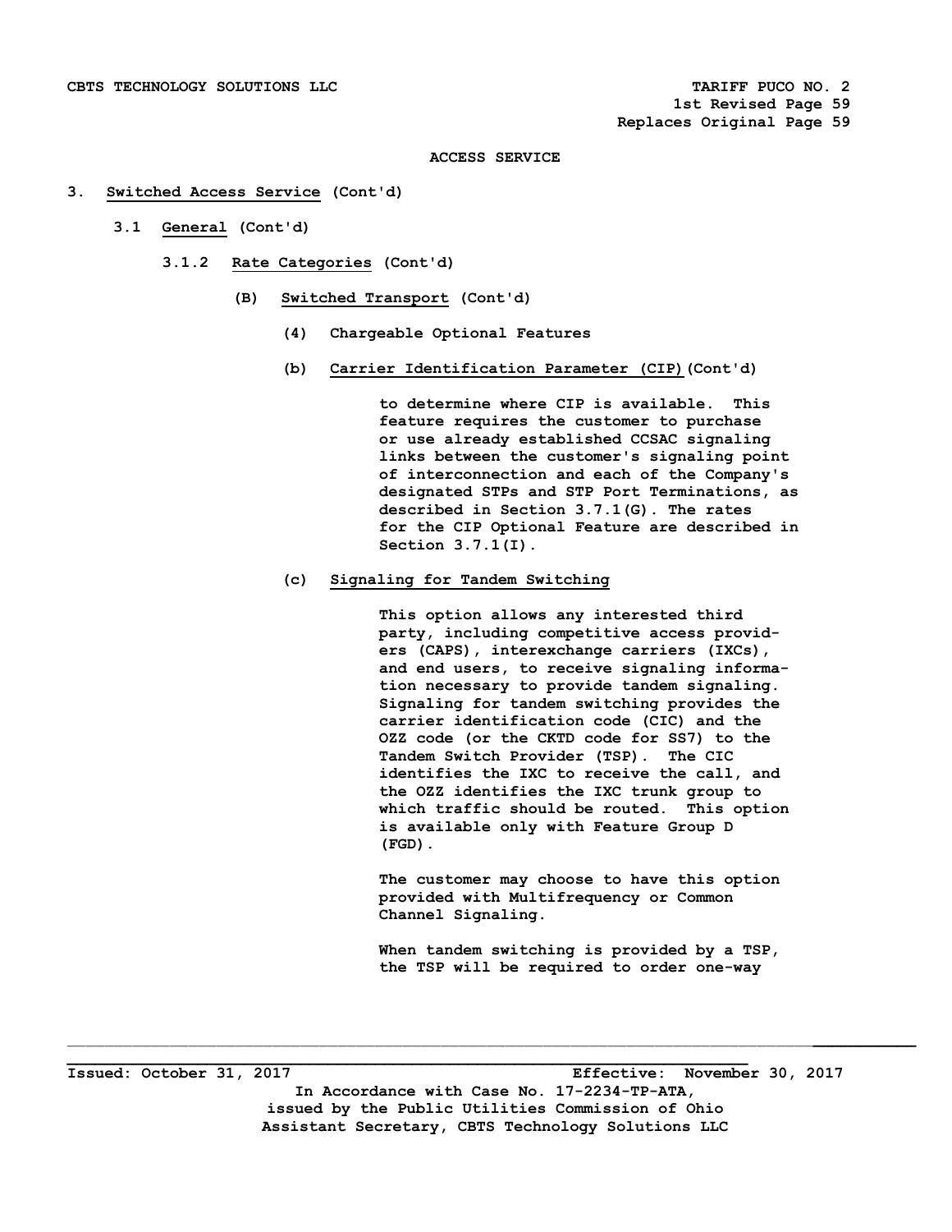ACCESS SERVICE

3. **Switched Access Service** (Cont'd)

3.1 **General** (Cont'd)

3.1.2 **Rate Categories** (Cont'd)

(B) **Switched Transport** (Cont'd)

(4) Chargeable Optional Features

(b) **Carrier Identification Parameter (CIP)** (Cont'd)

to determine where CIP is available. This feature requires the customer to purchase or use already established CCSAC signaling links between the customer's signaling point of interconnection and each of the Company's designated STPs and STP Port Terminations, as described in Section 3.7.1(G). The rates for the CIP Optional Feature are described in Section 3.7.1(I).

(c) **Signaling for Tandem Switching**

This option allows any interested third party, including competitive access providers (CAPS), interexchange carriers (IXCs), and end users, to receive signaling information necessary to provide tandem signaling. Signaling for tandem switching provides the carrier identification code (CIC) and the OZZ code (or the CKTD code for SS7) to the Tandem Switch Provider (TSP). The CIC identifies the IXC to receive the call, and the OZZ identifies the IXC trunk group to which traffic should be routed. This option is available only with Feature Group D (FGD).

The customer may choose to have this option provided with Multifrequency or Common Channel Signaling.

When tandem switching is provided by a TSP, the TSP will be required to order one-way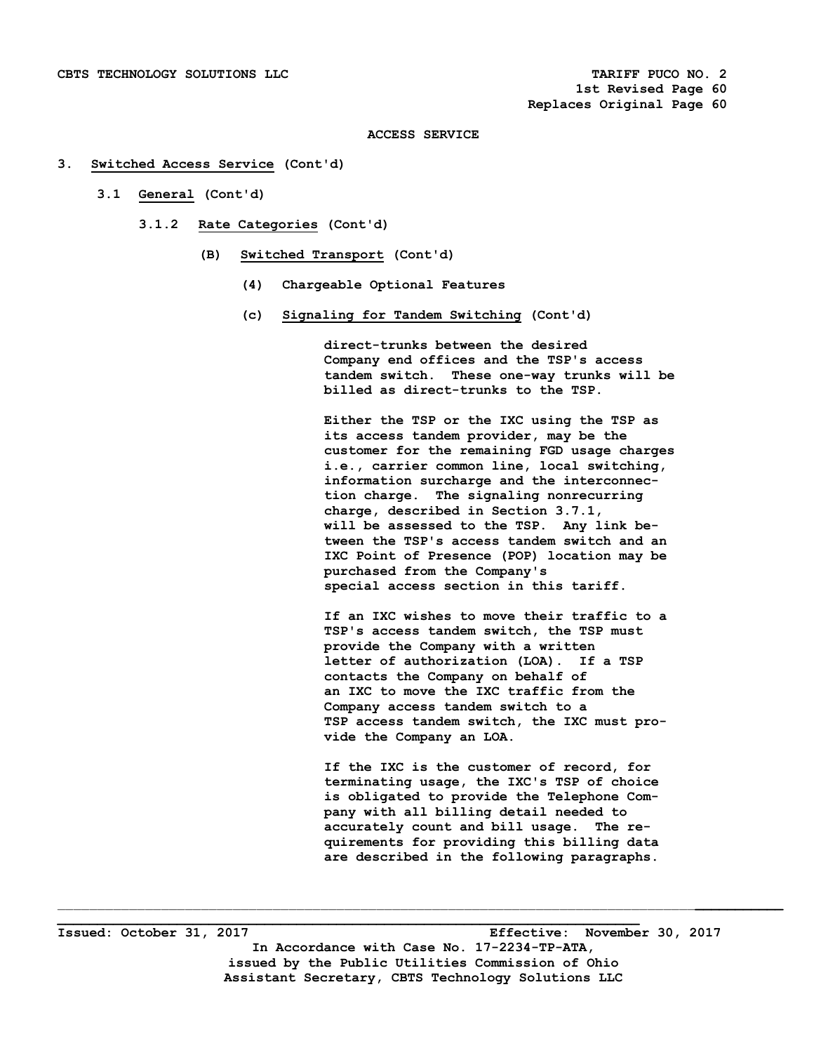ACCESS SERVICE

3. **Switched Access Service** (Cont'd)

   3.1 **General** (Cont'd)

      3.1.2 **Rate Categories** (Cont'd)

         (B) **Switched Transport** (Cont'd)

            (4) Chargeable Optional Features

            (c) **Signaling for Tandem Switching** (Cont'd)

direct-trunks between the desired Company end offices and the TSP's access tandem switch. These one-way trunks will be billed as direct-trunks to the TSP.

Either the TSP or the IXC using the TSP as its access tandem provider, may be the customer for the remaining FGD usage charges i.e., carrier common line, local switching, information surcharge and the interconnection charge. The signaling nonrecurring charge, described in Section 3.7.1, will be assessed to the TSP. Any link between the TSP's access tandem switch and an IXC Point of Presence (POP) location may be purchased from the Company's special access section in this tariff.

If an IXC wishes to move their traffic to a TSP's access tandem switch, the TSP must provide the Company with a written letter of authorization (LOA). If a TSP contacts the Company on behalf of an IXC to move the IXC traffic from the Company access tandem switch to a TSP access tandem switch, the IXC must provide the Company an LOA.

If the IXC is the customer of record, for terminating usage, the IXC's TSP of choice is obligated to provide the Telephone Company with all billing detail needed to accurately count and bill usage. The requirements for providing this billing data are described in the following paragraphs.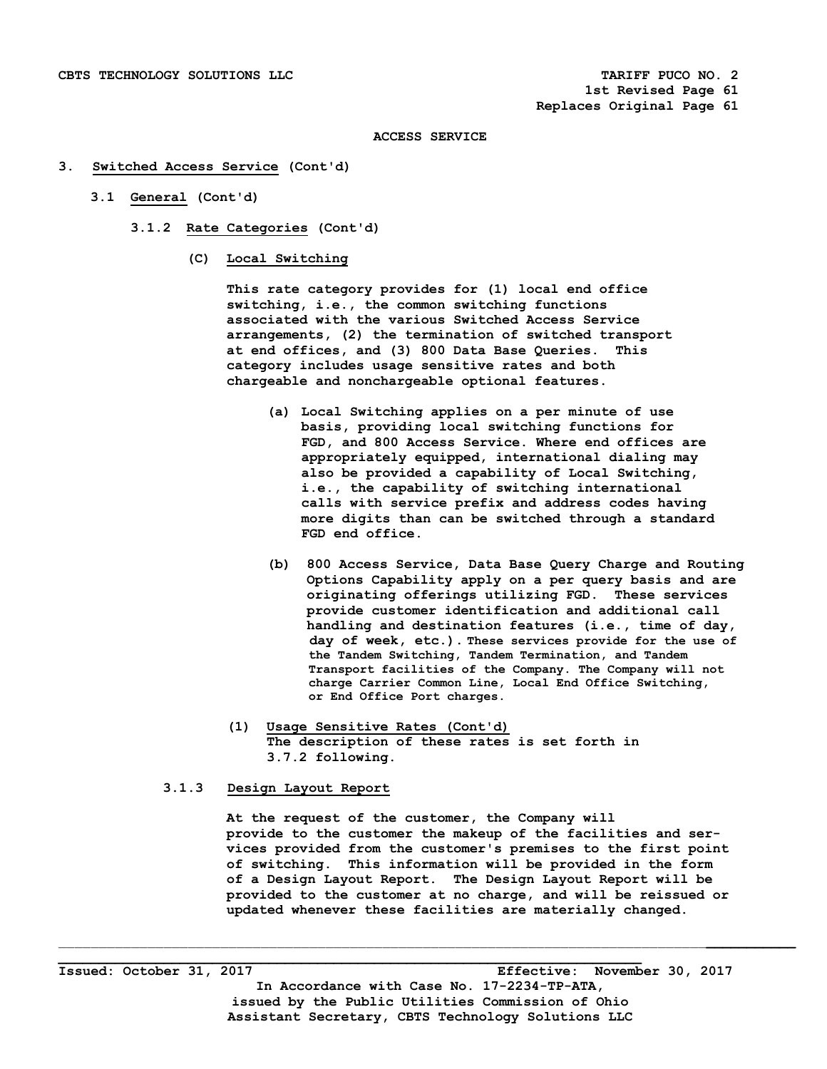ACCESS SERVICE

3. Switched Access Service (Cont'd)

3.1 General (Cont'd)

3.1.2 Rate Categories (Cont'd)

(C) Local Switching

This rate category provides for (1) local end office switching, i.e., the common switching functions associated with the various Switched Access Service arrangements, (2) the termination of switched transport at end offices, and (3) 800 Data Base Queries. This category includes usage sensitive rates and both chargeable and nonchargeable optional features.

(a) Local Switching applies on a per minute of use basis, providing local switching functions for FGD, and 800 Access Service. Where end offices are appropriately equipped, international dialing may also be provided a capability of Local Switching, i.e., the capability of switching international calls with service prefix and address codes having more digits than can be switched through a standard FGD end office.

(b) 800 Access Service, Data Base Query Charge and Routing Options Capability apply on a per query basis and are originating offerings utilizing FGD. These services provide customer identification and additional call handling and destination features (i.e., time of day, day of week, etc.). These services provide for the use of the Tandem Switching, Tandem Termination, and Tandem Transport facilities of the Company. The Company will not charge Carrier Common Line, Local End Office Switching, or End Office Port charges.

(1) Usage Sensitive Rates (Cont'd)
The description of these rates is set forth in 3.7.2 following.

3.1.3 Design Layout Report

At the request of the customer, the Company will provide to the customer the makeup of the facilities and services provided from the customer's premises to the first point of switching. This information will be provided in the form of a Design Layout Report. The Design Layout Report will be provided to the customer at no charge, and will be reissued or updated whenever these facilities are materially changed.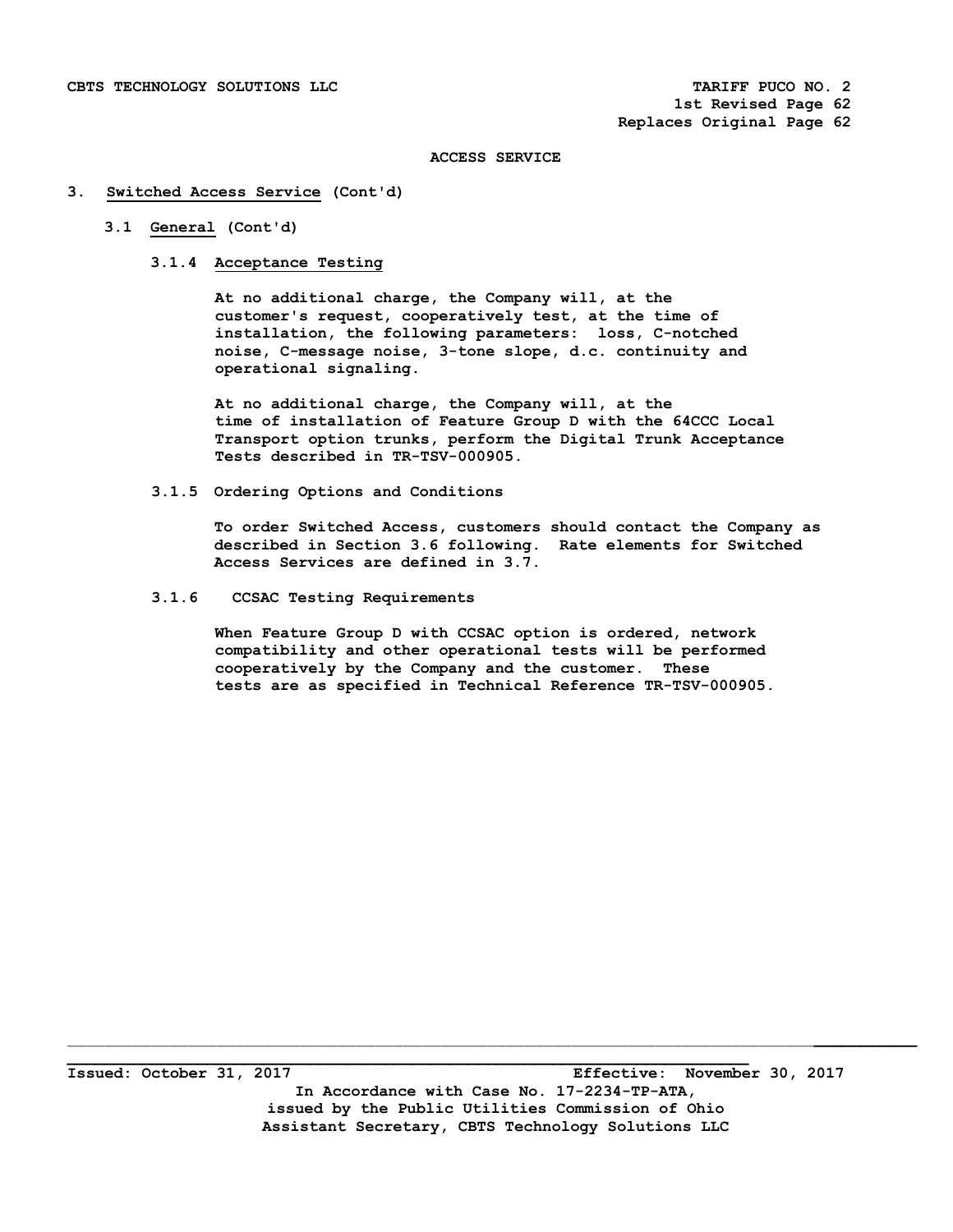## ACCESS SERVICE

### 3. Switched Access Service (Cont'd)

#### 3.1 General (Cont'd)

##### 3.1.4 Acceptance Testing

At no additional charge, the Company will, at the customer's request, cooperatively test, at the time of installation, the following parameters: loss, C-notched noise, C-message noise, 3-tone slope, d.c. continuity and operational signaling.

At no additional charge, the Company will, at the time of installation of Feature Group D with the 64CCC Local Transport option trunks, perform the Digital Trunk Acceptance Tests described in TR-TSV-000905.

##### 3.1.5 Ordering Options and Conditions

To order Switched Access, customers should contact the Company as described in Section 3.6 following. Rate elements for Switched Access Services are defined in 3.7.

##### 3.1.6 CCSAC Testing Requirements

When Feature Group D with CCSAC option is ordered, network compatibility and other operational tests will be performed cooperatively by the Company and the customer. These tests are as specified in Technical Reference TR-TSV-000905.

Issued: October 31, 2017 Effective: November 30, 2017

In Accordance with Case No. 17-2234-TP-ATA, issued by the Public Utilities Commission of Ohio

Assistant Secretary, CBTS Technology Solutions LLC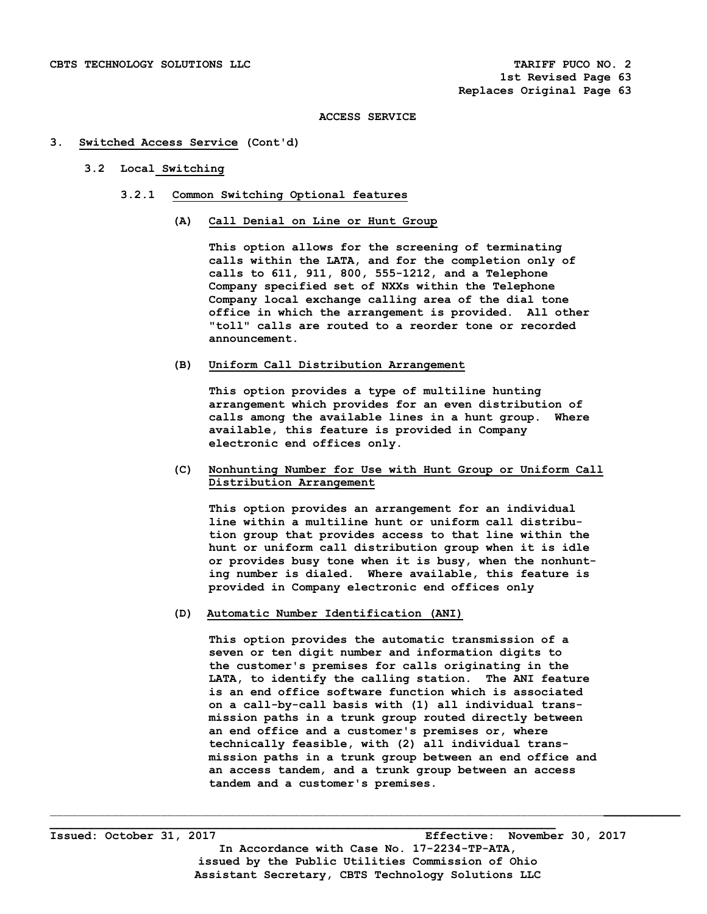CBTS TECHNOLOGY SOLUTIONS LLC TARIFF PUCO NO. 2
1st Revised Page 63
Replaces Original Page 63

ACCESS SERVICE

3. Switched Access Service (Cont'd)

3.2 Local Switching

3.2.1 Common Switching Optional features

(A) Call Denial on Line or Hunt Group

This option allows for the screening of terminating calls within the LATA, and for the completion only of calls to 611, 911, 800, 555-1212, and a Telephone Company specified set of NXXs within the Telephone Company local exchange calling area of the dial tone office in which the arrangement is provided. All other "toll" calls are routed to a reorder tone or recorded announcement.

(B) Uniform Call Distribution Arrangement

This option provides a type of multiline hunting arrangement which provides for an even distribution of calls among the available lines in a hunt group. Where available, this feature is provided in Company electronic end offices only.

(C) Nonhunting Number for Use with Hunt Group or Uniform Call Distribution Arrangement

This option provides an arrangement for an individual line within a multiline hunt or uniform call distribution group that provides access to that line within the hunt or uniform call distribution group when it is idle or provides busy tone when it is busy, when the nonhunting number is dialed. Where available, this feature is provided in Company electronic end offices only

(D) Automatic Number Identification (ANI)

This option provides the automatic transmission of a seven or ten digit number and information digits to the customer's premises for calls originating in the LATA, to identify the calling station. The ANI feature is an end office software function which is associated on a call-by-call basis with (1) all individual transmission paths in a trunk group routed directly between an end office and a customer's premises or, where technically feasible, with (2) all individual transmission paths in a trunk group between an end office and an access tandem, and a trunk group between an access tandem and a customer's premises.

Issued: October 31, 2017 Effective: November 30, 2017

In Accordance with Case No. 17-2234-TP-ATA, issued by the Public Utilities Commission of Ohio
Assistant Secretary, CBTS Technology Solutions LLC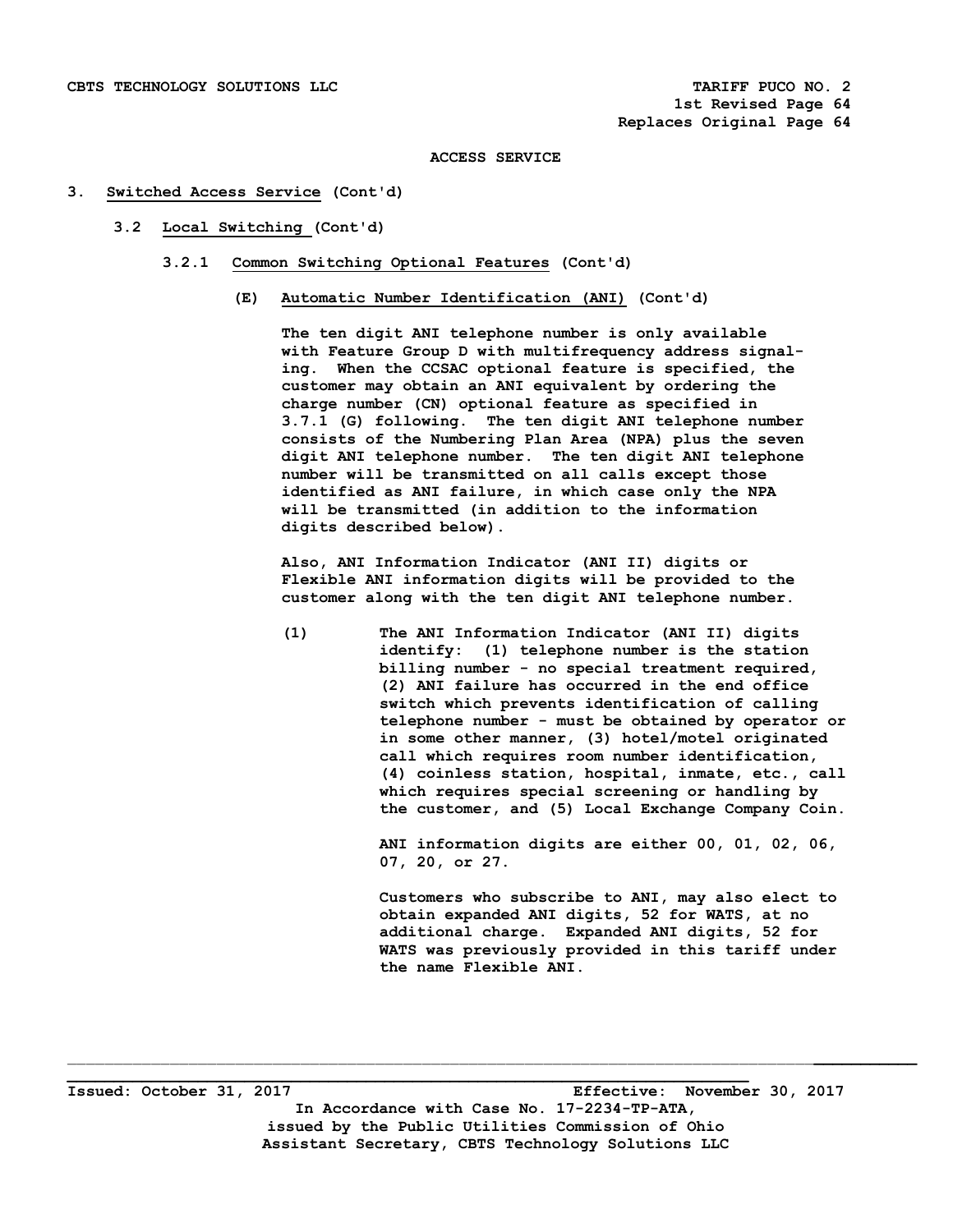CBTS TECHNOLOGY SOLUTIONS LLC TARIFF PUCO NO. 2
1st Revised Page 64
Replaces Original Page 64

ACCESS SERVICE

3. Switched Access Service (Cont'd)

3.2 Local Switching (Cont'd)

3.2.1 Common Switching Optional Features (Cont'd)

(E) Automatic Number Identification (ANI) (Cont'd)

The ten digit ANI telephone number is only available with Feature Group D with multifrequency address signaling. When the CCSAC optional feature is specified, the customer may obtain an ANI equivalent by ordering the charge number (CN) optional feature as specified in 3.7.1 (G) following. The ten digit ANI telephone number consists of the Numbering Plan Area (NPA) plus the seven digit ANI telephone number. The ten digit ANI telephone number will be transmitted on all calls except those identified as ANI failure, in which case only the NPA will be transmitted (in addition to the information digits described below).

Also, ANI Information Indicator (ANI II) digits or Flexible ANI information digits will be provided to the customer along with the ten digit ANI telephone number.

(1) The ANI Information Indicator (ANI II) digits identify: (1) telephone number is the station billing number - no special treatment required, (2) ANI failure has occurred in the end office switch which prevents identification of calling telephone number - must be obtained by operator or in some other manner, (3) hotel/motel originated call which requires room number identification, (4) coinless station, hospital, inmate, etc., call which requires special screening or handling by the customer, and (5) Local Exchange Company Coin.

ANI information digits are either 00, 01, 02, 06, 07, 20, or 27.

Customers who subscribe to ANI, may also elect to obtain expanded ANI digits, 52 for WATS, at no additional charge. Expanded ANI digits, 52 for WATS was previously provided in this tariff under the name Flexible ANI.

Issued: October 31, 2017 Effective: November 30, 2017
In Accordance with Case No. 17-2234-TP-ATA,
issued by the Public Utilities Commission of Ohio
Assistant Secretary, CBTS Technology Solutions LLC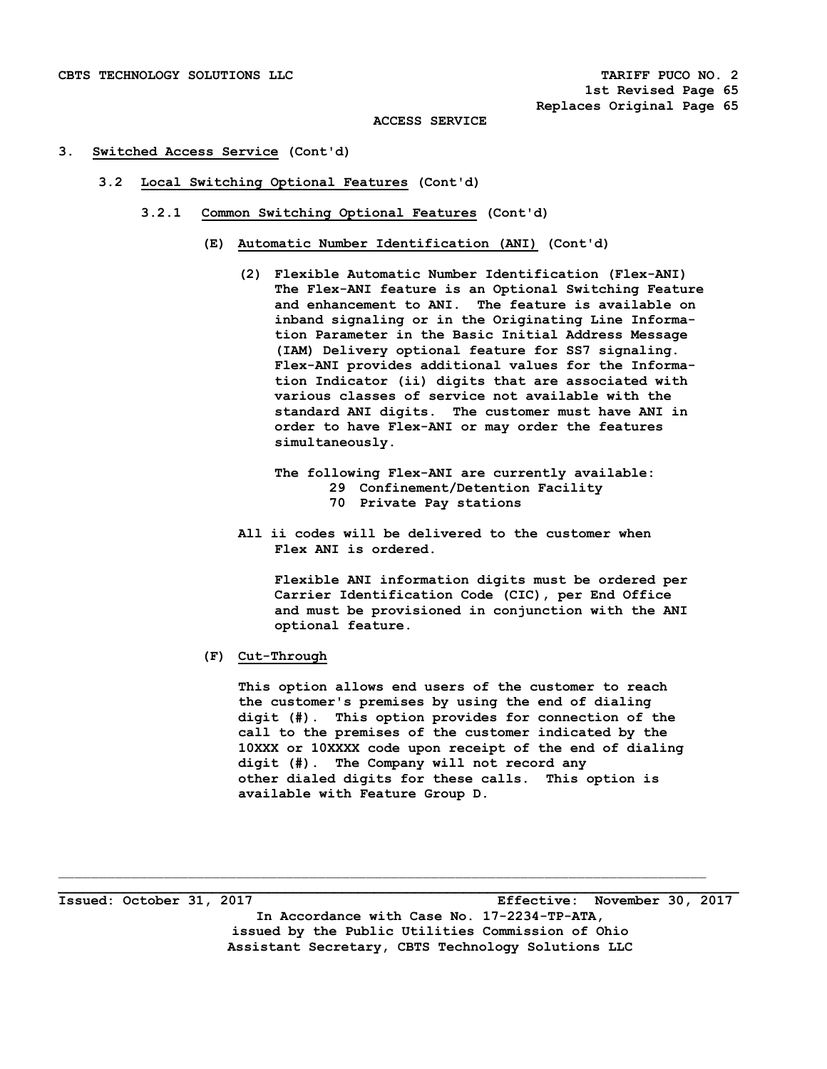ACCESS SERVICE

3. **Switched Access Service** (Cont'd)

3.2 **Local Switching Optional Features** (Cont'd)

3.2.1 **Common Switching Optional Features** (Cont'd)

(E) **Automatic Number Identification (ANI)** (Cont'd)

(2) Flexible Automatic Number Identification (Flex-ANI) The Flex-ANI feature is an Optional Switching Feature and enhancement to ANI. The feature is available on inband signaling or in the Originating Line Information Parameter in the Basic Initial Address Message (IAM) Delivery optional feature for SS7 signaling. Flex-ANI provides additional values for the Information Indicator (ii) digits that are associated with various classes of service not available with the standard ANI digits. The customer must have ANI in order to have Flex-ANI or may order the features simultaneously.

The following Flex-ANI are currently available:

- 29 Confinement/Detention Facility
- 70 Private Pay stations

All ii codes will be delivered to the customer when Flex ANI is ordered.

Flexible ANI information digits must be ordered per Carrier Identification Code (CIC), per End Office and must be provisioned in conjunction with the ANI optional feature.

(F) **Cut-Through**

This option allows end users of the customer to reach the customer's premises by using the end of dialing digit (#). This option provides for connection of the call to the premises of the customer indicated by the 10XXX or 10XXXX code upon receipt of the end of dialing digit (#). The Company will not record any other dialed digits for these calls. This option is available with Feature Group D.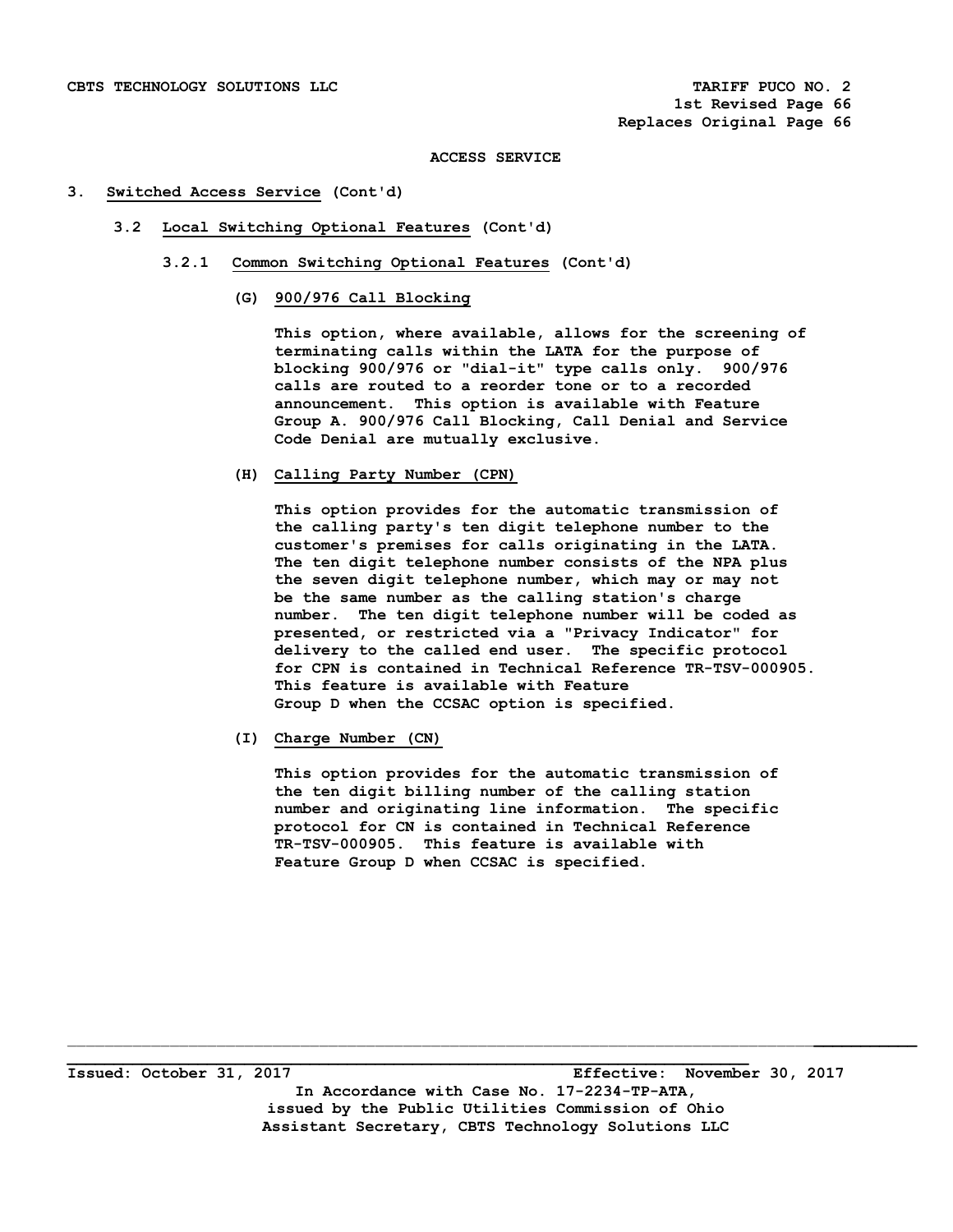ACCESS SERVICE

## 3. Switched Access Service (Cont'd)

### 3.2 Local Switching Optional Features (Cont'd)

#### 3.2.1 Common Switching Optional Features (Cont'd)

**(G) 900/976 Call Blocking**

This option, where available, allows for the screening of terminating calls within the LATA for the purpose of blocking 900/976 or "dial-it" type calls only. 900/976 calls are routed to a reorder tone or to a recorded announcement. This option is available with Feature Group A. 900/976 Call Blocking, Call Denial and Service Code Denial are mutually exclusive.

**(H) Calling Party Number (CPN)**

This option provides for the automatic transmission of the calling party's ten digit telephone number to the customer's premises for calls originating in the LATA. The ten digit telephone number consists of the NPA plus the seven digit telephone number, which may or may not be the same number as the calling station's charge number. The ten digit telephone number will be coded as presented, or restricted via a "Privacy Indicator" for delivery to the called end user. The specific protocol for CPN is contained in Technical Reference TR-TSV-000905. This feature is available with Feature Group D when the CCSAC option is specified.

**(I) Charge Number (CN)**

This option provides for the automatic transmission of the ten digit billing number of the calling station number and originating line information. The specific protocol for CN is contained in Technical Reference TR-TSV-000905. This feature is available with Feature Group D when CCSAC is specified.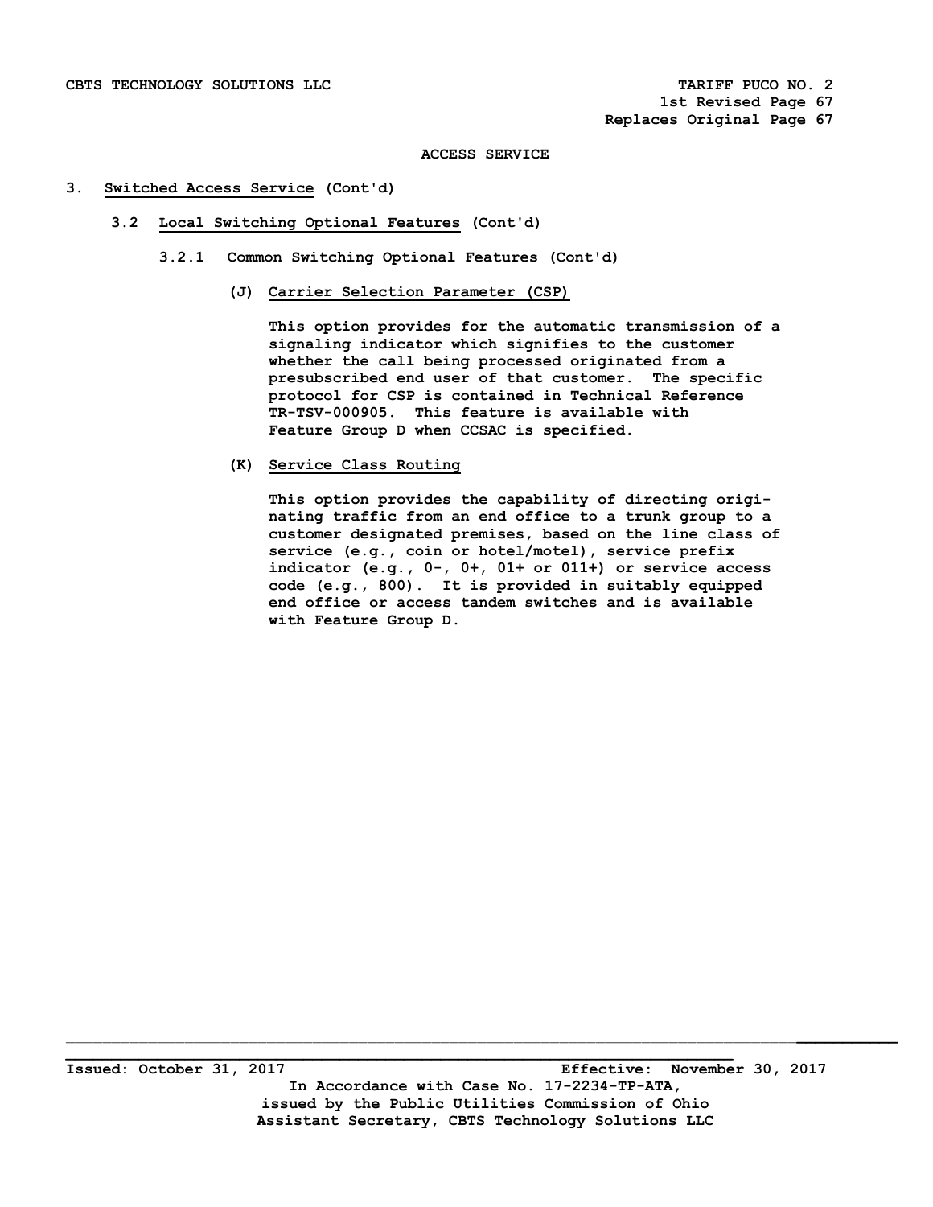ACCESS SERVICE

3. Switched Access Service (Cont'd)

3.2 Local Switching Optional Features (Cont'd)

3.2.1 Common Switching Optional Features (Cont'd)

(J) Carrier Selection Parameter (CSP)

This option provides for the automatic transmission of a signaling indicator which signifies to the customer whether the call being processed originated from a presubscribed end user of that customer. The specific protocol for CSP is contained in Technical Reference TR-TSV-000905. This feature is available with Feature Group D when CCSAC is specified.

(K) Service Class Routing

This option provides the capability of directing originating traffic from an end office to a trunk group to a customer designated premises, based on the line class of service (e.g., coin or hotel/motel), service prefix indicator (e.g., 0-, 0+, 01+ or 011+) or service access code (e.g., 800). It is provided in suitably equipped end office or access tandem switches and is available with Feature Group D.

Issued: October 31, 2017 Effective: November 30, 2017

In Accordance with Case No. 17-2234-TP-ATA, issued by the Public Utilities Commission of Ohio

Assistant Secretary, CBTS Technology Solutions LLC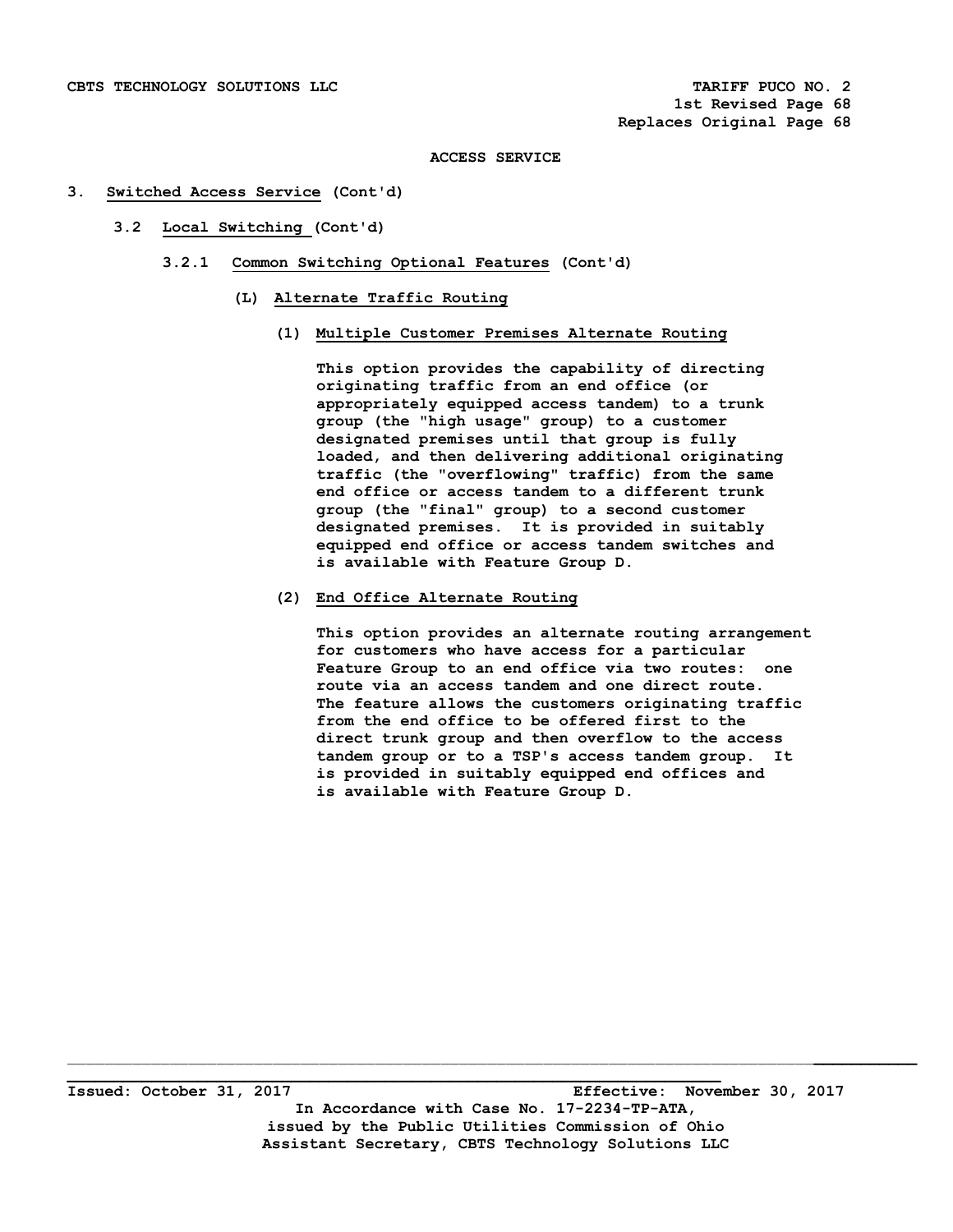**ACCESS SERVICE**

## 3. Switched Access Service (Cont'd)

### 3.2 Local Switching (Cont'd)

#### 3.2.1 Common Switching Optional Features (Cont'd)

**(L) Alternate Traffic Routing**

**(1) Multiple Customer Premises Alternate Routing**

This option provides the capability of directing originating traffic from an end office (or appropriately equipped access tandem) to a trunk group (the "high usage" group) to a customer designated premises until that group is fully loaded, and then delivering additional originating traffic (the "overflowing" traffic) from the same end office or access tandem to a different trunk group (the "final" group) to a second customer designated premises. It is provided in suitably equipped end office or access tandem switches and is available with Feature Group D.

**(2) End Office Alternate Routing**

This option provides an alternate routing arrangement for customers who have access for a particular Feature Group to an end office via two routes: one route via an access tandem and one direct route. The feature allows the customers originating traffic from the end office to be offered first to the direct trunk group and then overflow to the access tandem group or to a TSP's access tandem group. It is provided in suitably equipped end offices and is available with Feature Group D.

Issued: October 31, 2017 Effective: November 30, 2017

In Accordance with Case No. 17-2234-TP-ATA, issued by the Public Utilities Commission of Ohio

Assistant Secretary, CBTS Technology Solutions LLC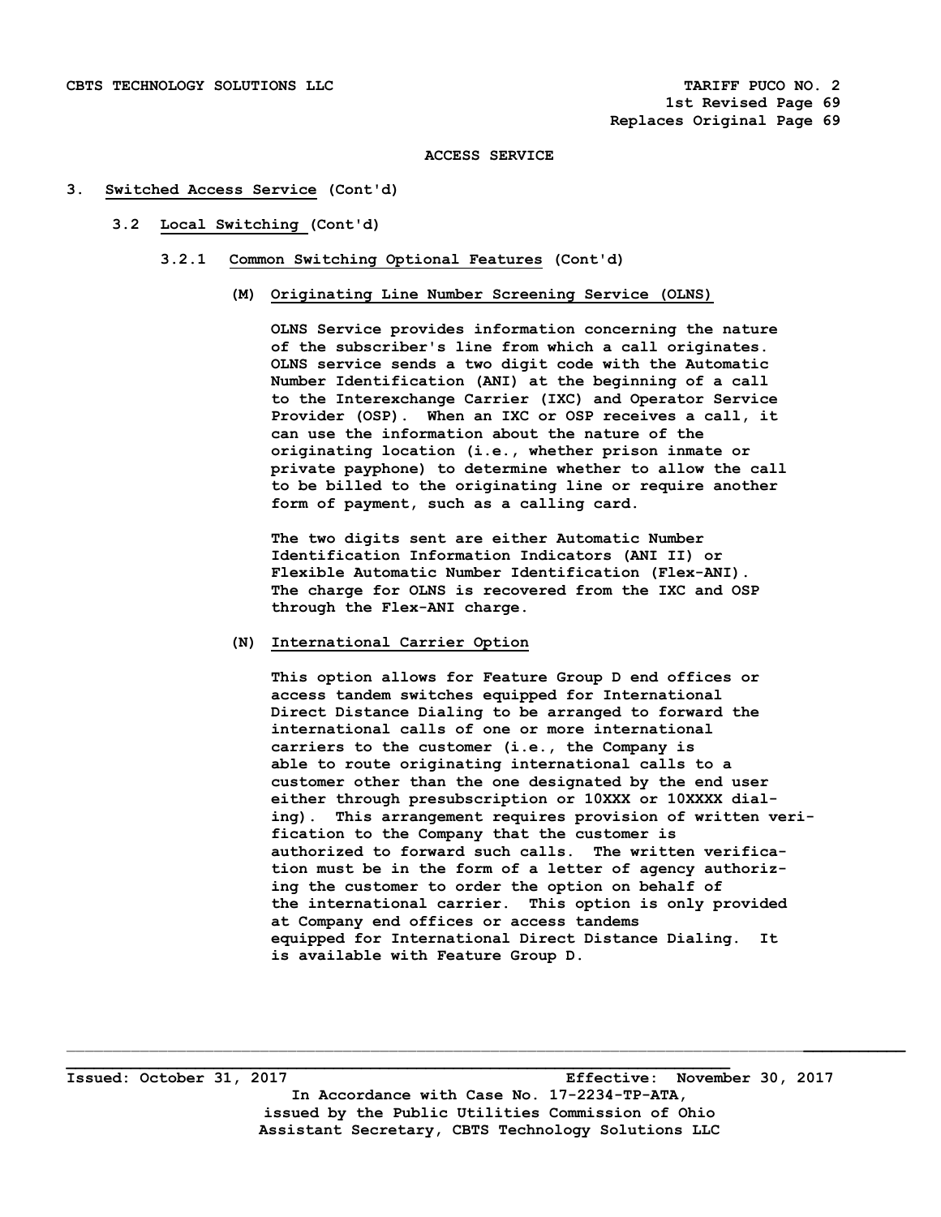ACCESS SERVICE

## 3. Switched Access Service (Cont'd)

### 3.2 Local Switching (Cont'd)

#### 3.2.1 Common Switching Optional Features (Cont'd)

**(M) Originating Line Number Screening Service (OLNS)**

OLNS Service provides information concerning the nature of the subscriber's line from which a call originates. OLNS service sends a two digit code with the Automatic Number Identification (ANI) at the beginning of a call to the Interexchange Carrier (IXC) and Operator Service Provider (OSP). When an IXC or OSP receives a call, it can use the information about the nature of the originating location (i.e., whether prison inmate or private payphone) to determine whether to allow the call to be billed to the originating line or require another form of payment, such as a calling card.

The two digits sent are either Automatic Number Identification Information Indicators (ANI II) or Flexible Automatic Number Identification (Flex-ANI). The charge for OLNS is recovered from the IXC and OSP through the Flex-ANI charge.

**(N) International Carrier Option**

This option allows for Feature Group D end offices or access tandem switches equipped for International Direct Distance Dialing to be arranged to forward the international calls of one or more international carriers to the customer (i.e., the Company is able to route originating international calls to a customer other than the one designated by the end user either through presubscription or 10XXX or 10XXXX dialing). This arrangement requires provision of written verification to the Company that the customer is authorized to forward such calls. The written verification must be in the form of a letter of agency authorizing the customer to order the option on behalf of the international carrier. This option is only provided at Company end offices or access tandems equipped for International Direct Distance Dialing. It is available with Feature Group D.

Issued: October 31, 2017 Effective: November 30, 2017

In Accordance with Case No. 17-2234-TP-ATA, issued by the Public Utilities Commission of Ohio

Assistant Secretary, CBTS Technology Solutions LLC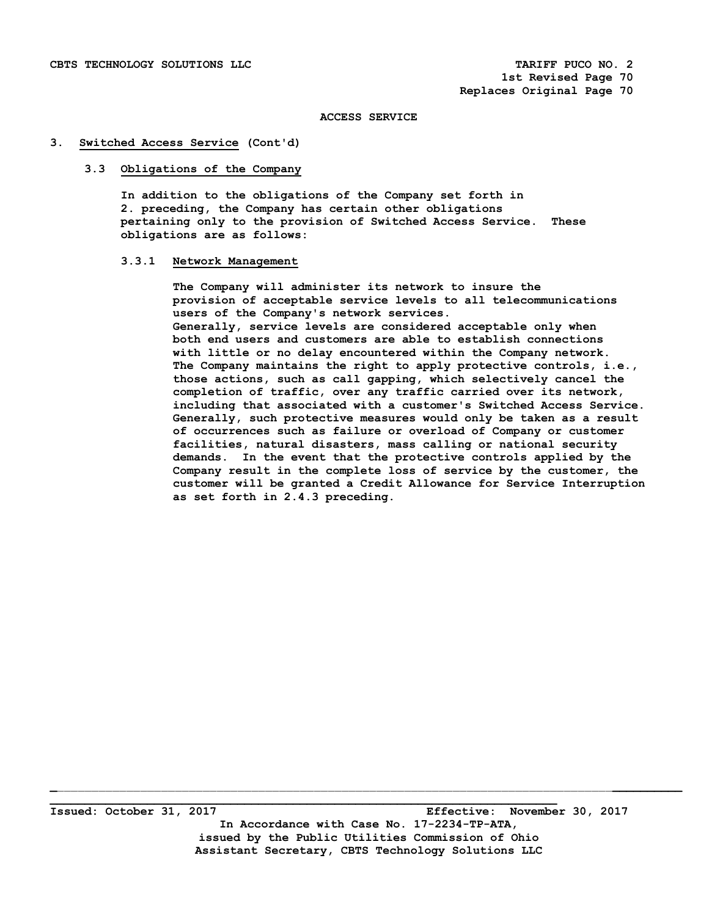## ACCESS SERVICE

### 3. Switched Access Service (Cont'd)

#### 3.3 Obligations of the Company

In addition to the obligations of the Company set forth in 2. preceding, the Company has certain other obligations pertaining only to the provision of Switched Access Service. These obligations are as follows:

##### 3.3.1 Network Management

The Company will administer its network to insure the provision of acceptable service levels to all telecommunications users of the Company's network services.
Generally, service levels are considered acceptable only when both end users and customers are able to establish connections with little or no delay encountered within the Company network. The Company maintains the right to apply protective controls, i.e., those actions, such as call gapping, which selectively cancel the completion of traffic, over any traffic carried over its network, including that associated with a customer's Switched Access Service. Generally, such protective measures would only be taken as a result of occurrences such as failure or overload of Company or customer facilities, natural disasters, mass calling or national security demands. In the event that the protective controls applied by the Company result in the complete loss of service by the customer, the customer will be granted a Credit Allowance for Service Interruption as set forth in 2.4.3 preceding.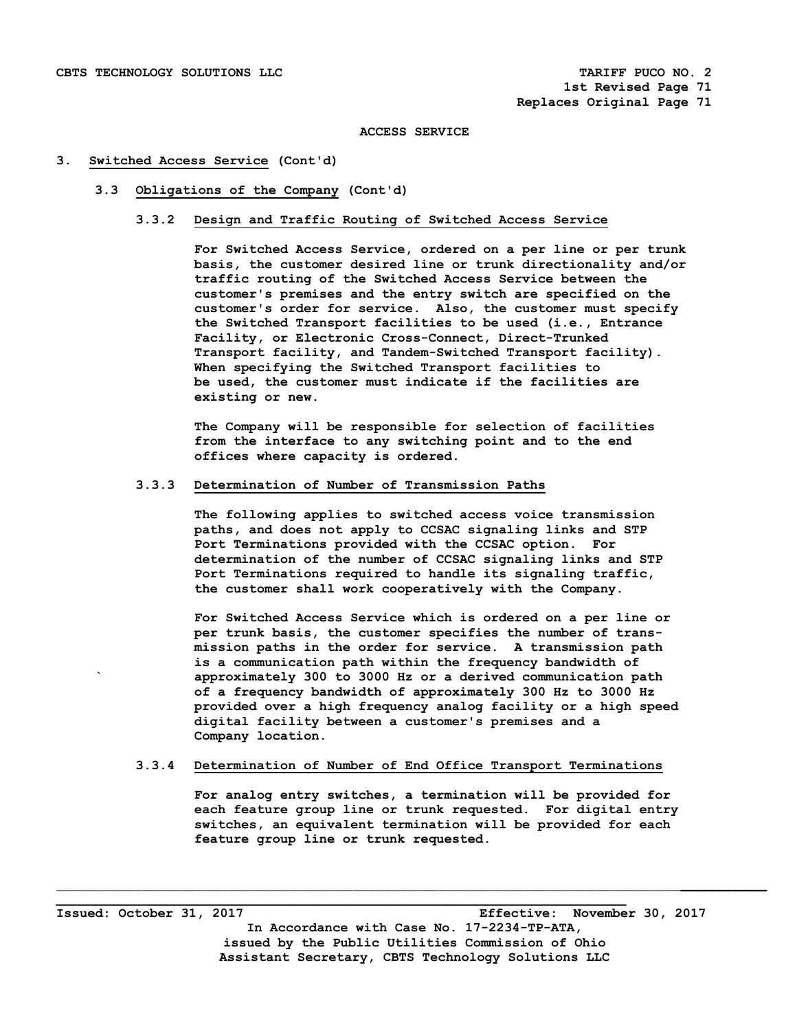## ACCESS SERVICE

### 3. Switched Access Service (Cont'd)

#### 3.3 Obligations of the Company (Cont'd)

##### 3.3.2 Design and Traffic Routing of Switched Access Service

For Switched Access Service, ordered on a per line or per trunk basis, the customer desired line or trunk directionality and/or traffic routing of the Switched Access Service between the customer's premises and the entry switch are specified on the customer's order for service. Also, the customer must specify the Switched Transport facilities to be used (i.e., Entrance Facility, or Electronic Cross-Connect, Direct-Trunked Transport facility, and Tandem-Switched Transport facility). When specifying the Switched Transport facilities to be used, the customer must indicate if the facilities are existing or new.

The Company will be responsible for selection of facilities from the interface to any switching point and to the end offices where capacity is ordered.

##### 3.3.3 Determination of Number of Transmission Paths

The following applies to switched access voice transmission paths, and does not apply to CCSAC signaling links and STP Port Terminations provided with the CCSAC option. For determination of the number of CCSAC signaling links and STP Port Terminations required to handle its signaling traffic, the customer shall work cooperatively with the Company.

For Switched Access Service which is ordered on a per line or per trunk basis, the customer specifies the number of transmission paths in the order for service. A transmission path is a communication path within the frequency bandwidth of approximately 300 to 3000 Hz or a derived communication path of a frequency bandwidth of approximately 300 Hz to 3000 Hz provided over a high frequency analog facility or a high speed digital facility between a customer's premises and a Company location.

##### 3.3.4 Determination of Number of End Office Transport Terminations

For analog entry switches, a termination will be provided for each feature group line or trunk requested. For digital entry switches, an equivalent termination will be provided for each feature group line or trunk requested.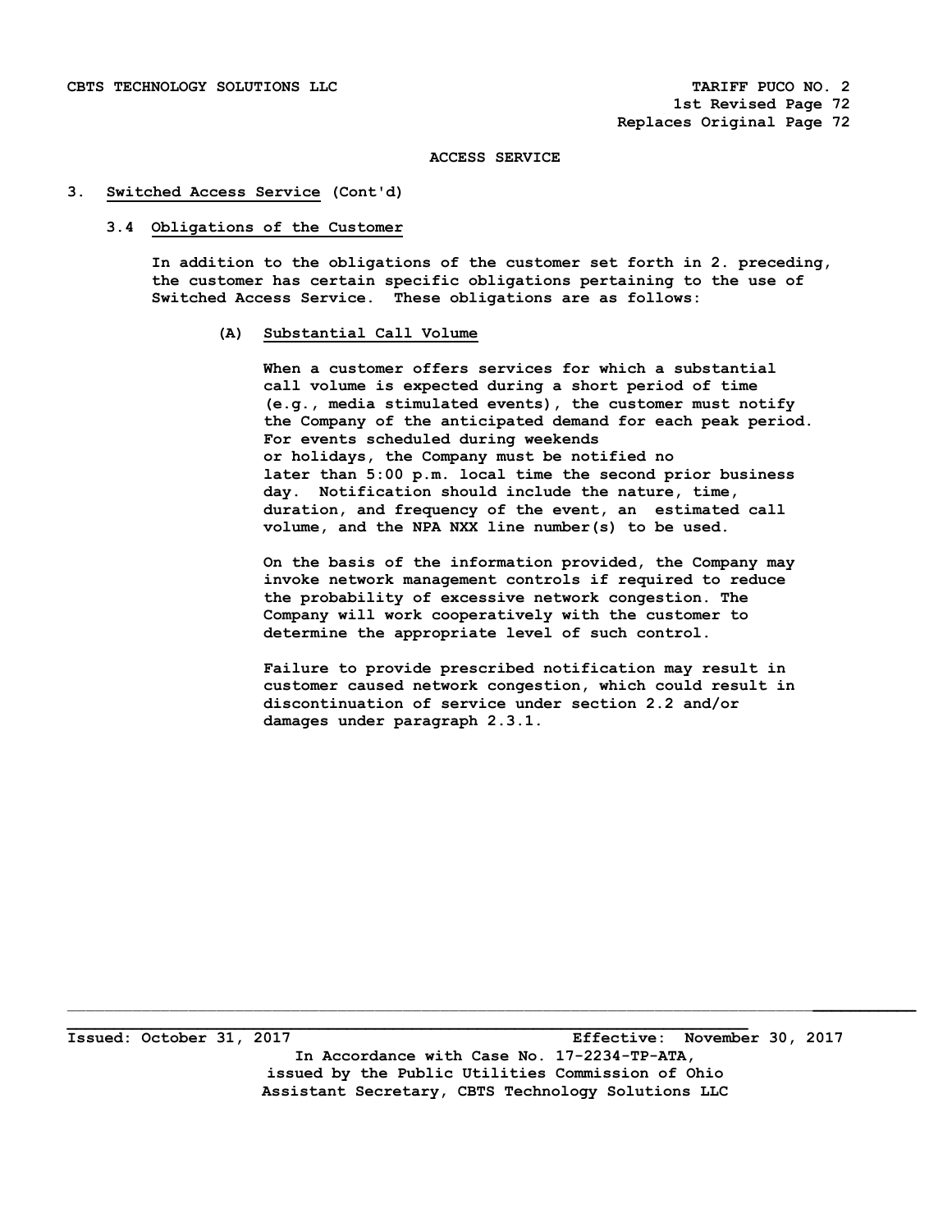ACCESS SERVICE

## 3. Switched Access Service (Cont'd)

### 3.4 Obligations of the Customer

In addition to the obligations of the customer set forth in 2. preceding, the customer has certain specific obligations pertaining to the use of Switched Access Service. These obligations are as follows:

**(A) Substantial Call Volume**

When a customer offers services for which a substantial call volume is expected during a short period of time (e.g., media stimulated events), the customer must notify the Company of the anticipated demand for each peak period. For events scheduled during weekends or holidays, the Company must be notified no later than 5:00 p.m. local time the second prior business day. Notification should include the nature, time, duration, and frequency of the event, an estimated call volume, and the NPA NXX line number(s) to be used.

On the basis of the information provided, the Company may invoke network management controls if required to reduce the probability of excessive network congestion. The Company will work cooperatively with the customer to determine the appropriate level of such control.

Failure to provide prescribed notification may result in customer caused network congestion, which could result in discontinuation of service under section 2.2 and/or damages under paragraph 2.3.1.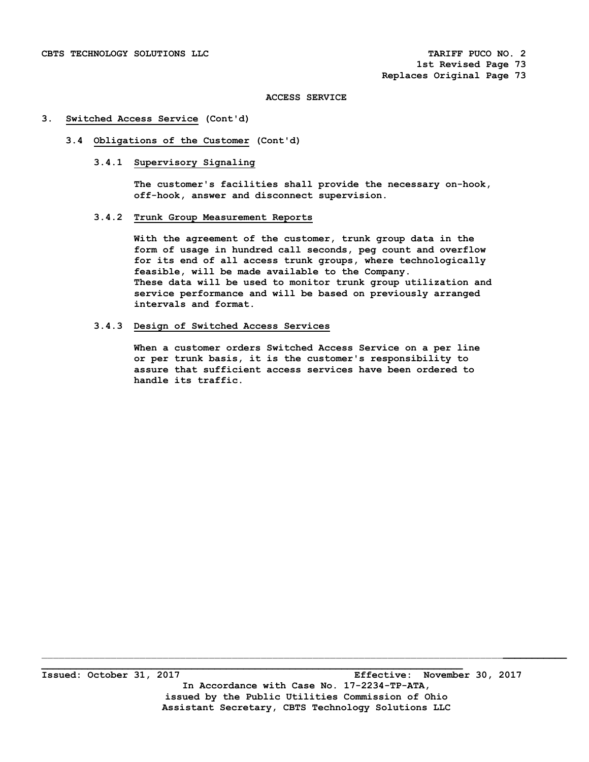## ACCESS SERVICE

### 3. Switched Access Service (Cont'd)

#### 3.4 Obligations of the Customer (Cont'd)

##### 3.4.1 Supervisory Signaling

The customer's facilities shall provide the necessary on-hook, off-hook, answer and disconnect supervision.

##### 3.4.2 Trunk Group Measurement Reports

With the agreement of the customer, trunk group data in the form of usage in hundred call seconds, peg count and overflow for its end of all access trunk groups, where technologically feasible, will be made available to the Company.
These data will be used to monitor trunk group utilization and service performance and will be based on previously arranged intervals and format.

##### 3.4.3 Design of Switched Access Services

When a customer orders Switched Access Service on a per line or per trunk basis, it is the customer's responsibility to assure that sufficient access services have been ordered to handle its traffic.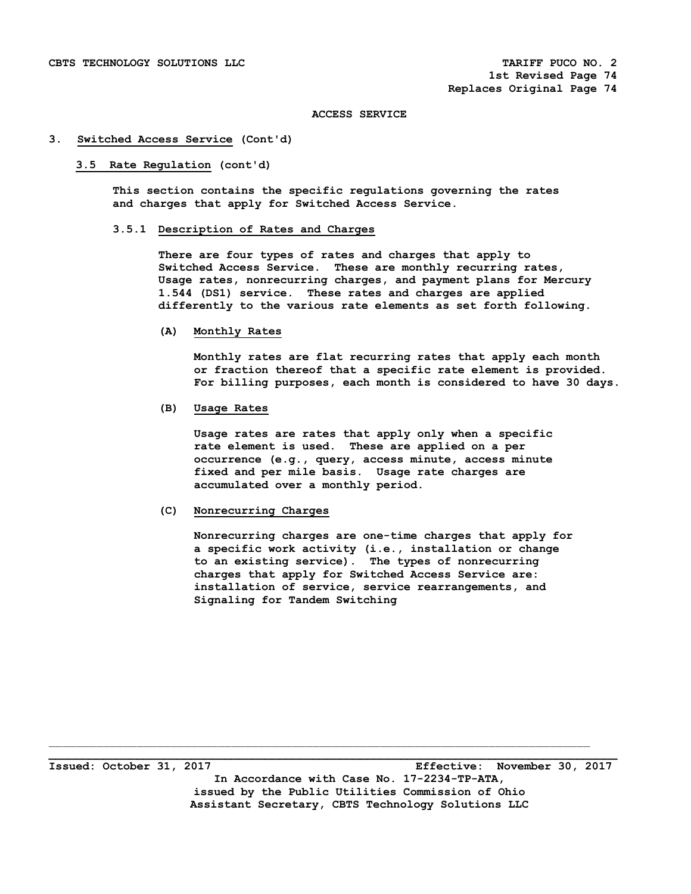CBTS TECHNOLOGY SOLUTIONS LLC TARIFF PUCO NO. 2
1st Revised Page 74
Replaces Original Page 74

**ACCESS SERVICE**

**3. Switched Access Service (Cont'd)**

**3.5 Rate Regulation (cont'd)**

This section contains the specific regulations governing the rates and charges that apply for Switched Access Service.

**3.5.1 Description of Rates and Charges**

There are four types of rates and charges that apply to Switched Access Service. These are monthly recurring rates, Usage rates, nonrecurring charges, and payment plans for Mercury 1.544 (DS1) service. These rates and charges are applied differently to the various rate elements as set forth following.

**(A) Monthly Rates**

Monthly rates are flat recurring rates that apply each month or fraction thereof that a specific rate element is provided. For billing purposes, each month is considered to have 30 days.

**(B) Usage Rates**

Usage rates are rates that apply only when a specific rate element is used. These are applied on a per occurrence (e.g., query, access minute, access minute fixed and per mile basis. Usage rate charges are accumulated over a monthly period.

**(C) Nonrecurring Charges**

Nonrecurring charges are one-time charges that apply for a specific work activity (i.e., installation or change to an existing service). The types of nonrecurring charges that apply for Switched Access Service are: installation of service, service rearrangements, and Signaling for Tandem Switching

Issued: October 31, 2017 Effective: November 30, 2017

In Accordance with Case No. 17-2234-TP-ATA,
issued by the Public Utilities Commission of Ohio
Assistant Secretary, CBTS Technology Solutions LLC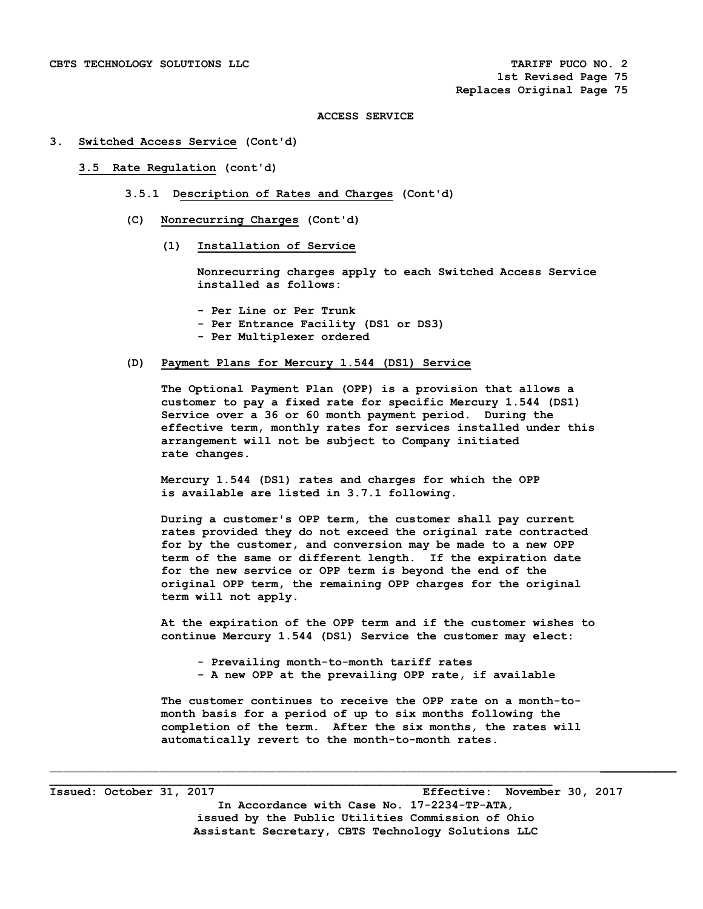CBTS TECHNOLOGY SOLUTIONS LLC

TARIFF PUCO NO. 2
1st Revised Page 75
Replaces Original Page 75

ACCESS SERVICE

3. Switched Access Service (Cont'd)

3.5 Rate Regulation (cont'd)

3.5.1 Description of Rates and Charges (Cont'd)

(C) Nonrecurring Charges (Cont'd)

(1) Installation of Service

Nonrecurring charges apply to each Switched Access Service installed as follows:

- Per Line or Per Trunk
- Per Entrance Facility (DS1 or DS3)
- Per Multiplexer ordered

(D) Payment Plans for Mercury 1.544 (DS1) Service

The Optional Payment Plan (OPP) is a provision that allows a customer to pay a fixed rate for specific Mercury 1.544 (DS1) Service over a 36 or 60 month payment period. During the effective term, monthly rates for services installed under this arrangement will not be subject to Company initiated rate changes.

Mercury 1.544 (DS1) rates and charges for which the OPP is available are listed in 3.7.1 following.

During a customer's OPP term, the customer shall pay current rates provided they do not exceed the original rate contracted for by the customer, and conversion may be made to a new OPP term of the same or different length. If the expiration date for the new service or OPP term is beyond the end of the original OPP term, the remaining OPP charges for the original term will not apply.

At the expiration of the OPP term and if the customer wishes to continue Mercury 1.544 (DS1) Service the customer may elect:

- Prevailing month-to-month tariff rates
- A new OPP at the prevailing OPP rate, if available

The customer continues to receive the OPP rate on a month-to-month basis for a period of up to six months following the completion of the term. After the six months, the rates will automatically revert to the month-to-month rates.

Issued: October 31, 2017 Effective: November 30, 2017

In Accordance with Case No. 17-2234-TP-ATA, issued by the Public Utilities Commission of Ohio

Assistant Secretary, CBTS Technology Solutions LLC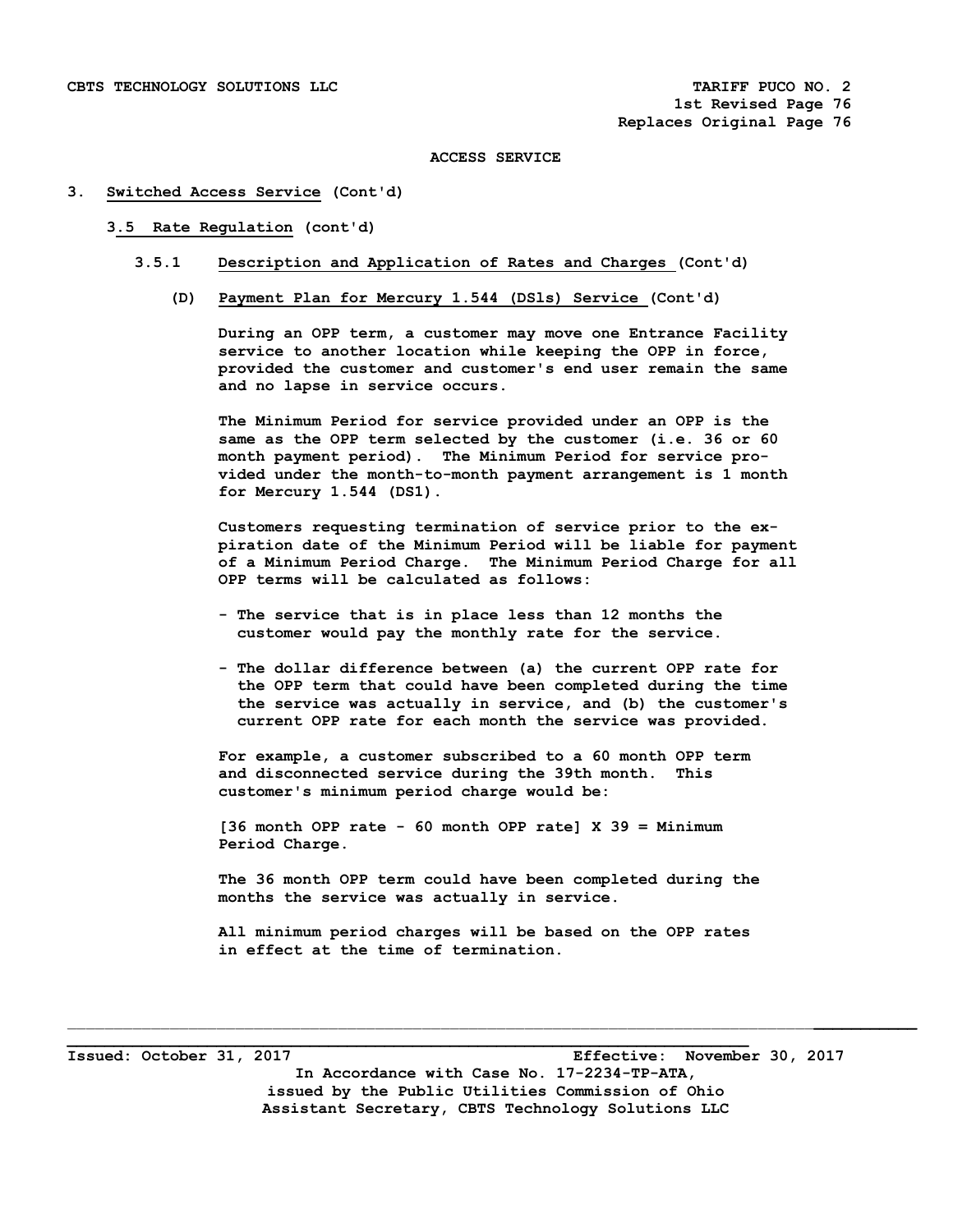ACCESS SERVICE

3. **Switched Access Service** (Cont'd)

3.5 **Rate Regulation** (cont'd)

3.5.1 **Description and Application of Rates and Charges** (Cont'd)

(D) **Payment Plan for Mercury 1.544 (DS1s) Service** (Cont'd)

During an OPP term, a customer may move one Entrance Facility service to another location while keeping the OPP in force, provided the customer and customer's end user remain the same and no lapse in service occurs.

The Minimum Period for service provided under an OPP is the same as the OPP term selected by the customer (i.e. 36 or 60 month payment period). The Minimum Period for service provided under the month-to-month payment arrangement is 1 month for Mercury 1.544 (DS1).

Customers requesting termination of service prior to the expiration date of the Minimum Period will be liable for payment of a Minimum Period Charge. The Minimum Period Charge for all OPP terms will be calculated as follows:

- The service that is in place less than 12 months the customer would pay the monthly rate for the service.
- The dollar difference between (a) the current OPP rate for the OPP term that could have been completed during the time the service was actually in service, and (b) the customer's current OPP rate for each month the service was provided.

For example, a customer subscribed to a 60 month OPP term and disconnected service during the 39th month. This customer's minimum period charge would be:

[36 month OPP rate - 60 month OPP rate] X 39 = Minimum Period Charge.

The 36 month OPP term could have been completed during the months the service was actually in service.

All minimum period charges will be based on the OPP rates in effect at the time of termination.

Issued: October 31, 2017 Effective: November 30, 2017

In Accordance with Case No. 17-2234-TP-ATA, issued by the Public Utilities Commission of Ohio

Assistant Secretary, CBTS Technology Solutions LLC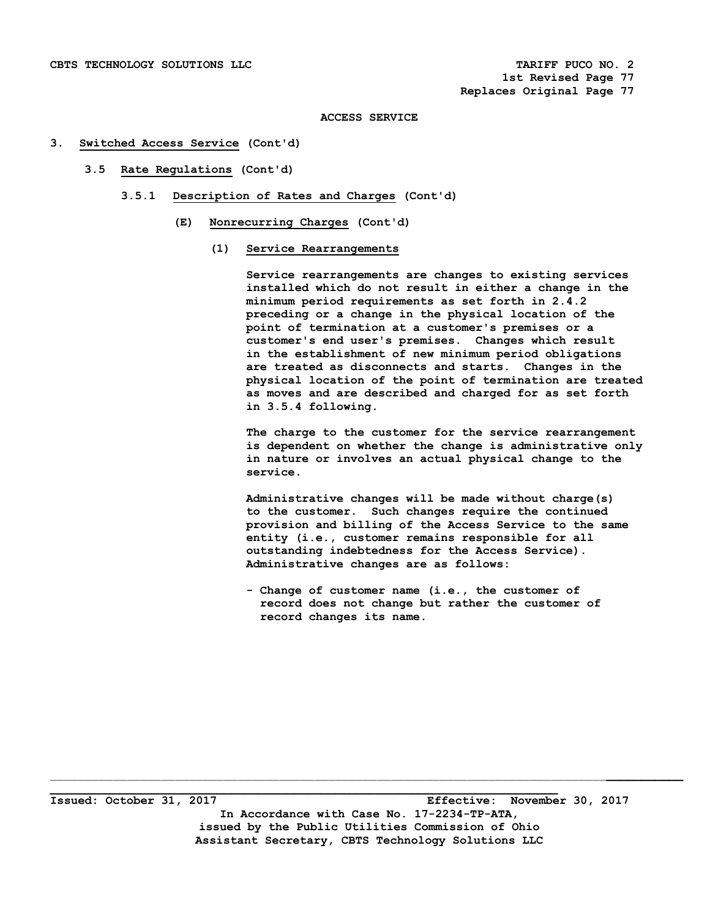ACCESS SERVICE

3. **Switched Access Service** (Cont'd)

3.5 **Rate Regulations** (Cont'd)

3.5.1 **Description of Rates and Charges** (Cont'd)

(E) **Nonrecurring Charges** (Cont'd)

(1) **Service Rearrangements**

Service rearrangements are changes to existing services installed which do not result in either a change in the minimum period requirements as set forth in 2.4.2 preceding or a change in the physical location of the point of termination at a customer's premises or a customer's end user's premises. Changes which result in the establishment of new minimum period obligations are treated as disconnects and starts. Changes in the physical location of the point of termination are treated as moves and are described and charged for as set forth in 3.5.4 following.

The charge to the customer for the service rearrangement is dependent on whether the change is administrative only in nature or involves an actual physical change to the service.

Administrative changes will be made without charge(s) to the customer. Such changes require the continued provision and billing of the Access Service to the same entity (i.e., customer remains responsible for all outstanding indebtedness for the Access Service). Administrative changes are as follows:

- Change of customer name (i.e., the customer of record does not change but rather the customer of record changes its name.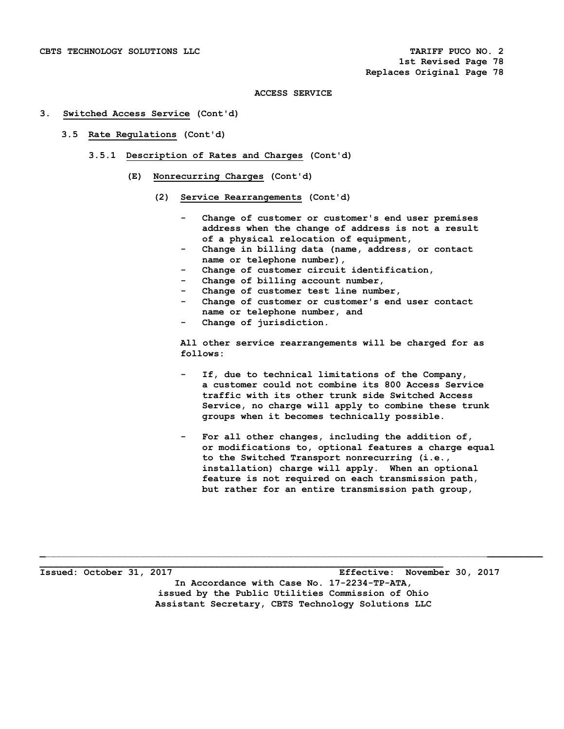ACCESS SERVICE

3. Switched Access Service (Cont'd)

3.5 Rate Regulations (Cont'd)

3.5.1 Description of Rates and Charges (Cont'd)

(E) Nonrecurring Charges (Cont'd)

(2) Service Rearrangements (Cont'd)

- Change of customer or customer's end user premises address when the change of address is not a result of a physical relocation of equipment,
- Change in billing data (name, address, or contact name or telephone number),
- Change of customer circuit identification,
- Change of billing account number,
- Change of customer test line number,
- Change of customer or customer's end user contact name or telephone number, and
- Change of jurisdiction.

All other service rearrangements will be charged for as follows:

- If, due to technical limitations of the Company, a customer could not combine its 800 Access Service traffic with its other trunk side Switched Access Service, no charge will apply to combine these trunk groups when it becomes technically possible.

- For all other changes, including the addition of, or modifications to, optional features a charge equal to the Switched Transport nonrecurring (i.e., installation) charge will apply. When an optional feature is not required on each transmission path, but rather for an entire transmission path group,

Issued: October 31, 2017 Effective: November 30, 2017

In Accordance with Case No. 17-2234-TP-ATA, issued by the Public Utilities Commission of Ohio

Assistant Secretary, CBTS Technology Solutions LLC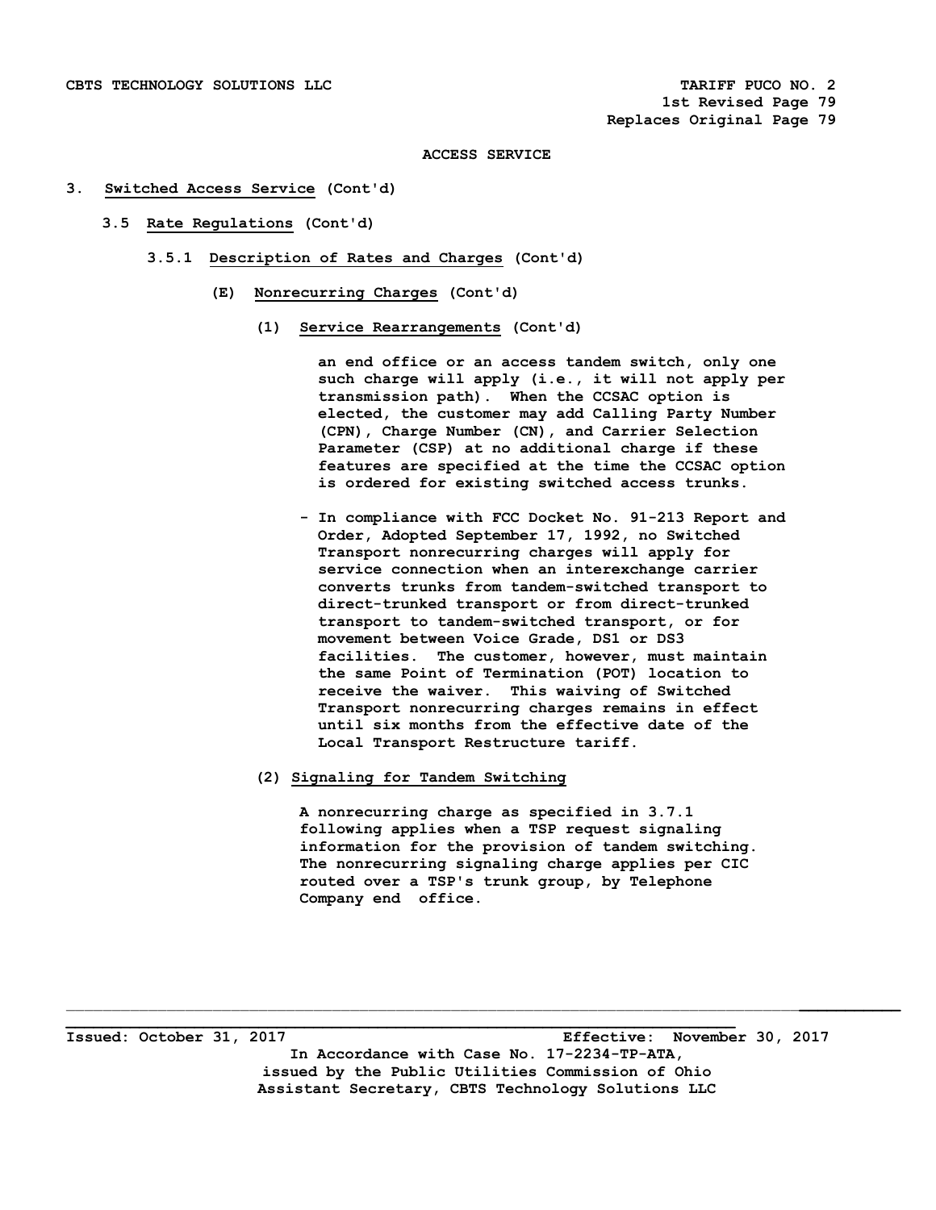ACCESS SERVICE

3. **Switched Access Service** (Cont'd)

3.5 **Rate Regulations** (Cont'd)

3.5.1 **Description of Rates and Charges** (Cont'd)

(E) **Nonrecurring Charges** (Cont'd)

(1) **Service Rearrangements** (Cont'd)

an end office or an access tandem switch, only one such charge will apply (i.e., it will not apply per transmission path). When the CCSAC option is elected, the customer may add Calling Party Number (CPN), Charge Number (CN), and Carrier Selection Parameter (CSP) at no additional charge if these features are specified at the time the CCSAC option is ordered for existing switched access trunks.

- In compliance with FCC Docket No. 91-213 Report and Order, Adopted September 17, 1992, no Switched Transport nonrecurring charges will apply for service connection when an interexchange carrier converts trunks from tandem-switched transport to direct-trunked transport or from direct-trunked transport to tandem-switched transport, or for movement between Voice Grade, DS1 or DS3 facilities. The customer, however, must maintain the same Point of Termination (POT) location to receive the waiver. This waiving of Switched Transport nonrecurring charges remains in effect until six months from the effective date of the Local Transport Restructure tariff.

(2) **Signaling for Tandem Switching**

A nonrecurring charge as specified in 3.7.1 following applies when a TSP request signaling information for the provision of tandem switching. The nonrecurring signaling charge applies per CIC routed over a TSP's trunk group, by Telephone Company end office.

Issued: October 31, 2017 Effective: November 30, 2017

In Accordance with Case No. 17-2234-TP-ATA, issued by the Public Utilities Commission of Ohio

Assistant Secretary, CBTS Technology Solutions LLC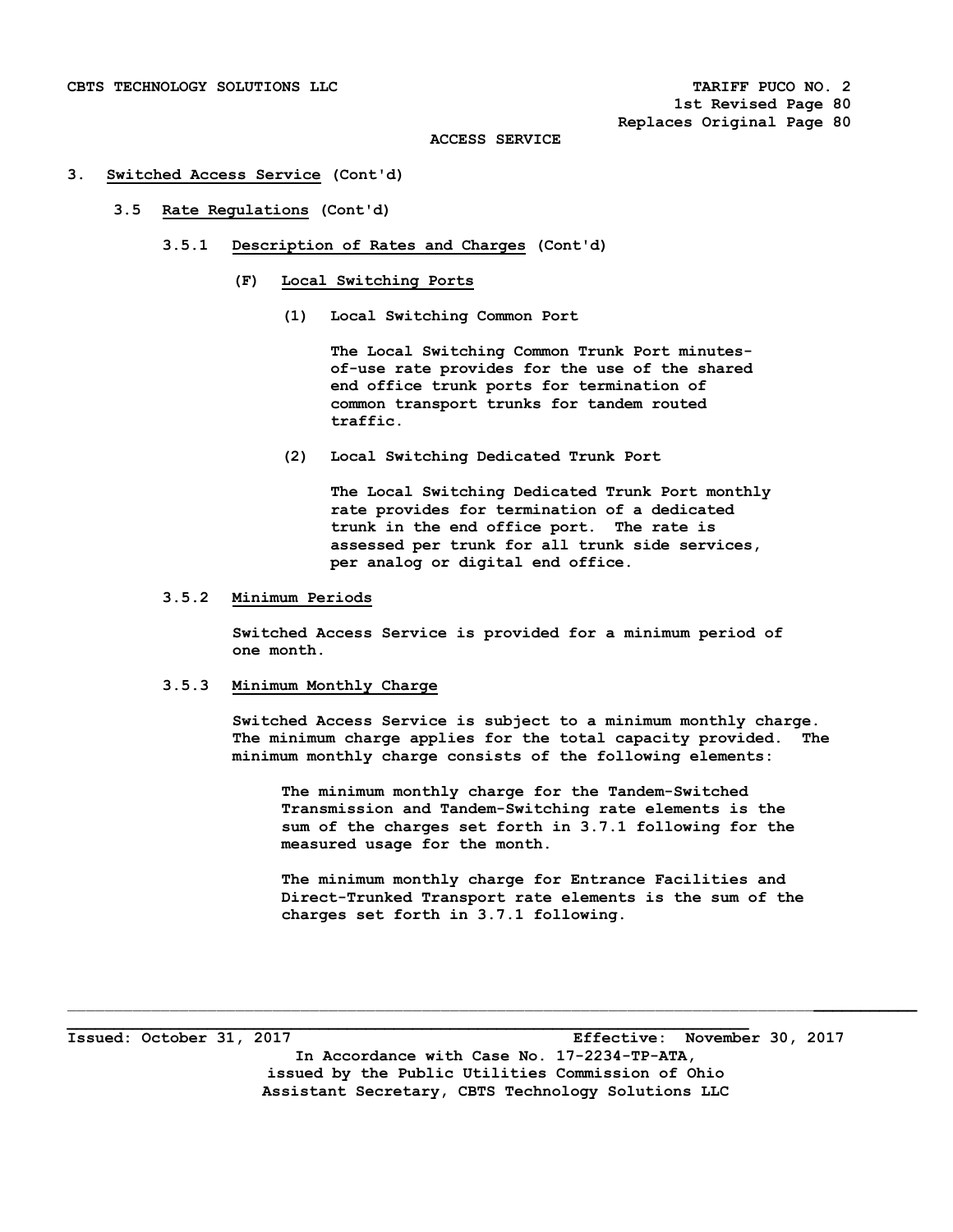# 3. Switched Access Service (Cont'd)

## 3.5 Rate Regulations (Cont'd)

### 3.5.1 Description of Rates and Charges (Cont'd)

#### (F) Local Switching Ports

**(1) Local Switching Common Port**

The Local Switching Common Trunk Port minutes-of-use rate provides for the use of the shared end office trunk ports for termination of common transport trunks for tandem routed traffic.

**(2) Local Switching Dedicated Trunk Port**

The Local Switching Dedicated Trunk Port monthly rate provides for termination of a dedicated trunk in the end office port. The rate is assessed per trunk for all trunk side services, per analog or digital end office.

### 3.5.2 Minimum Periods

Switched Access Service is provided for a minimum period of one month.

### 3.5.3 Minimum Monthly Charge

Switched Access Service is subject to a minimum monthly charge. The minimum charge applies for the total capacity provided. The minimum monthly charge consists of the following elements:

The minimum monthly charge for the Tandem-Switched Transmission and Tandem-Switching rate elements is the sum of the charges set forth in 3.7.1 following for the measured usage for the month.

The minimum monthly charge for Entrance Facilities and Direct-Trunked Transport rate elements is the sum of the charges set forth in 3.7.1 following.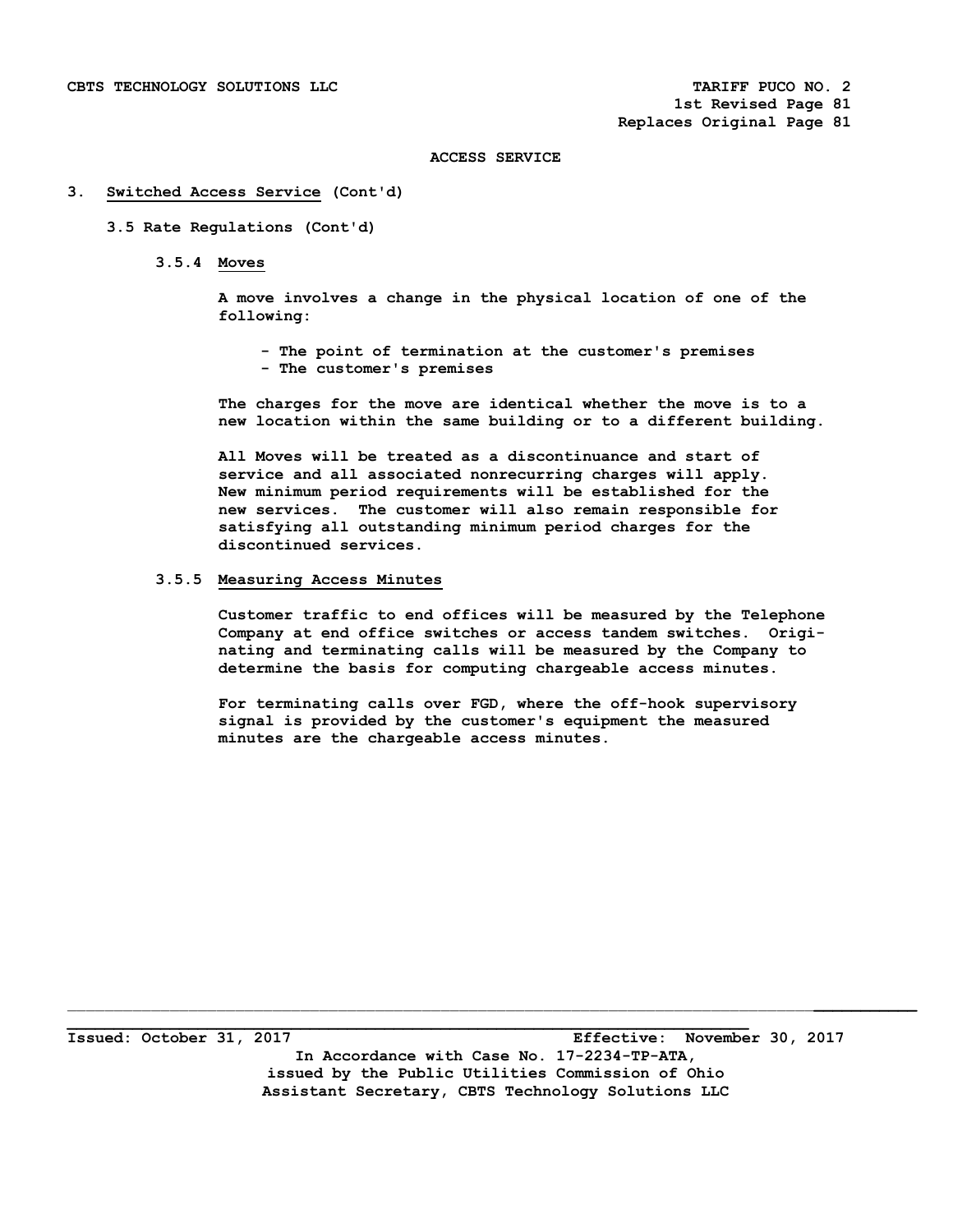## ACCESS SERVICE

### 3. Switched Access Service (Cont'd)

#### 3.5 Rate Regulations (Cont'd)

##### 3.5.4 Moves

A move involves a change in the physical location of one of the following:

- The point of termination at the customer's premises
- The customer's premises

The charges for the move are identical whether the move is to a new location within the same building or to a different building.

All Moves will be treated as a discontinuance and start of service and all associated nonrecurring charges will apply. New minimum period requirements will be established for the new services. The customer will also remain responsible for satisfying all outstanding minimum period charges for the discontinued services.

##### 3.5.5 Measuring Access Minutes

Customer traffic to end offices will be measured by the Telephone Company at end office switches or access tandem switches. Originating and terminating calls will be measured by the Company to determine the basis for computing chargeable access minutes.

For terminating calls over FGD, where the off-hook supervisory signal is provided by the customer's equipment the measured minutes are the chargeable access minutes.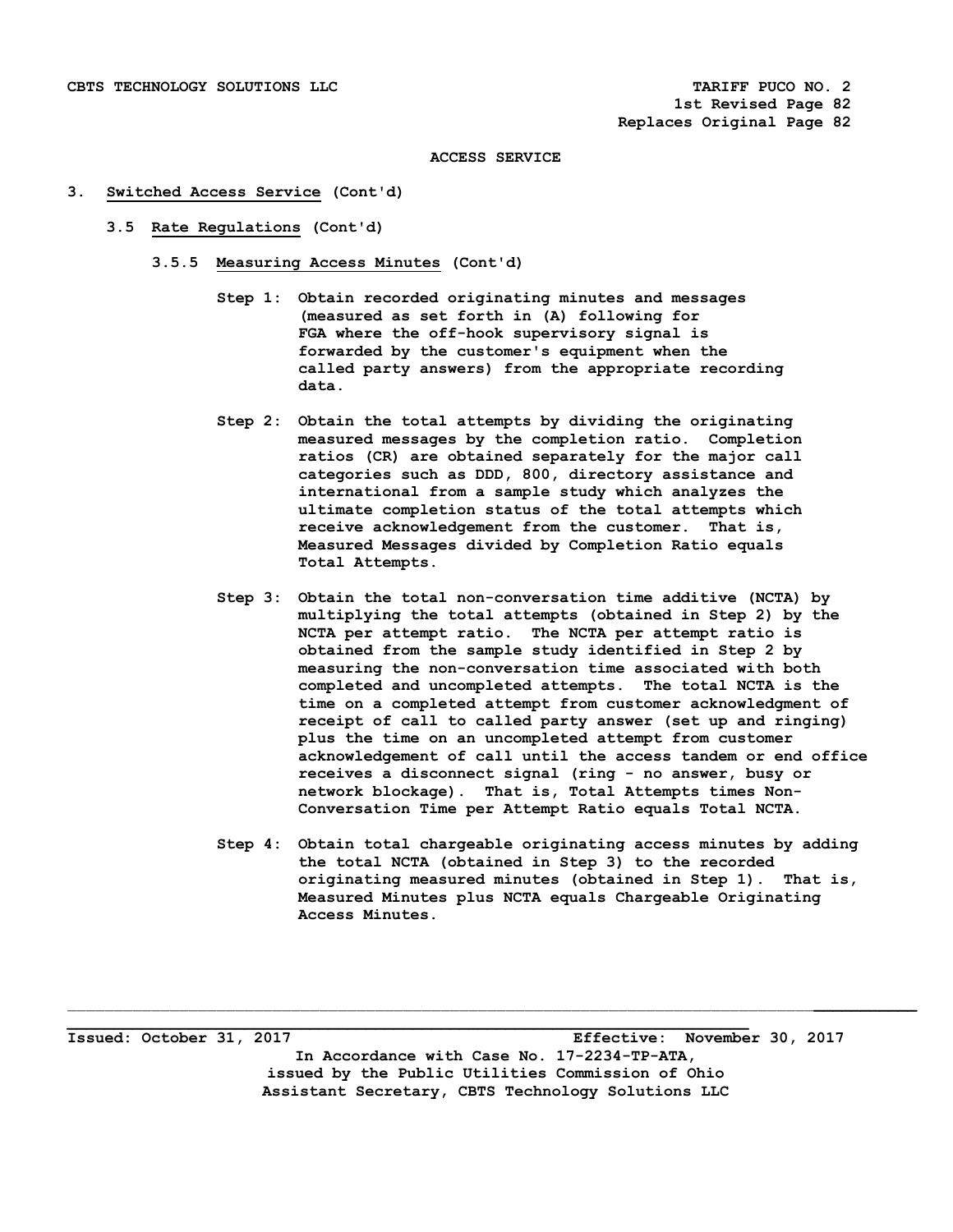ACCESS SERVICE

3. Switched Access Service (Cont'd)

3.5 Rate Regulations (Cont'd)

3.5.5 Measuring Access Minutes (Cont'd)

Step 1: Obtain recorded originating minutes and messages (measured as set forth in (A) following for FGA where the off-hook supervisory signal is forwarded by the customer's equipment when the called party answers) from the appropriate recording data.

Step 2: Obtain the total attempts by dividing the originating measured messages by the completion ratio. Completion ratios (CR) are obtained separately for the major call categories such as DDD, 800, directory assistance and international from a sample study which analyzes the ultimate completion status of the total attempts which receive acknowledgement from the customer. That is, Measured Messages divided by Completion Ratio equals Total Attempts.

Step 3: Obtain the total non-conversation time additive (NCTA) by multiplying the total attempts (obtained in Step 2) by the NCTA per attempt ratio. The NCTA per attempt ratio is obtained from the sample study identified in Step 2 by measuring the non-conversation time associated with both completed and uncompleted attempts. The total NCTA is the time on a completed attempt from customer acknowledgment of receipt of call to called party answer (set up and ringing) plus the time on an uncompleted attempt from customer acknowledgement of call until the access tandem or end office receives a disconnect signal (ring - no answer, busy or network blockage). That is, Total Attempts times Non-Conversation Time per Attempt Ratio equals Total NCTA.

Step 4: Obtain total chargeable originating access minutes by adding the total NCTA (obtained in Step 3) to the recorded originating measured minutes (obtained in Step 1). That is, Measured Minutes plus NCTA equals Chargeable Originating Access Minutes.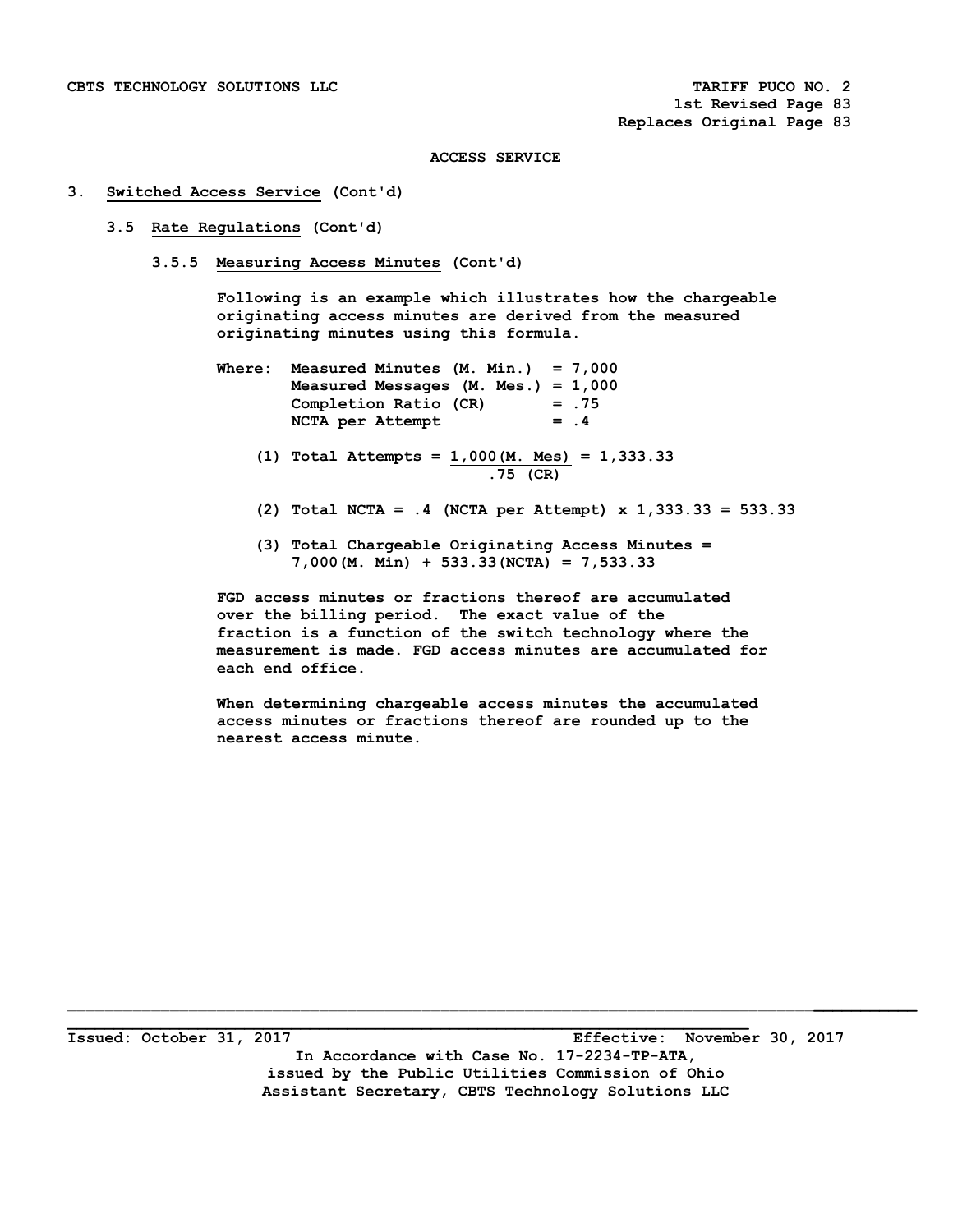ACCESS SERVICE

3. Switched Access Service (Cont'd)

3.5 Rate Regulations (Cont'd)

3.5.5 Measuring Access Minutes (Cont'd)

Following is an example which illustrates how the chargeable originating access minutes are derived from the measured originating minutes using this formula.

Where: Measured Minutes (M. Min.) = 7,000
Measured Messages (M. Mes.) = 1,000
Completion Ratio (CR) = .75
NCTA per Attempt = .4

(1) Total Attempts = $\frac{1{,}000\text{(M. Mes)}}{.75\text{ (CR)}}$ = 1,333.33

(2) Total NCTA = .4 (NCTA per Attempt) x 1,333.33 = 533.33

(3) Total Chargeable Originating Access Minutes = 7,000(M. Min) + 533.33(NCTA) = 7,533.33

FGD access minutes or fractions thereof are accumulated over the billing period. The exact value of the fraction is a function of the switch technology where the measurement is made. FGD access minutes are accumulated for each end office.

When determining chargeable access minutes the accumulated access minutes or fractions thereof are rounded up to the nearest access minute.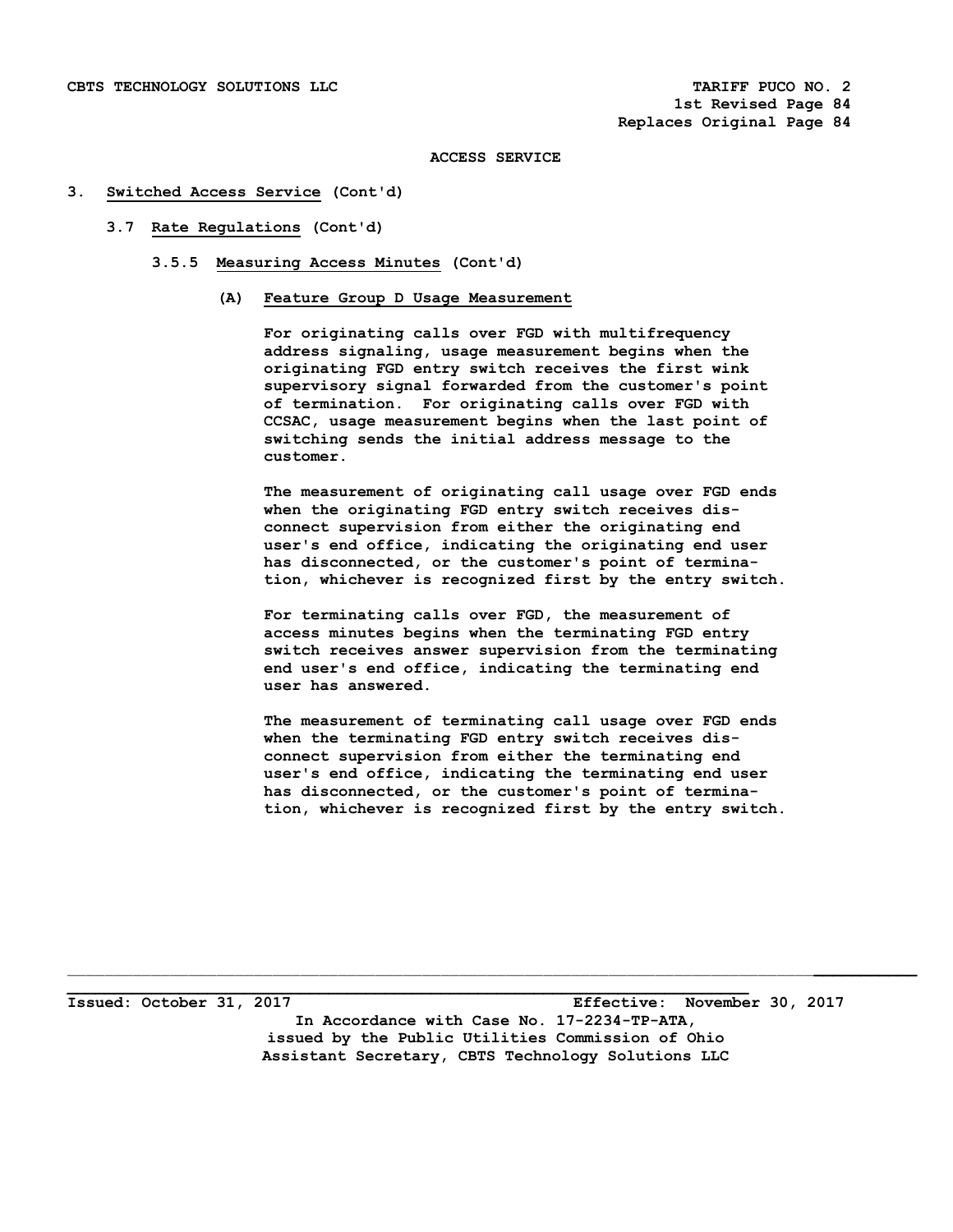# ACCESS SERVICE

## 3. Switched Access Service (Cont'd)

### 3.7 Rate Regulations (Cont'd)

#### 3.5.5 Measuring Access Minutes (Cont'd)

**(A) Feature Group D Usage Measurement**

For originating calls over FGD with multifrequency address signaling, usage measurement begins when the originating FGD entry switch receives the first wink supervisory signal forwarded from the customer's point of termination. For originating calls over FGD with CCSAC, usage measurement begins when the last point of switching sends the initial address message to the customer.

The measurement of originating call usage over FGD ends when the originating FGD entry switch receives disconnect supervision from either the originating end user's end office, indicating the originating end user has disconnected, or the customer's point of termination, whichever is recognized first by the entry switch.

For terminating calls over FGD, the measurement of access minutes begins when the terminating FGD entry switch receives answer supervision from the terminating end user's end office, indicating the terminating end user has answered.

The measurement of terminating call usage over FGD ends when the terminating FGD entry switch receives disconnect supervision from either the terminating end user's end office, indicating the terminating end user has disconnected, or the customer's point of termination, whichever is recognized first by the entry switch.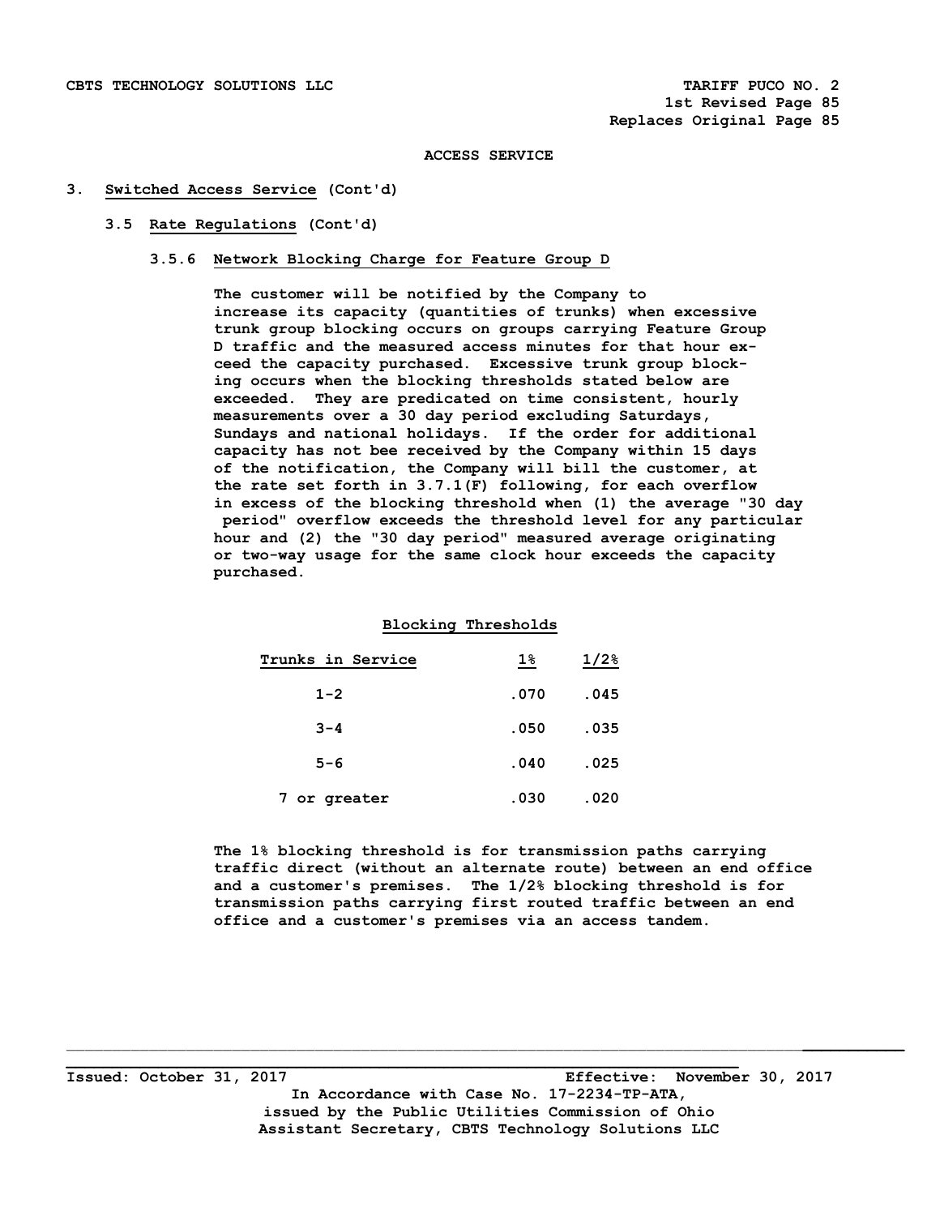ACCESS SERVICE

## 3. Switched Access Service (Cont'd)

### 3.5 Rate Regulations (Cont'd)

#### 3.5.6 Network Blocking Charge for Feature Group D

The customer will be notified by the Company to increase its capacity (quantities of trunks) when excessive trunk group blocking occurs on groups carrying Feature Group D traffic and the measured access minutes for that hour exceed the capacity purchased. Excessive trunk group blocking occurs when the blocking thresholds stated below are exceeded. They are predicated on time consistent, hourly measurements over a 30 day period excluding Saturdays, Sundays and national holidays. If the order for additional capacity has not bee received by the Company within 15 days of the notification, the Company will bill the customer, at the rate set forth in 3.7.1(F) following, for each overflow in excess of the blocking threshold when (1) the average "30 day period" overflow exceeds the threshold level for any particular hour and (2) the "30 day period" measured average originating or two-way usage for the same clock hour exceeds the capacity purchased.

**Blocking Thresholds**

| Trunks in Service | 1% | 1/2% |
|---|---|---|
| 1-2 | .070 | .045 |
| 3-4 | .050 | .035 |
| 5-6 | .040 | .025 |
| 7 or greater | .030 | .020 |

The 1% blocking threshold is for transmission paths carrying traffic direct (without an alternate route) between an end office and a customer's premises. The 1/2% blocking threshold is for transmission paths carrying first routed traffic between an end office and a customer's premises via an access tandem.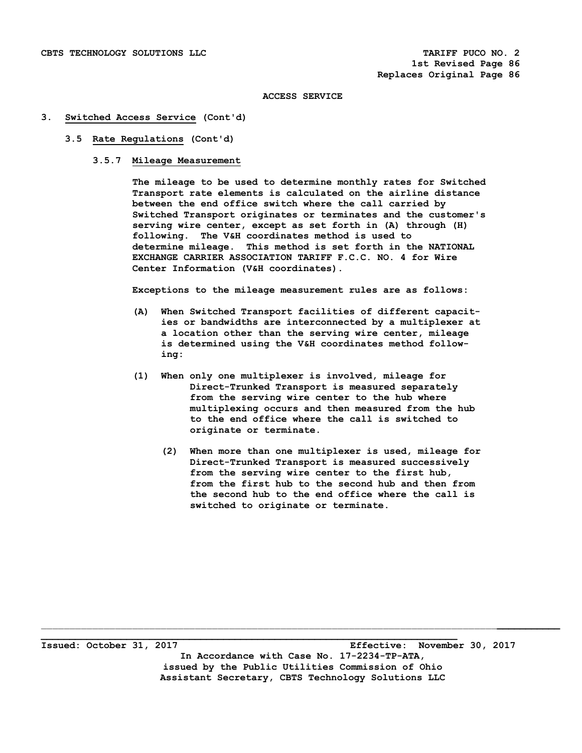**ACCESS SERVICE**

3. **Switched Access Service** (Cont'd)

3.5 **Rate Regulations** (Cont'd)

3.5.7 **Mileage Measurement**

The mileage to be used to determine monthly rates for Switched Transport rate elements is calculated on the airline distance between the end office switch where the call carried by Switched Transport originates or terminates and the customer's serving wire center, except as set forth in (A) through (H) following. The V&H coordinates method is used to determine mileage. This method is set forth in the NATIONAL EXCHANGE CARRIER ASSOCIATION TARIFF F.C.C. NO. 4 for Wire Center Information (V&H coordinates).

Exceptions to the mileage measurement rules are as follows:

(A) When Switched Transport facilities of different capacities or bandwidths are interconnected by a multiplexer at a location other than the serving wire center, mileage is determined using the V&H coordinates method following:

(1) When only one multiplexer is involved, mileage for Direct-Trunked Transport is measured separately from the serving wire center to the hub where multiplexing occurs and then measured from the hub to the end office where the call is switched to originate or terminate.

(2) When more than one multiplexer is used, mileage for Direct-Trunked Transport is measured successively from the serving wire center to the first hub, from the first hub to the second hub and then from the second hub to the end office where the call is switched to originate or terminate.

Issued: October 31, 2017 Effective: November 30, 2017

In Accordance with Case No. 17-2234-TP-ATA, issued by the Public Utilities Commission of Ohio

Assistant Secretary, CBTS Technology Solutions LLC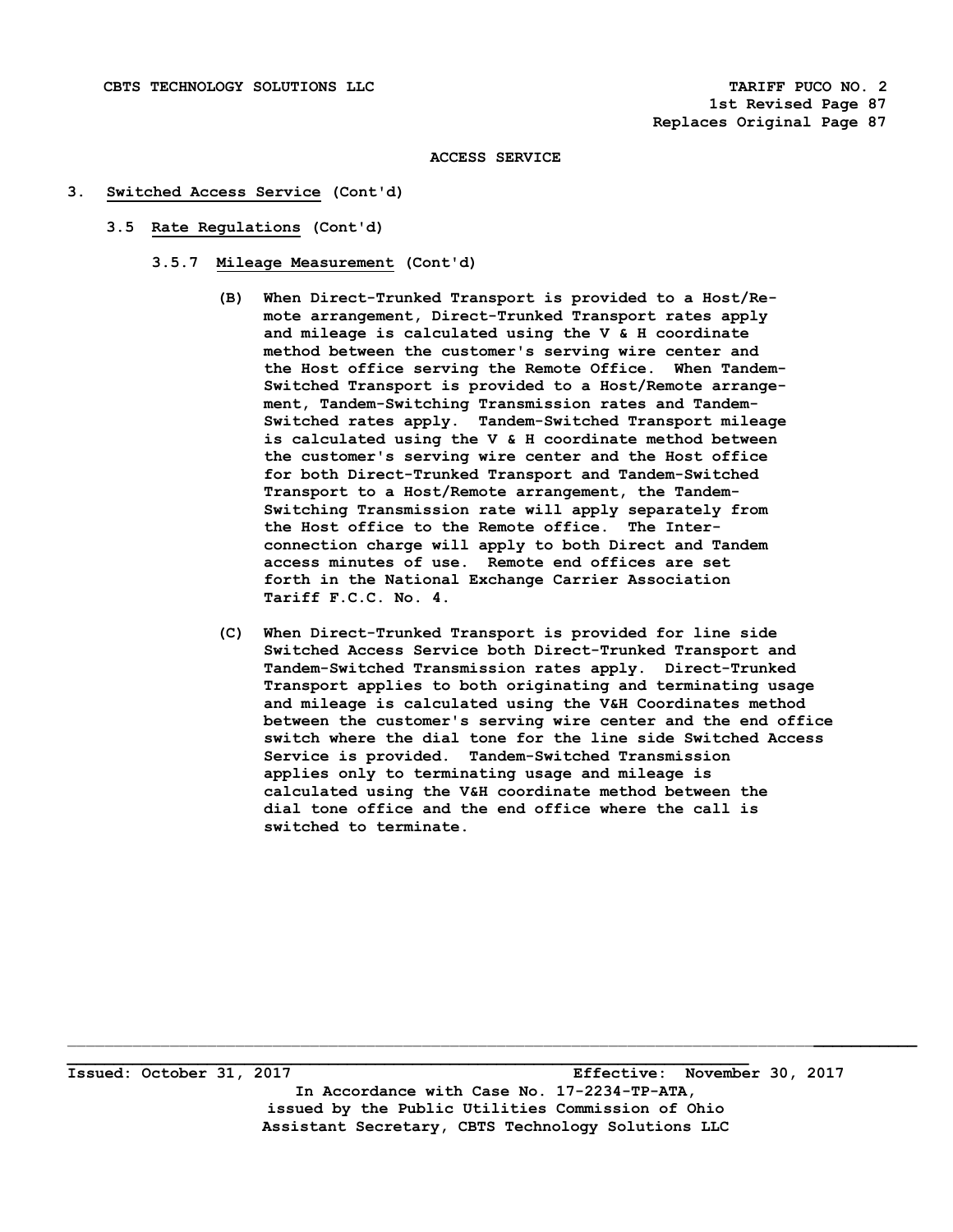ACCESS SERVICE

3. Switched Access Service (Cont'd)

3.5 Rate Regulations (Cont'd)

3.5.7 Mileage Measurement (Cont'd)

(B) When Direct-Trunked Transport is provided to a Host/Remote arrangement, Direct-Trunked Transport rates apply and mileage is calculated using the V & H coordinate method between the customer's serving wire center and the Host office serving the Remote Office. When Tandem-Switched Transport is provided to a Host/Remote arrangement, Tandem-Switching Transmission rates and Tandem-Switched rates apply. Tandem-Switched Transport mileage is calculated using the V & H coordinate method between the customer's serving wire center and the Host office for both Direct-Trunked Transport and Tandem-Switched Transport to a Host/Remote arrangement, the Tandem-Switching Transmission rate will apply separately from the Host office to the Remote office. The Interconnection charge will apply to both Direct and Tandem access minutes of use. Remote end offices are set forth in the National Exchange Carrier Association Tariff F.C.C. No. 4.

(C) When Direct-Trunked Transport is provided for line side Switched Access Service both Direct-Trunked Transport and Tandem-Switched Transmission rates apply. Direct-Trunked Transport applies to both originating and terminating usage and mileage is calculated using the V&H Coordinates method between the customer's serving wire center and the end office switch where the dial tone for the line side Switched Access Service is provided. Tandem-Switched Transmission applies only to terminating usage and mileage is calculated using the V&H coordinate method between the dial tone office and the end office where the call is switched to terminate.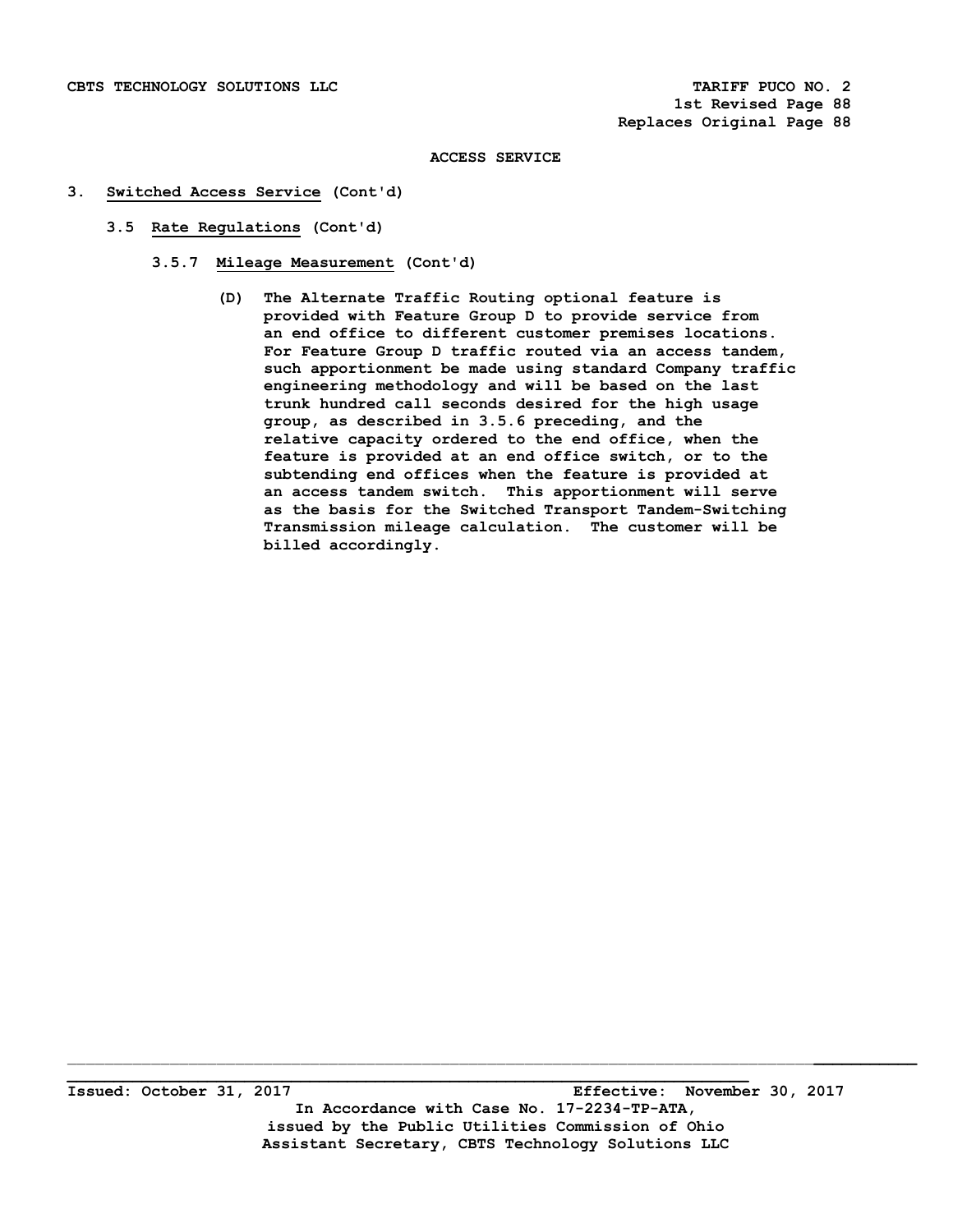ACCESS SERVICE

3. Switched Access Service (Cont'd)

3.5 Rate Regulations (Cont'd)

3.5.7 Mileage Measurement (Cont'd)

(D) The Alternate Traffic Routing optional feature is provided with Feature Group D to provide service from an end office to different customer premises locations. For Feature Group D traffic routed via an access tandem, such apportionment be made using standard Company traffic engineering methodology and will be based on the last trunk hundred call seconds desired for the high usage group, as described in 3.5.6 preceding, and the relative capacity ordered to the end office, when the feature is provided at an end office switch, or to the subtending end offices when the feature is provided at an access tandem switch. This apportionment will serve as the basis for the Switched Transport Tandem-Switching Transmission mileage calculation. The customer will be billed accordingly.

Issued: October 31, 2017 Effective: November 30, 2017

In Accordance with Case No. 17-2234-TP-ATA, issued by the Public Utilities Commission of Ohio

Assistant Secretary, CBTS Technology Solutions LLC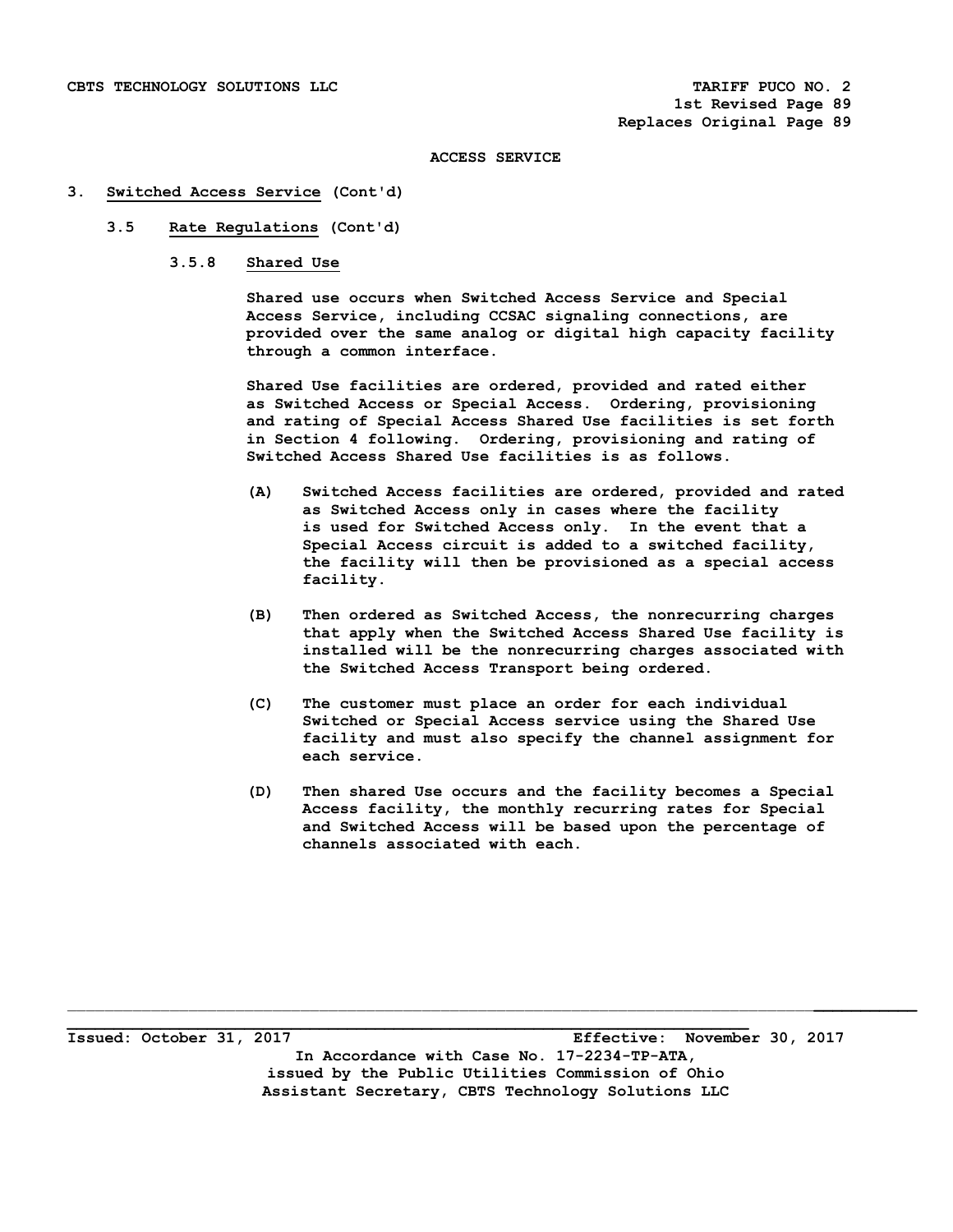ACCESS SERVICE

## 3. Switched Access Service (Cont'd)

### 3.5 Rate Regulations (Cont'd)

#### 3.5.8 Shared Use

Shared use occurs when Switched Access Service and Special Access Service, including CCSAC signaling connections, are provided over the same analog or digital high capacity facility through a common interface.

Shared Use facilities are ordered, provided and rated either as Switched Access or Special Access. Ordering, provisioning and rating of Special Access Shared Use facilities is set forth in Section 4 following. Ordering, provisioning and rating of Switched Access Shared Use facilities is as follows.

(A) Switched Access facilities are ordered, provided and rated as Switched Access only in cases where the facility is used for Switched Access only. In the event that a Special Access circuit is added to a switched facility, the facility will then be provisioned as a special access facility.

(B) Then ordered as Switched Access, the nonrecurring charges that apply when the Switched Access Shared Use facility is installed will be the nonrecurring charges associated with the Switched Access Transport being ordered.

(C) The customer must place an order for each individual Switched or Special Access service using the Shared Use facility and must also specify the channel assignment for each service.

(D) Then shared Use occurs and the facility becomes a Special Access facility, the monthly recurring rates for Special and Switched Access will be based upon the percentage of channels associated with each.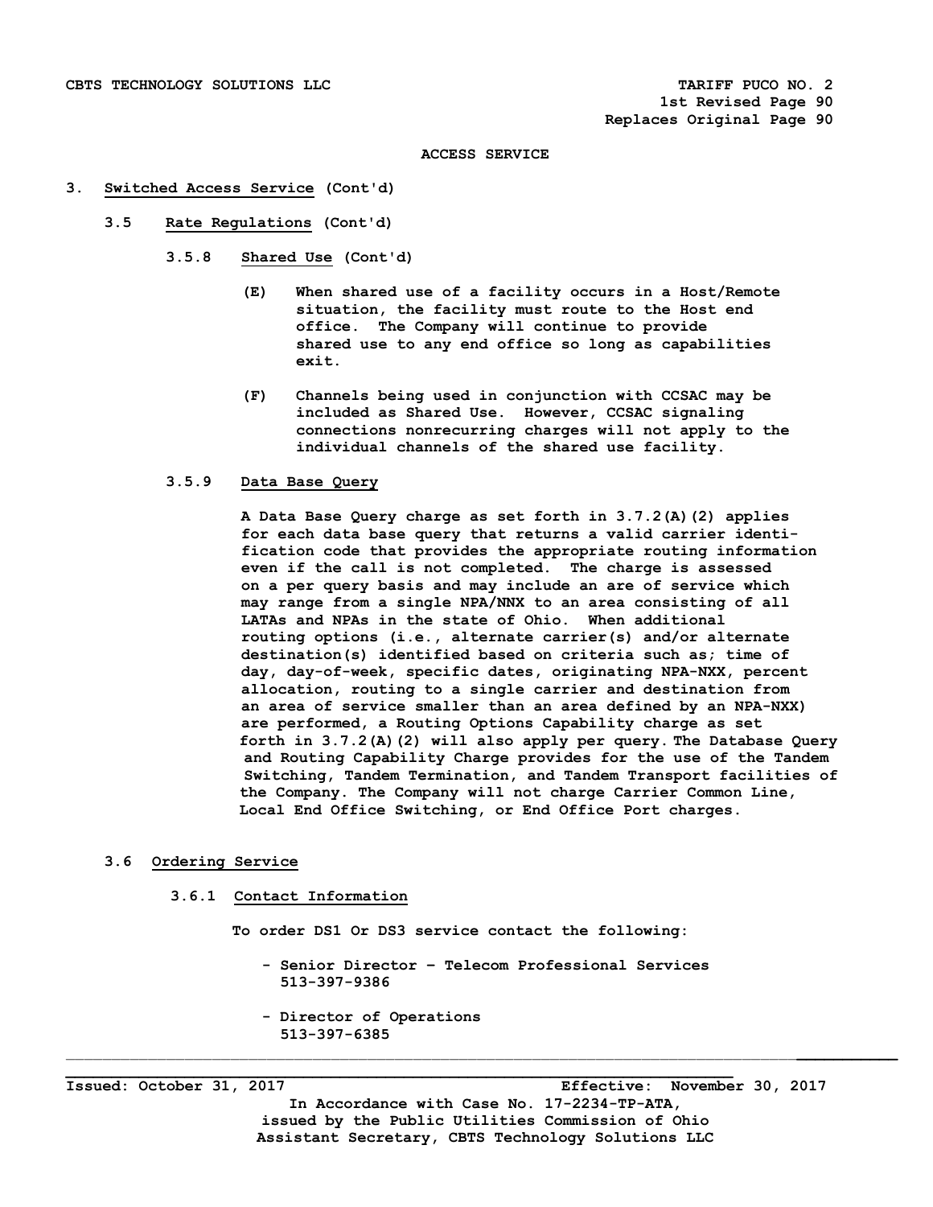ACCESS SERVICE

3. **Switched Access Service** (Cont'd)

   3.5 **Rate Regulations** (Cont'd)

      3.5.8 **Shared Use** (Cont'd)

      (E) When shared use of a facility occurs in a Host/Remote situation, the facility must route to the Host end office. The Company will continue to provide shared use to any end office so long as capabilities exit.

      (F) Channels being used in conjunction with CCSAC may be included as Shared Use. However, CCSAC signaling connections nonrecurring charges will not apply to the individual channels of the shared use facility.

      3.5.9 **Data Base Query**

      A Data Base Query charge as set forth in 3.7.2(A)(2) applies for each data base query that returns a valid carrier identification code that provides the appropriate routing information even if the call is not completed. The charge is assessed on a per query basis and may include an are of service which may range from a single NPA/NNX to an area consisting of all LATAs and NPAs in the state of Ohio. When additional routing options (i.e., alternate carrier(s) and/or alternate destination(s) identified based on criteria such as; time of day, day-of-week, specific dates, originating NPA-NXX, percent allocation, routing to a single carrier and destination from an area of service smaller than an area defined by an NPA-NXX) are performed, a Routing Options Capability charge as set forth in 3.7.2(A)(2) will also apply per query. The Database Query and Routing Capability Charge provides for the use of the Tandem Switching, Tandem Termination, and Tandem Transport facilities of the Company. The Company will not charge Carrier Common Line, Local End Office Switching, or End Office Port charges.

   3.6 **Ordering Service**

      3.6.1 **Contact Information**

      To order DS1 Or DS3 service contact the following:

      - Senior Director – Telecom Professional Services
        513-397-9386

      - Director of Operations
        513-397-6385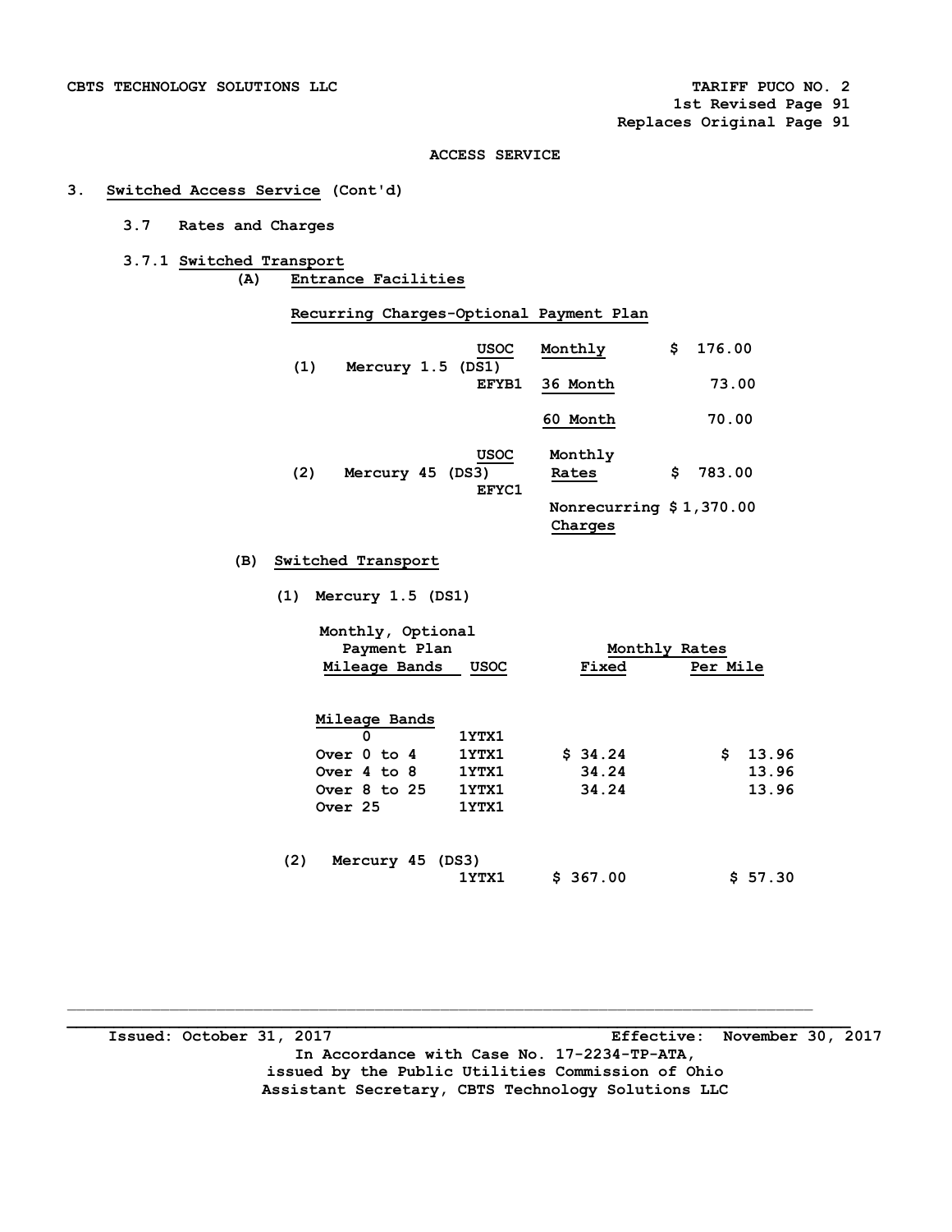CBTS TECHNOLOGY SOLUTIONS LLC

TARIFF PUCO NO. 2
1st Revised Page 91
Replaces Original Page 91

ACCESS SERVICE

3. **Switched Access Service** (Cont'd)

3.7 Rates and Charges

3.7.1 **Switched Transport**

(A) **Entrance Facilities**

**Recurring Charges-Optional Payment Plan**

| | | USOC | | |
|---|---|---|---|---|
| (1) | Mercury 1.5 (DS1) | EFYB1 | Monthly | $ 176.00 |
| | | | 36 Month | 73.00 |
| | | | 60 Month | 70.00 |
| (2) | Mercury 45 (DS3) | EFYC1 | Monthly Rates | $ 783.00 |
| | | | Nonrecurring Charges | $ 1,370.00 |

(B) **Switched Transport**

(1) Mercury 1.5 (DS1)

| Monthly, Optional Payment Plan Mileage Bands | USOC | Monthly Rates Fixed | Per Mile |
|---|---|---|---|
| **Mileage Bands** | | | |
| 0 | 1YTX1 | | |
| Over 0 to 4 | 1YTX1 | $ 34.24 | $ 13.96 |
| Over 4 to 8 | 1YTX1 | 34.24 | 13.96 |
| Over 8 to 25 | 1YTX1 | 34.24 | 13.96 |
| Over 25 | 1YTX1 | | |

(2) Mercury 45 (DS3)

| | USOC | Fixed | Per Mile |
|---|---|---|---|
| | 1YTX1 | $ 367.00 | $ 57.30 |

Issued: October 31, 2017 Effective: November 30, 2017

In Accordance with Case No. 17-2234-TP-ATA,
issued by the Public Utilities Commission of Ohio
Assistant Secretary, CBTS Technology Solutions LLC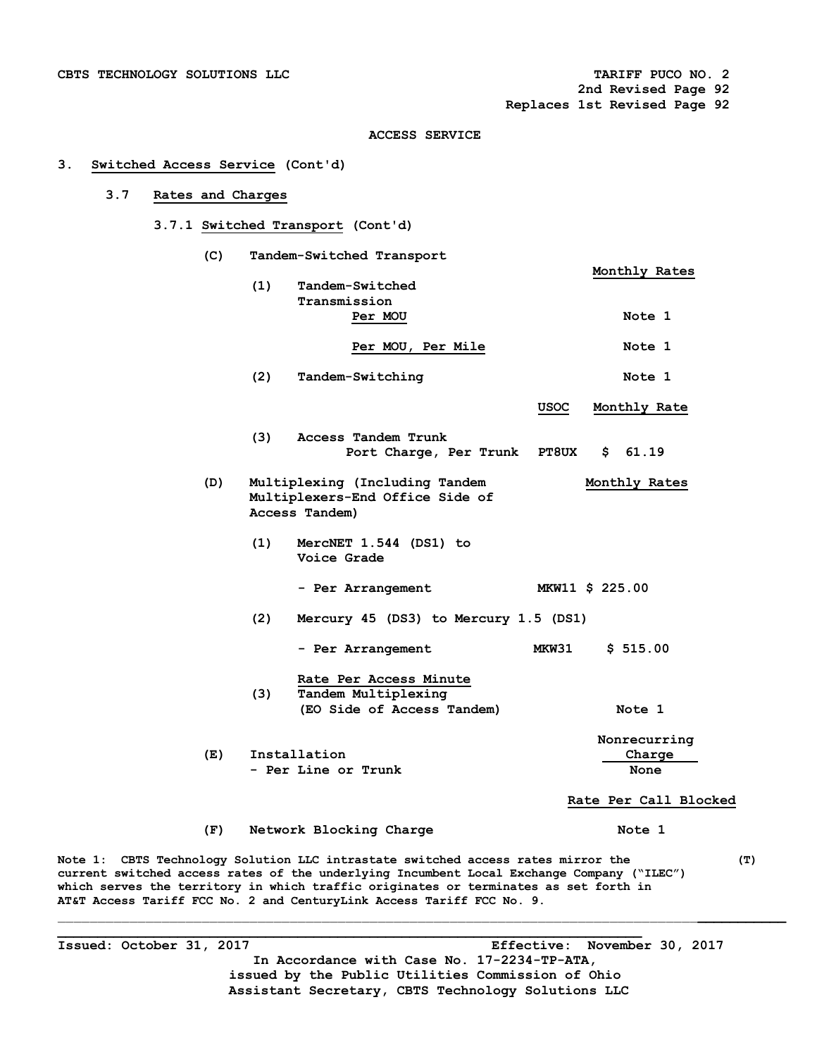CBTS TECHNOLOGY SOLUTIONS LLC — TARIFF PUCO NO. 2

2nd Revised Page 92

Replaces 1st Revised Page 92

ACCESS SERVICE

## 3. Switched Access Service (Cont'd)

### 3.7 Rates and Charges

#### 3.7.1 Switched Transport (Cont'd)

**(C) Tandem-Switched Transport**

| | | Monthly Rates |
|---|---|---|
| (1) Tandem-Switched Transmission | | |
| Per MOU | | Note 1 |
| Per MOU, Per Mile | | Note 1 |
| (2) Tandem-Switching | | Note 1 |

| | USOC | Monthly Rate |
|---|---|---|
| (3) Access Tandem Trunk Port Charge, Per Trunk | PT8UX | $ 61.19 |

**(D) Multiplexing (Including Tandem Multiplexers-End Office Side of Access Tandem)**

| | USOC | Monthly Rates |
|---|---|---|
| (1) MercNET 1.544 (DS1) to Voice Grade | | |
| - Per Arrangement | MKW11 | $ 225.00 |
| (2) Mercury 45 (DS3) to Mercury 1.5 (DS1) | | |
| - Per Arrangement | MKW31 | $ 515.00 |

| | Rate Per Access Minute |
|---|---|
| (3) Tandem Multiplexing (EO Side of Access Tandem) | Note 1 |

| | Nonrecurring Charge |
|---|---|
| (E) Installation - Per Line or Trunk | None |

| | Rate Per Call Blocked |
|---|---|
| (F) Network Blocking Charge | Note 1 |

Note 1: CBTS Technology Solution LLC intrastate switched access rates mirror the current switched access rates of the underlying Incumbent Local Exchange Company ("ILEC") which serves the territory in which traffic originates or terminates as set forth in AT&T Access Tariff FCC No. 2 and CenturyLink Access Tariff FCC No. 9. (T)

Issued: October 31, 2017 — Effective: November 30, 2017

In Accordance with Case No. 17-2234-TP-ATA, issued by the Public Utilities Commission of Ohio

Assistant Secretary, CBTS Technology Solutions LLC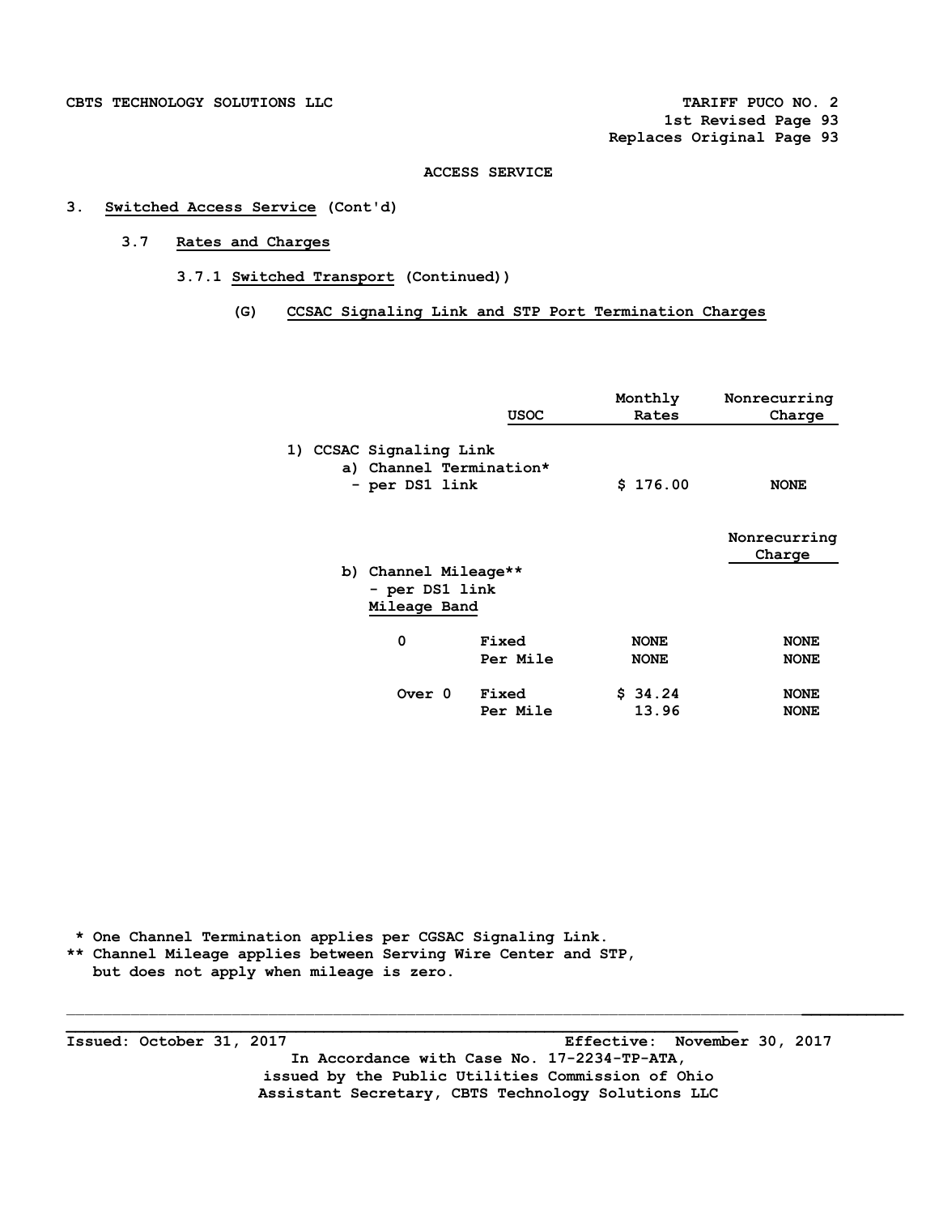CBTS TECHNOLOGY SOLUTIONS LLC

TARIFF PUCO NO. 2
1st Revised Page 93
Replaces Original Page 93

## ACCESS SERVICE

### 3. Switched Access Service (Cont'd)

#### 3.7 Rates and Charges

##### 3.7.1 Switched Transport (Continued))

###### (G) CCSAC Signaling Link and STP Port Termination Charges

| | USOC | Monthly Rates | Nonrecurring Charge |
|---|---|---|---|
| 1) CCSAC Signaling Link | | | |
| a) Channel Termination* | | | |
| - per DS1 link | | $ 176.00 | NONE |

| | | | Nonrecurring Charge |
|---|---|---|---|
| b) Channel Mileage** | | | |
| - per DS1 link | | | |
| Mileage Band | | | |
| 0 | Fixed | NONE | NONE |
| | Per Mile | NONE | NONE |
| Over 0 | Fixed | $ 34.24 | NONE |
| | Per Mile | 13.96 | NONE |

\* One Channel Termination applies per CGSAC Signaling Link.
\*\* Channel Mileage applies between Serving Wire Center and STP, but does not apply when mileage is zero.

Issued: October 31, 2017 Effective: November 30, 2017
In Accordance with Case No. 17-2234-TP-ATA,
issued by the Public Utilities Commission of Ohio
Assistant Secretary, CBTS Technology Solutions LLC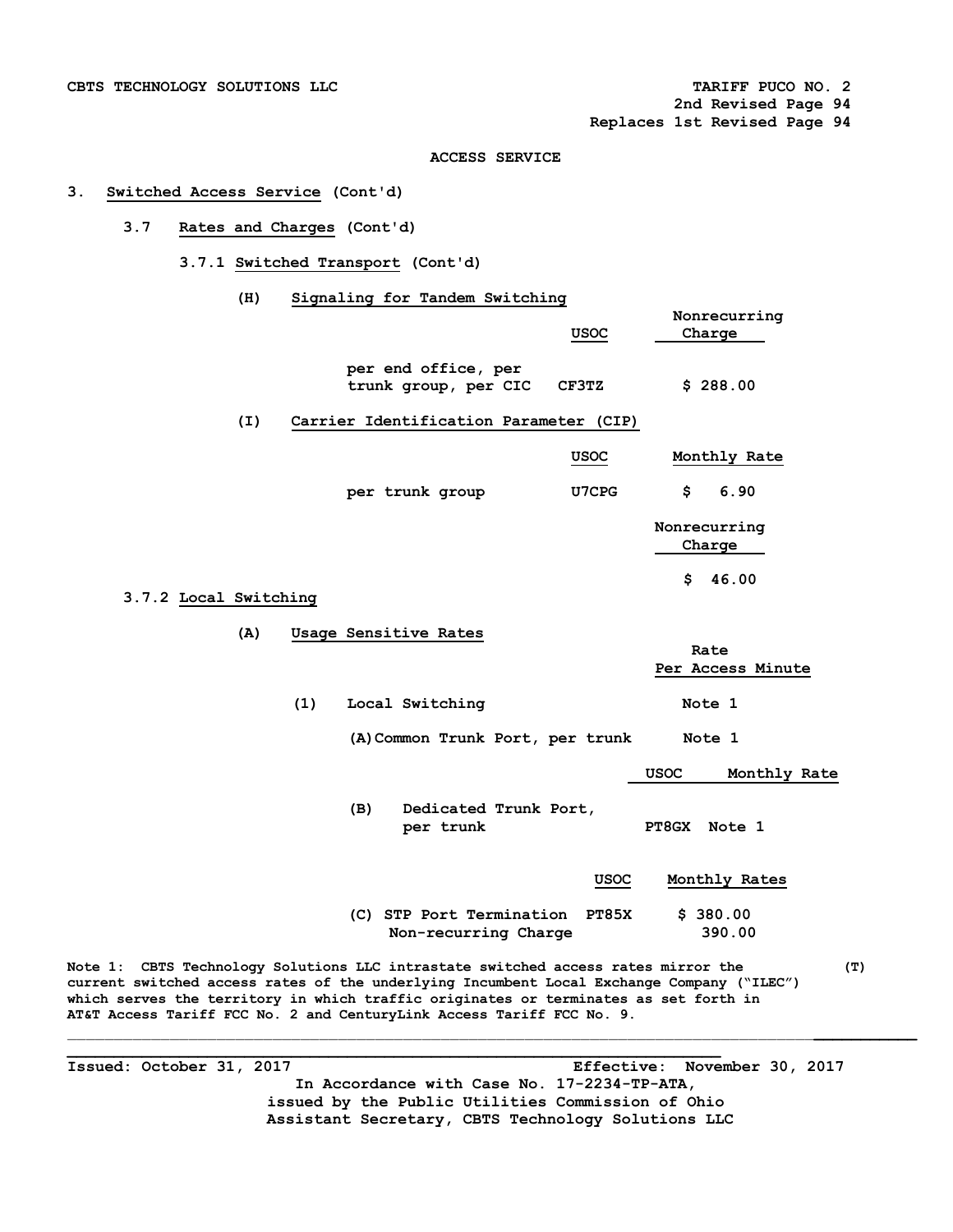CBTS TECHNOLOGY SOLUTIONS LLC

TARIFF PUCO NO. 2
2nd Revised Page 94
Replaces 1st Revised Page 94

ACCESS SERVICE

3. **Switched Access Service** (Cont'd)

3.7 **Rates and Charges** (Cont'd)

3.7.1 **Switched Transport** (Cont'd)

(H) **Signaling for Tandem Switching**

| | USOC | Nonrecurring Charge |
|---|---|---|
| per end office, per trunk group, per CIC | CF3TZ | $ 288.00 |

(I) **Carrier Identification Parameter (CIP)**

| | USOC | Monthly Rate | Nonrecurring Charge |
|---|---|---|---|
| per trunk group | U7CPG | $ 6.90 | $ 46.00 |

3.7.2 **Local Switching**

(A) **Usage Sensitive Rates**

| | | Rate Per Access Minute |
|---|---|---|
| (1) Local Switching | | Note 1 |
| (A) Common Trunk Port, per trunk | | Note 1 |

| | USOC | Monthly Rate |
|---|---|---|
| (B) Dedicated Trunk Port, per trunk | PT8GX | Note 1 |

| | USOC | Monthly Rates |
|---|---|---|
| (C) STP Port Termination | PT85X | $ 380.00 |
| Non-recurring Charge | | 390.00 |

Note 1: CBTS Technology Solutions LLC intrastate switched access rates mirror the current switched access rates of the underlying Incumbent Local Exchange Company ("ILEC") which serves the territory in which traffic originates or terminates as set forth in AT&T Access Tariff FCC No. 2 and CenturyLink Access Tariff FCC No. 9. (T)

Issued: October 31, 2017 Effective: November 30, 2017

In Accordance with Case No. 17-2234-TP-ATA,
issued by the Public Utilities Commission of Ohio
Assistant Secretary, CBTS Technology Solutions LLC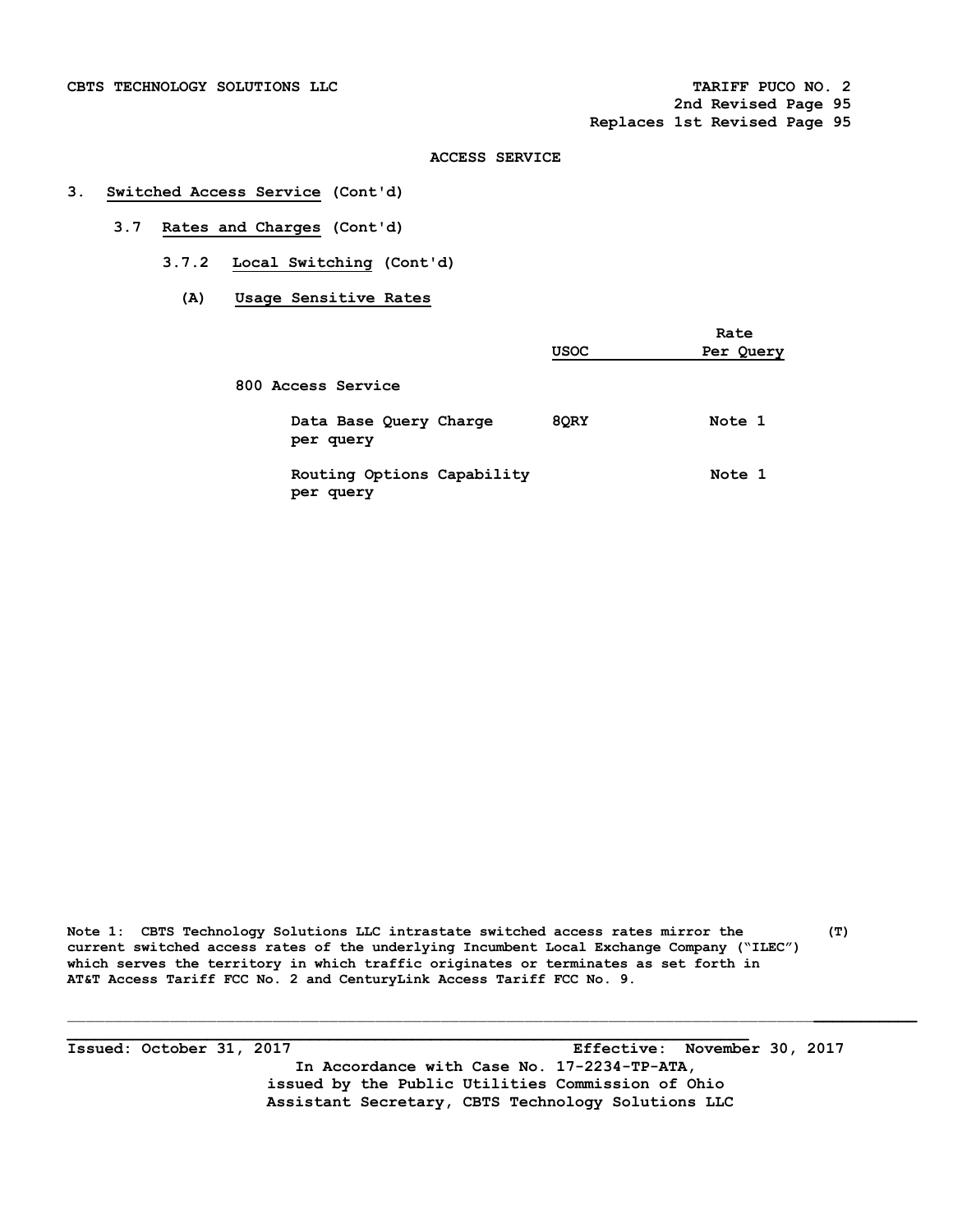CBTS TECHNOLOGY SOLUTIONS LLC — TARIFF PUCO NO. 2
2nd Revised Page 95
Replaces 1st Revised Page 95

## ACCESS SERVICE

### 3. Switched Access Service (Cont'd)

#### 3.7 Rates and Charges (Cont'd)

##### 3.7.2 Local Switching (Cont'd)

**(A) Usage Sensitive Rates**

| | USOC | Rate Per Query |
|---|---|---|
| 800 Access Service | | |
| Data Base Query Charge per query | 8QRY | Note 1 |
| Routing Options Capability per query | | Note 1 |

Note 1: CBTS Technology Solutions LLC intrastate switched access rates mirror the current switched access rates of the underlying Incumbent Local Exchange Company ("ILEC") which serves the territory in which traffic originates or terminates as set forth in AT&T Access Tariff FCC No. 2 and CenturyLink Access Tariff FCC No. 9. (T)

Issued: October 31, 2017 — Effective: November 30, 2017

In Accordance with Case No. 17-2234-TP-ATA, issued by the Public Utilities Commission of Ohio

Assistant Secretary, CBTS Technology Solutions LLC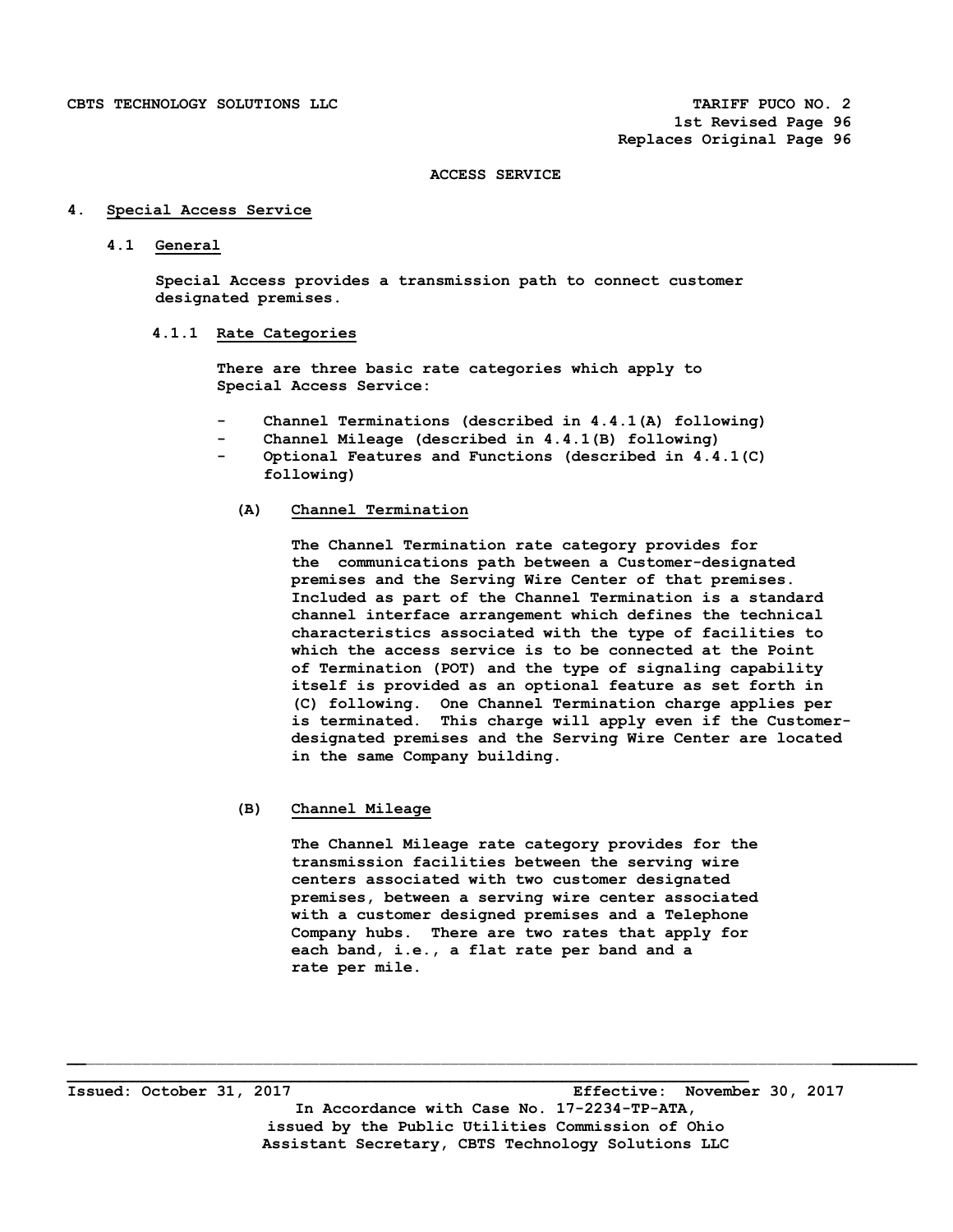ACCESS SERVICE

## 4. Special Access Service

### 4.1 General

Special Access provides a transmission path to connect customer designated premises.

#### 4.1.1 Rate Categories

There are three basic rate categories which apply to Special Access Service:

- Channel Terminations (described in 4.4.1(A) following)
- Channel Mileage (described in 4.4.1(B) following)
- Optional Features and Functions (described in 4.4.1(C) following)

**(A) Channel Termination**

The Channel Termination rate category provides for the communications path between a Customer-designated premises and the Serving Wire Center of that premises. Included as part of the Channel Termination is a standard channel interface arrangement which defines the technical characteristics associated with the type of facilities to which the access service is to be connected at the Point of Termination (POT) and the type of signaling capability itself is provided as an optional feature as set forth in (C) following. One Channel Termination charge applies per is terminated. This charge will apply even if the Customer-designated premises and the Serving Wire Center are located in the same Company building.

**(B) Channel Mileage**

The Channel Mileage rate category provides for the transmission facilities between the serving wire centers associated with two customer designated premises, between a serving wire center associated with a customer designed premises and a Telephone Company hubs. There are two rates that apply for each band, i.e., a flat rate per band and a rate per mile.

Issued: October 31, 2017 Effective: November 30, 2017

In Accordance with Case No. 17-2234-TP-ATA, issued by the Public Utilities Commission of Ohio

Assistant Secretary, CBTS Technology Solutions LLC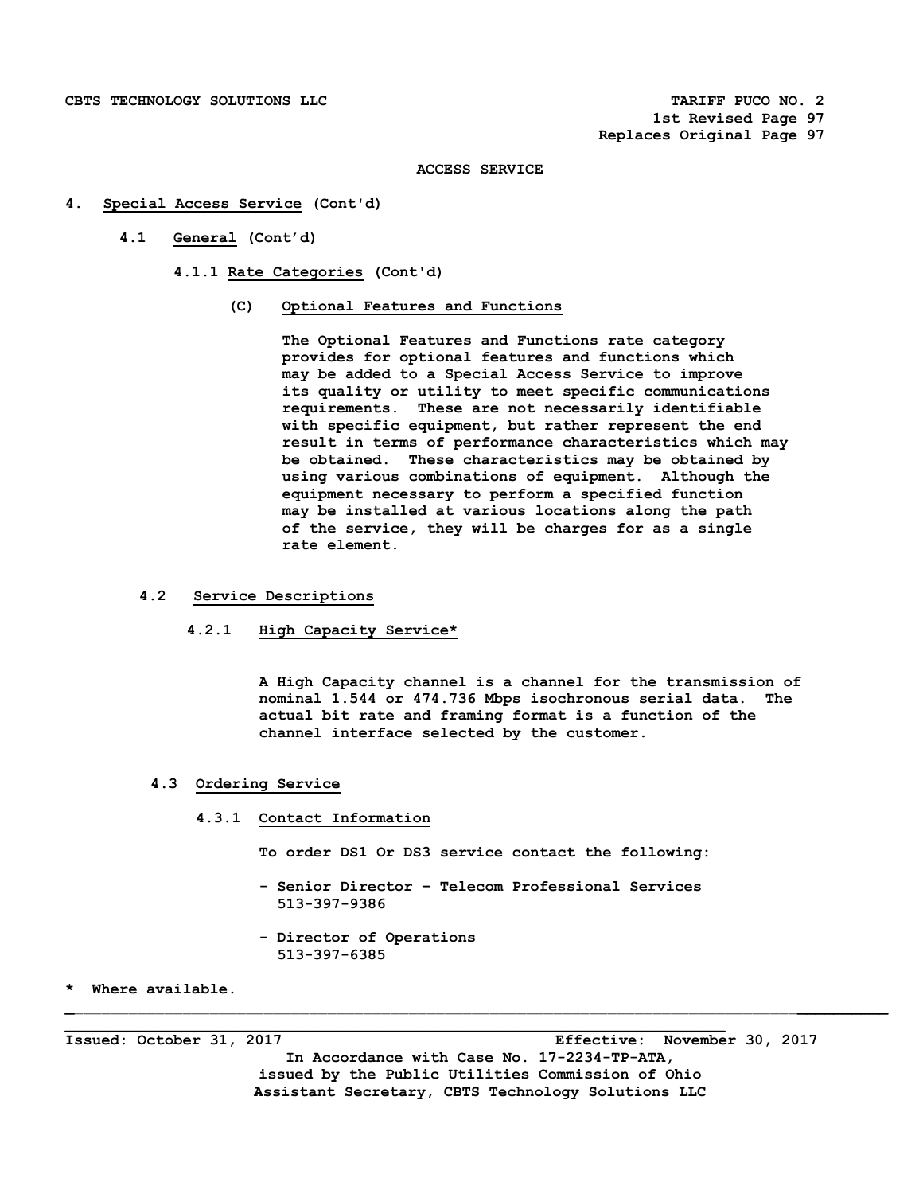ACCESS SERVICE

## 4. Special Access Service (Cont'd)

### 4.1 General (Cont'd)

#### 4.1.1 Rate Categories (Cont'd)

**(C) Optional Features and Functions**

The Optional Features and Functions rate category provides for optional features and functions which may be added to a Special Access Service to improve its quality or utility to meet specific communications requirements. These are not necessarily identifiable with specific equipment, but rather represent the end result in terms of performance characteristics which may be obtained. These characteristics may be obtained by using various combinations of equipment. Although the equipment necessary to perform a specified function may be installed at various locations along the path of the service, they will be charges for as a single rate element.

### 4.2 Service Descriptions

#### 4.2.1 High Capacity Service*

A High Capacity channel is a channel for the transmission of nominal 1.544 or 474.736 Mbps isochronous serial data. The actual bit rate and framing format is a function of the channel interface selected by the customer.

### 4.3 Ordering Service

#### 4.3.1 Contact Information

To order DS1 Or DS3 service contact the following:

- Senior Director – Telecom Professional Services
  513-397-9386

- Director of Operations
  513-397-6385

\* Where available.

Issued: October 31, 2017 Effective: November 30, 2017

In Accordance with Case No. 17-2234-TP-ATA, issued by the Public Utilities Commission of Ohio

Assistant Secretary, CBTS Technology Solutions LLC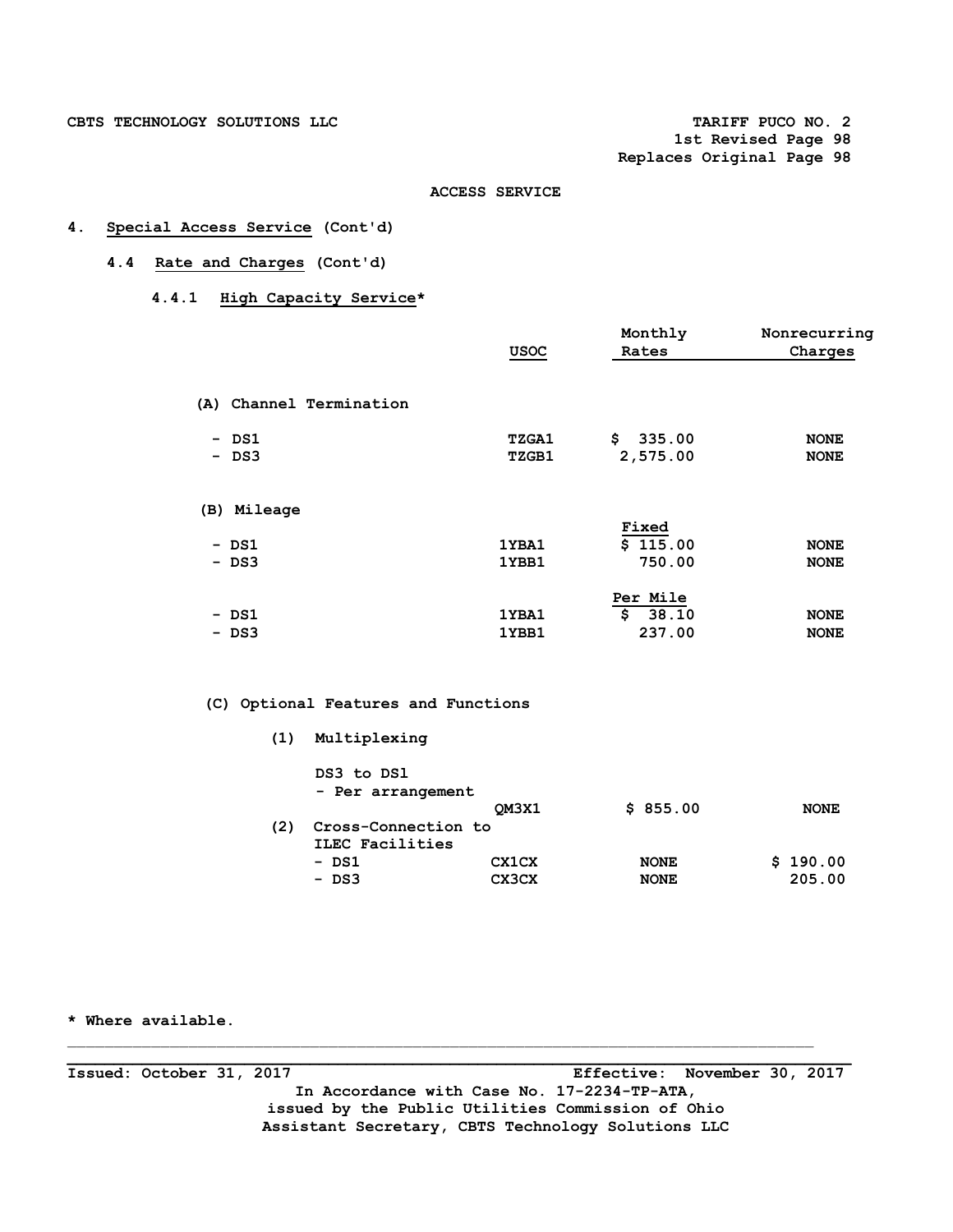CBTS TECHNOLOGY SOLUTIONS LLC TARIFF PUCO NO. 2
1st Revised Page 98
Replaces Original Page 98

ACCESS SERVICE

4. Special Access Service (Cont'd)

4.4 Rate and Charges (Cont'd)

4.4.1 High Capacity Service*

| | USOC | Monthly Rates | Nonrecurring Charges |
|---|---|---|---|
| (A) Channel Termination | | | |
| - DS1 | TZGA1 | $ 335.00 | NONE |
| - DS3 | TZGB1 | 2,575.00 | NONE |
| (B) Mileage | | | |
| | | Fixed | |
| - DS1 | 1YBA1 | $ 115.00 | NONE |
| - DS3 | 1YBB1 | 750.00 | NONE |
| | | Per Mile | |
| - DS1 | 1YBA1 | $ 38.10 | NONE |
| - DS3 | 1YBB1 | 237.00 | NONE |
| (C) Optional Features and Functions | | | |
| (1) Multiplexing | | | |
| DS3 to DS1 - Per arrangement | QM3X1 | $ 855.00 | NONE |
| (2) Cross-Connection to ILEC Facilities | | | |
| - DS1 | CX1CX | NONE | $ 190.00 |
| - DS3 | CX3CX | NONE | 205.00 |

\* Where available.

Issued: October 31, 2017 Effective: November 30, 2017

In Accordance with Case No. 17-2234-TP-ATA, issued by the Public Utilities Commission of Ohio

Assistant Secretary, CBTS Technology Solutions LLC